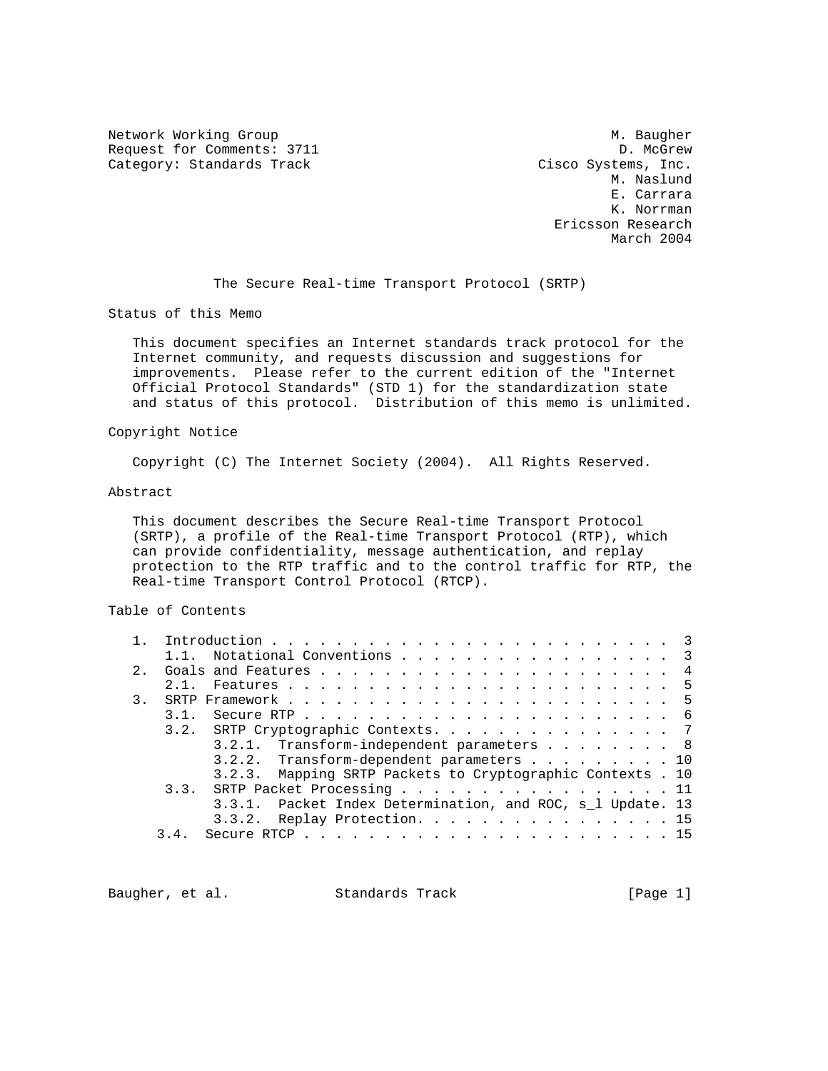Network Working Group M. Baugher
Request for Comments: 3711 D. McGrew
Category: Standards Track Cisco Systems, Inc.
M. Naslund
E. Carrara
K. Norrman
Ericsson Research
March 2004

# The Secure Real-time Transport Protocol (SRTP)

## Status of this Memo

This document specifies an Internet standards track protocol for the Internet community, and requests discussion and suggestions for improvements. Please refer to the current edition of the "Internet Official Protocol Standards" (STD 1) for the standardization state and status of this protocol. Distribution of this memo is unlimited.

## Copyright Notice

Copyright (C) The Internet Society (2004). All Rights Reserved.

## Abstract

This document describes the Secure Real-time Transport Protocol (SRTP), a profile of the Real-time Transport Protocol (RTP), which can provide confidentiality, message authentication, and replay protection to the RTP traffic and to the control traffic for RTP, the Real-time Transport Control Protocol (RTCP).

## Table of Contents

```
   1.  Introduction . . . . . . . . . . . . . . . . . . . . . . . .  3
       1.1.  Notational Conventions . . . . . . . . . . . . . . . .  3
   2.  Goals and Features . . . . . . . . . . . . . . . . . . . . .  4
       2.1.  Features . . . . . . . . . . . . . . . . . . . . . . .  5
   3.  SRTP Framework . . . . . . . . . . . . . . . . . . . . . . .  5
       3.1.  Secure RTP . . . . . . . . . . . . . . . . . . . . . .  6
       3.2.  SRTP Cryptographic Contexts. . . . . . . . . . . . . .  7
             3.2.1.  Transform-independent parameters . . . . . . .  8
             3.2.2.  Transform-dependent parameters . . . . . . . . 10
             3.2.3.  Mapping SRTP Packets to Cryptographic Contexts . 10
       3.3.  SRTP Packet Processing . . . . . . . . . . . . . . . . 11
             3.3.1.  Packet Index Determination, and ROC, s_l Update. 13
             3.3.2.  Replay Protection. . . . . . . . . . . . . . . 15
      3.4.  Secure RTCP . . . . . . . . . . . . . . . . . . . . . . 15
```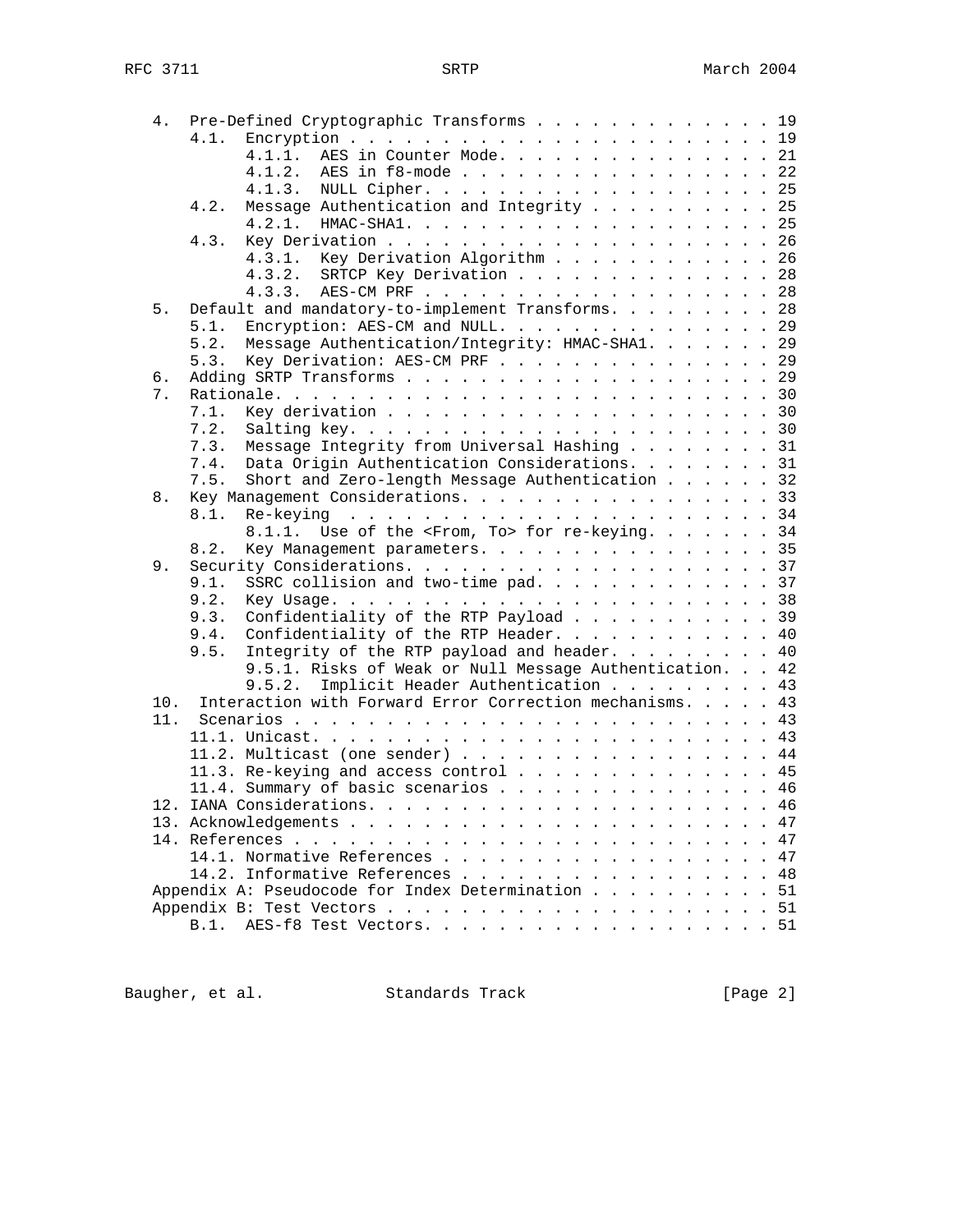```
   4.  Pre-Defined Cryptographic Transforms . . . . . . . . . . . . . . 19
       4.1.  Encryption . . . . . . . . . . . . . . . . . . . . . . . . 19
             4.1.1.  AES in Counter Mode. . . . . . . . . . . . . . . . 21
             4.1.2.  AES in f8-mode . . . . . . . . . . . . . . . . . . 22
             4.1.3.  NULL Cipher. . . . . . . . . . . . . . . . . . . . 25
       4.2.  Message Authentication and Integrity . . . . . . . . . . . 25
             4.2.1.  HMAC-SHA1. . . . . . . . . . . . . . . . . . . . . 25
       4.3.  Key Derivation . . . . . . . . . . . . . . . . . . . . . . 26
             4.3.1.  Key Derivation Algorithm . . . . . . . . . . . . . 26
             4.3.2.  SRTCP Key Derivation . . . . . . . . . . . . . . . 28
             4.3.3.  AES-CM PRF . . . . . . . . . . . . . . . . . . . . 28
   5.  Default and mandatory-to-implement Transforms. . . . . . . . . . 28
       5.1.  Encryption: AES-CM and NULL. . . . . . . . . . . . . . . . 29
       5.2.  Message Authentication/Integrity: HMAC-SHA1. . . . . . . . 29
       5.3.  Key Derivation: AES-CM PRF . . . . . . . . . . . . . . . . 29
   6.  Adding SRTP Transforms . . . . . . . . . . . . . . . . . . . . . 29
   7.  Rationale. . . . . . . . . . . . . . . . . . . . . . . . . . . . 30
       7.1.  Key derivation . . . . . . . . . . . . . . . . . . . . . . 30
       7.2.  Salting key. . . . . . . . . . . . . . . . . . . . . . . . 30
       7.3.  Message Integrity from Universal Hashing . . . . . . . . . 31
       7.4.  Data Origin Authentication Considerations. . . . . . . . . 31
       7.5.  Short and Zero-length Message Authentication . . . . . . . 32
   8.  Key Management Considerations. . . . . . . . . . . . . . . . . . 33
       8.1.  Re-keying  . . . . . . . . . . . . . . . . . . . . . . . . 34
             8.1.1.  Use of the <From, To> for re-keying. . . . . . . . 34
       8.2.  Key Management parameters. . . . . . . . . . . . . . . . . 35
   9.  Security Considerations. . . . . . . . . . . . . . . . . . . . . 37
       9.1.  SSRC collision and two-time pad. . . . . . . . . . . . . . 37
       9.2.  Key Usage. . . . . . . . . . . . . . . . . . . . . . . . . 38
       9.3.  Confidentiality of the RTP Payload . . . . . . . . . . . . 39
       9.4.  Confidentiality of the RTP Header. . . . . . . . . . . . . 40
       9.5.  Integrity of the RTP payload and header. . . . . . . . . . 40
             9.5.1. Risks of Weak or Null Message Authentication. . . . 42
             9.5.2.  Implicit Header Authentication . . . . . . . . . . 43
   10.  Interaction with Forward Error Correction mechanisms. . . . . . 43
   11.  Scenarios . . . . . . . . . . . . . . . . . . . . . . . . . . . 43
       11.1. Unicast. . . . . . . . . . . . . . . . . . . . . . . . . . 43
       11.2. Multicast (one sender) . . . . . . . . . . . . . . . . . . 44
       11.3. Re-keying and access control . . . . . . . . . . . . . . . 45
       11.4. Summary of basic scenarios . . . . . . . . . . . . . . . . 46
   12. IANA Considerations. . . . . . . . . . . . . . . . . . . . . . . 46
   13. Acknowledgements . . . . . . . . . . . . . . . . . . . . . . . . 47
   14. References . . . . . . . . . . . . . . . . . . . . . . . . . . . 47
       14.1. Normative References . . . . . . . . . . . . . . . . . . . 47
       14.2. Informative References . . . . . . . . . . . . . . . . . . 48
   Appendix A: Pseudocode for Index Determination . . . . . . . . . . . 51
   Appendix B: Test Vectors . . . . . . . . . . . . . . . . . . . . . . 51
       B.1.  AES-f8 Test Vectors. . . . . . . . . . . . . . . . . . . . 51
```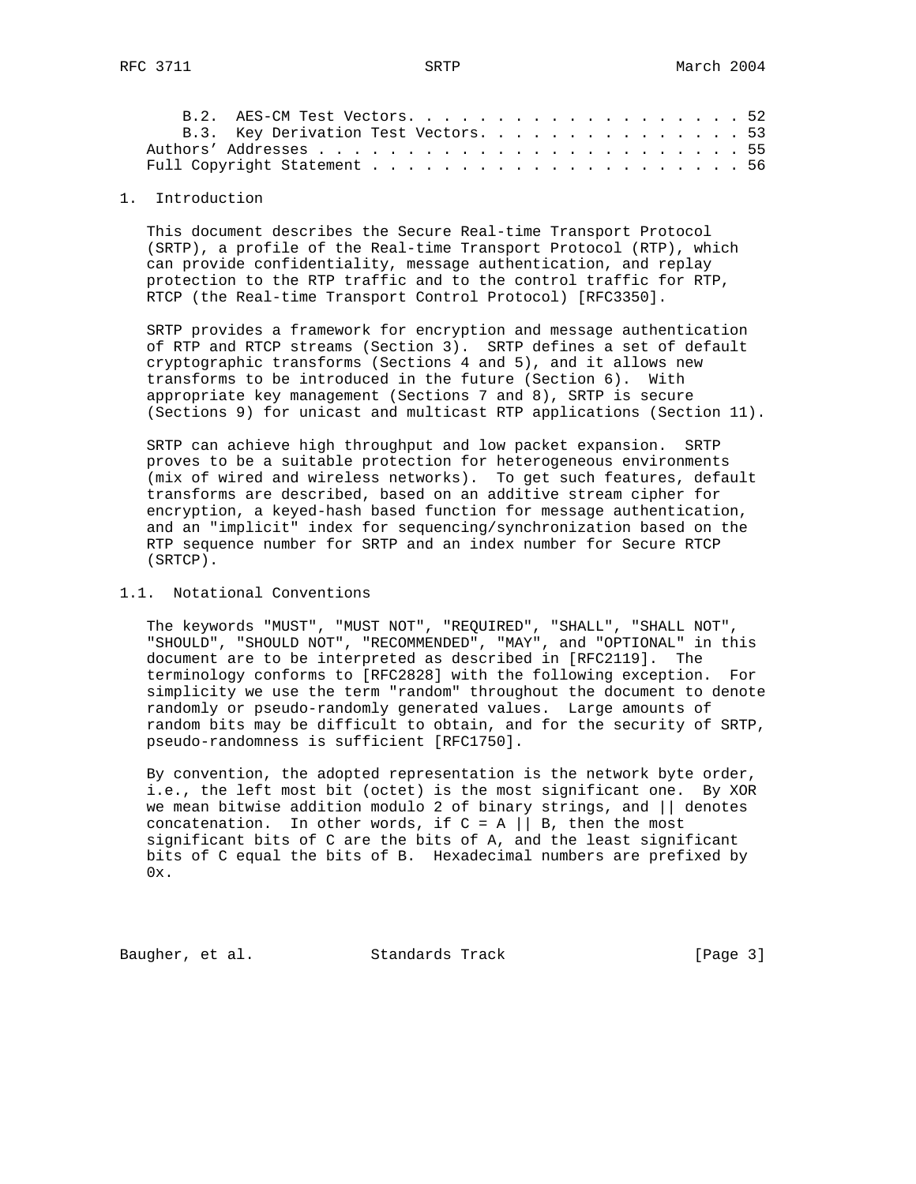B.2. AES-CM Test Vectors. . . . . . . . . . . . . . . . . . . . 52
B.3. Key Derivation Test Vectors. . . . . . . . . . . . . . . . 53
Authors' Addresses . . . . . . . . . . . . . . . . . . . . . . . . 55
Full Copyright Statement . . . . . . . . . . . . . . . . . . . . . 56

# 1. Introduction

This document describes the Secure Real-time Transport Protocol (SRTP), a profile of the Real-time Transport Protocol (RTP), which can provide confidentiality, message authentication, and replay protection to the RTP traffic and to the control traffic for RTP, RTCP (the Real-time Transport Control Protocol) [RFC3350].

SRTP provides a framework for encryption and message authentication of RTP and RTCP streams (Section 3). SRTP defines a set of default cryptographic transforms (Sections 4 and 5), and it allows new transforms to be introduced in the future (Section 6). With appropriate key management (Sections 7 and 8), SRTP is secure (Sections 9) for unicast and multicast RTP applications (Section 11).

SRTP can achieve high throughput and low packet expansion. SRTP proves to be a suitable protection for heterogeneous environments (mix of wired and wireless networks). To get such features, default transforms are described, based on an additive stream cipher for encryption, a keyed-hash based function for message authentication, and an "implicit" index for sequencing/synchronization based on the RTP sequence number for SRTP and an index number for Secure RTCP (SRTCP).

## 1.1. Notational Conventions

The keywords "MUST", "MUST NOT", "REQUIRED", "SHALL", "SHALL NOT", "SHOULD", "SHOULD NOT", "RECOMMENDED", "MAY", and "OPTIONAL" in this document are to be interpreted as described in [RFC2119]. The terminology conforms to [RFC2828] with the following exception. For simplicity we use the term "random" throughout the document to denote randomly or pseudo-randomly generated values. Large amounts of random bits may be difficult to obtain, and for the security of SRTP, pseudo-randomness is sufficient [RFC1750].

By convention, the adopted representation is the network byte order, i.e., the left most bit (octet) is the most significant one. By XOR we mean bitwise addition modulo 2 of binary strings, and || denotes concatenation. In other words, if C = A || B, then the most significant bits of C are the bits of A, and the least significant bits of C equal the bits of B. Hexadecimal numbers are prefixed by 0x.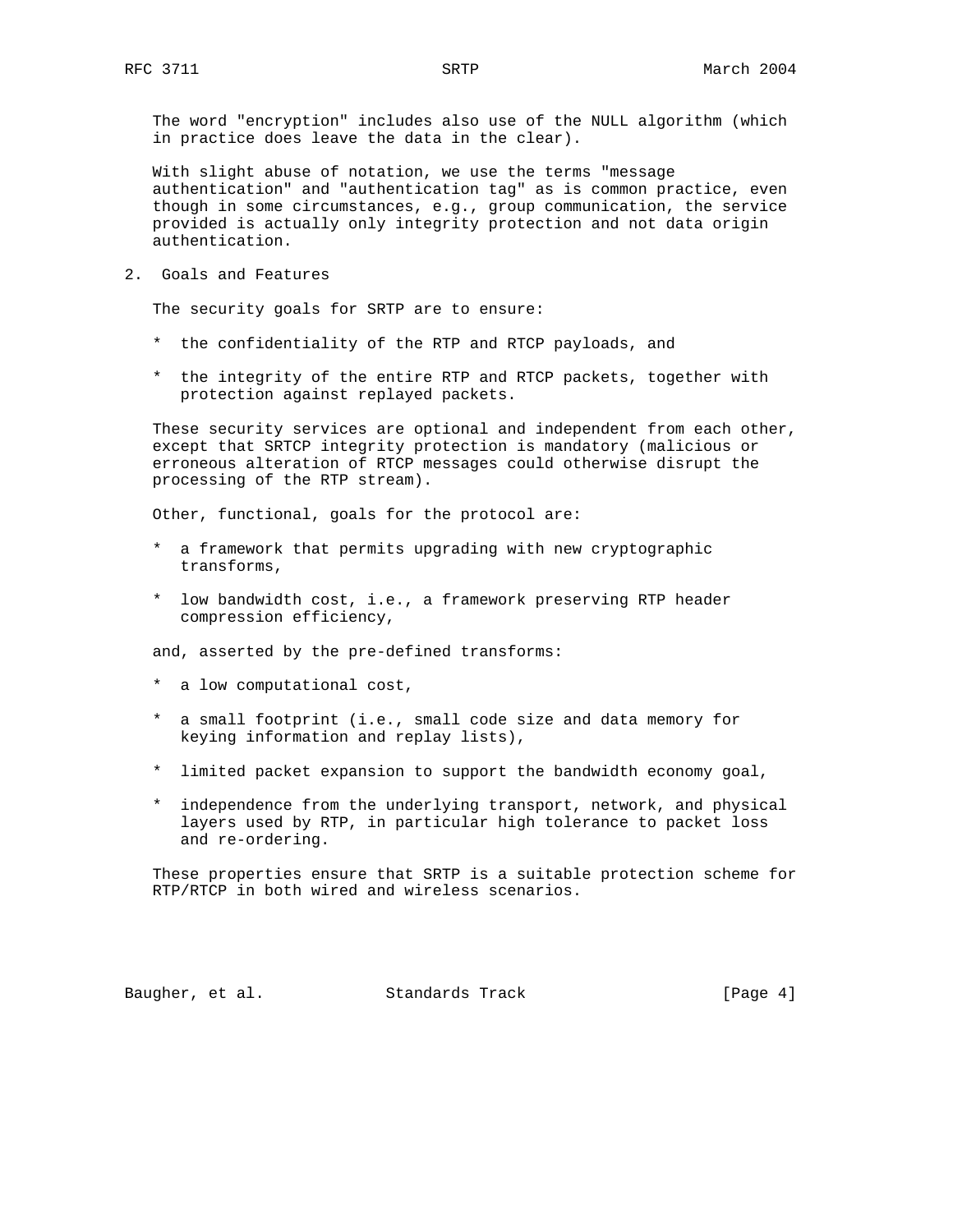The word "encryption" includes also use of the NULL algorithm (which in practice does leave the data in the clear).

With slight abuse of notation, we use the terms "message authentication" and "authentication tag" as is common practice, even though in some circumstances, e.g., group communication, the service provided is actually only integrity protection and not data origin authentication.

## 2. Goals and Features

The security goals for SRTP are to ensure:

* the confidentiality of the RTP and RTCP payloads, and

* the integrity of the entire RTP and RTCP packets, together with protection against replayed packets.

These security services are optional and independent from each other, except that SRTCP integrity protection is mandatory (malicious or erroneous alteration of RTCP messages could otherwise disrupt the processing of the RTP stream).

Other, functional, goals for the protocol are:

* a framework that permits upgrading with new cryptographic transforms,

* low bandwidth cost, i.e., a framework preserving RTP header compression efficiency,

and, asserted by the pre-defined transforms:

* a low computational cost,

* a small footprint (i.e., small code size and data memory for keying information and replay lists),

* limited packet expansion to support the bandwidth economy goal,

* independence from the underlying transport, network, and physical layers used by RTP, in particular high tolerance to packet loss and re-ordering.

These properties ensure that SRTP is a suitable protection scheme for RTP/RTCP in both wired and wireless scenarios.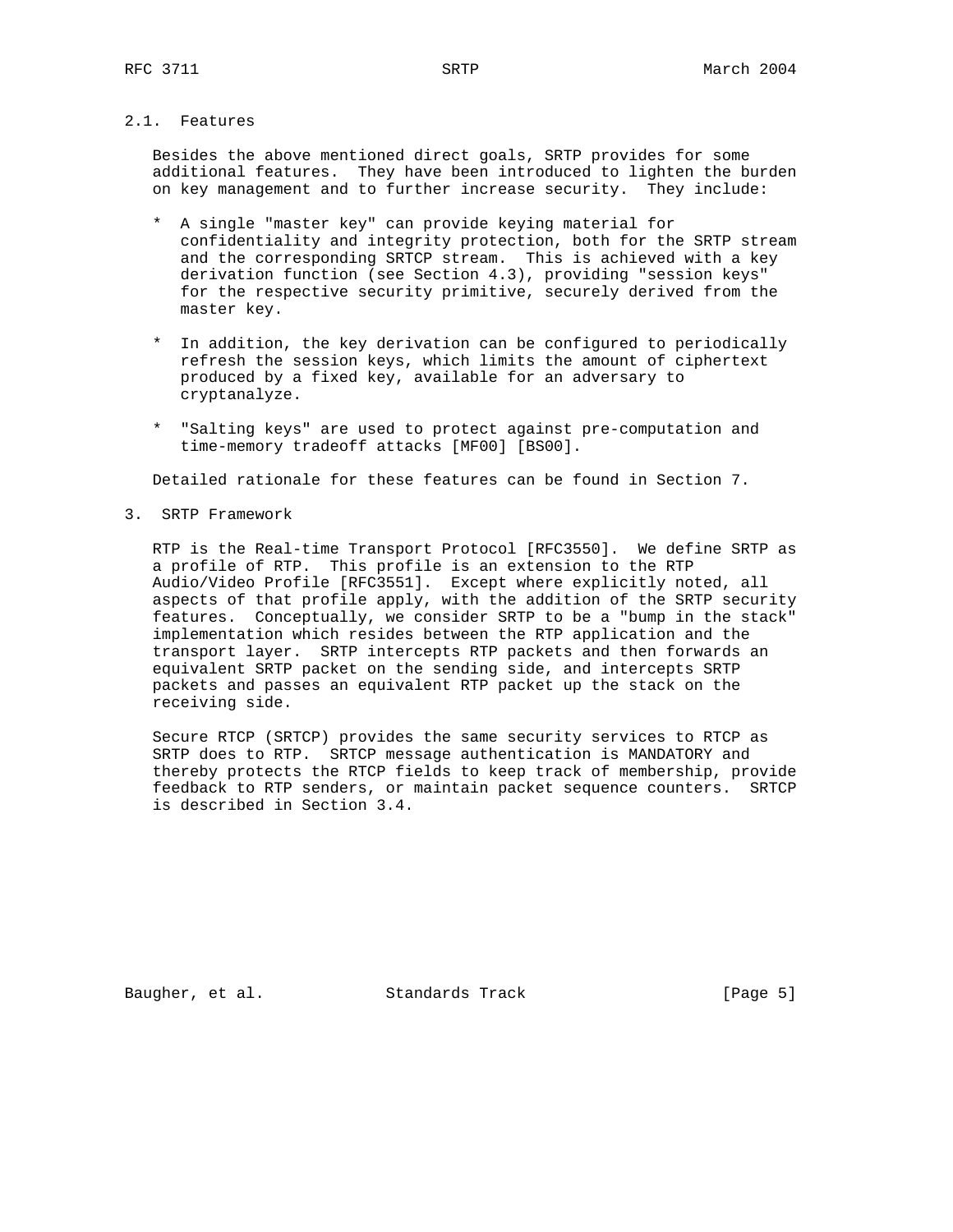### 2.1. Features

Besides the above mentioned direct goals, SRTP provides for some additional features. They have been introduced to lighten the burden on key management and to further increase security. They include:

* A single "master key" can provide keying material for confidentiality and integrity protection, both for the SRTP stream and the corresponding SRTCP stream. This is achieved with a key derivation function (see Section 4.3), providing "session keys" for the respective security primitive, securely derived from the master key.

* In addition, the key derivation can be configured to periodically refresh the session keys, which limits the amount of ciphertext produced by a fixed key, available for an adversary to cryptanalyze.

* "Salting keys" are used to protect against pre-computation and time-memory tradeoff attacks [MF00] [BS00].

Detailed rationale for these features can be found in Section 7.

## 3. SRTP Framework

RTP is the Real-time Transport Protocol [RFC3550]. We define SRTP as a profile of RTP. This profile is an extension to the RTP Audio/Video Profile [RFC3551]. Except where explicitly noted, all aspects of that profile apply, with the addition of the SRTP security features. Conceptually, we consider SRTP to be a "bump in the stack" implementation which resides between the RTP application and the transport layer. SRTP intercepts RTP packets and then forwards an equivalent SRTP packet on the sending side, and intercepts SRTP packets and passes an equivalent RTP packet up the stack on the receiving side.

Secure RTCP (SRTCP) provides the same security services to RTCP as SRTP does to RTP. SRTCP message authentication is MANDATORY and thereby protects the RTCP fields to keep track of membership, provide feedback to RTP senders, or maintain packet sequence counters. SRTCP is described in Section 3.4.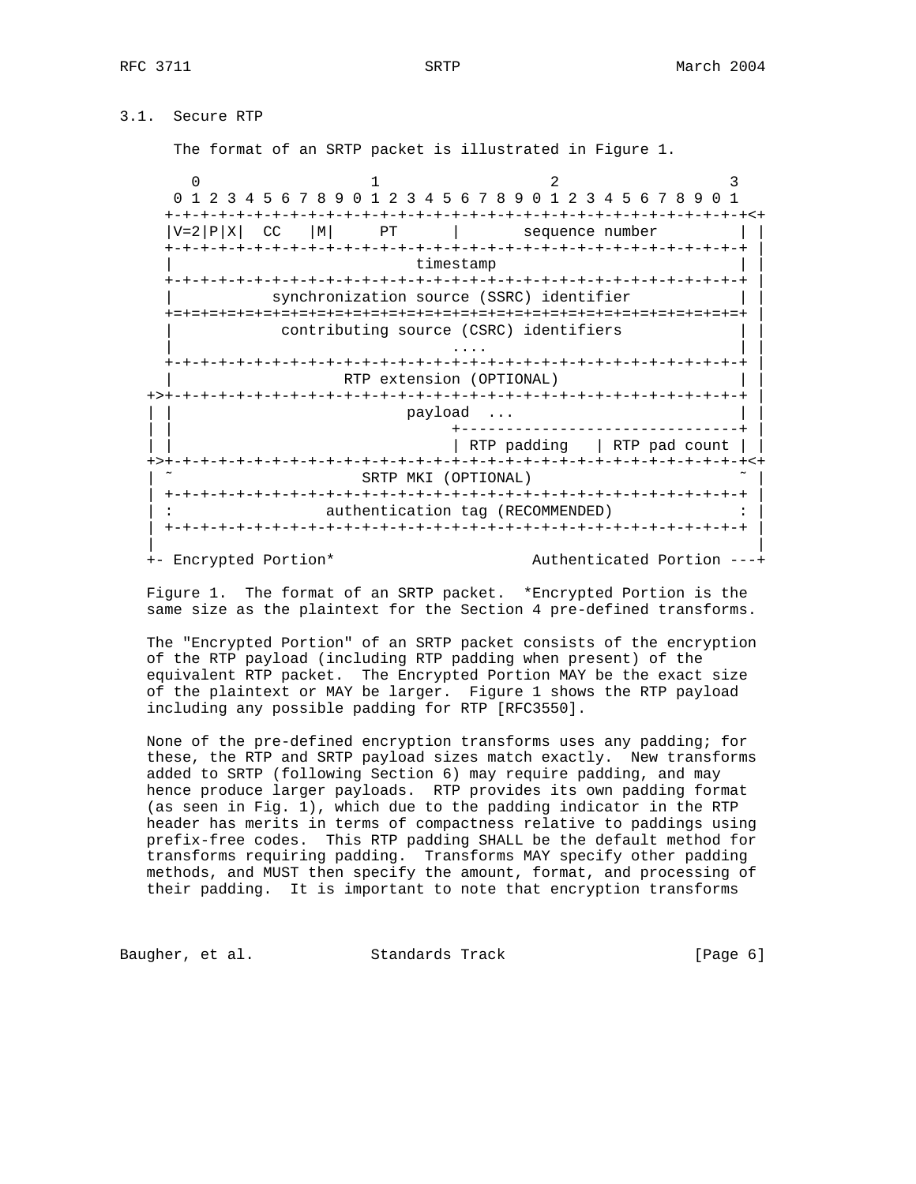### 3.1. Secure RTP

The format of an SRTP packet is illustrated in Figure 1.

```
        0                   1                   2                   3
      0 1 2 3 4 5 6 7 8 9 0 1 2 3 4 5 6 7 8 9 0 1 2 3 4 5 6 7 8 9 0 1
     +-+-+-+-+-+-+-+-+-+-+-+-+-+-+-+-+-+-+-+-+-+-+-+-+-+-+-+-+-+-+-+-+<+
     |V=2|P|X|  CC   |M|     PT      |       sequence number         | |
     +-+-+-+-+-+-+-+-+-+-+-+-+-+-+-+-+-+-+-+-+-+-+-+-+-+-+-+-+-+-+-+-+ |
     |                           timestamp                           | |
     +-+-+-+-+-+-+-+-+-+-+-+-+-+-+-+-+-+-+-+-+-+-+-+-+-+-+-+-+-+-+-+-+ |
     |           synchronization source (SSRC) identifier            | |
     +=+=+=+=+=+=+=+=+=+=+=+=+=+=+=+=+=+=+=+=+=+=+=+=+=+=+=+=+=+=+=+=+ |
     |            contributing source (CSRC) identifiers             | |
     |                               ....                            | |
     +-+-+-+-+-+-+-+-+-+-+-+-+-+-+-+-+-+-+-+-+-+-+-+-+-+-+-+-+-+-+-+-+ |
     |                   RTP extension (OPTIONAL)                    | |
   +>+-+-+-+-+-+-+-+-+-+-+-+-+-+-+-+-+-+-+-+-+-+-+-+-+-+-+-+-+-+-+-+-+ |
   | |                          payload  ...                         | |
   | |                               +-------------------------------+ |
   | |                               | RTP padding   | RTP pad count | |
   +>+-+-+-+-+-+-+-+-+-+-+-+-+-+-+-+-+-+-+-+-+-+-+-+-+-+-+-+-+-+-+-+-+<+
   | ~                     SRTP MKI (OPTIONAL)                       ~ |
   | +-+-+-+-+-+-+-+-+-+-+-+-+-+-+-+-+-+-+-+-+-+-+-+-+-+-+-+-+-+-+-+-+ |
   | :                 authentication tag (RECOMMENDED)              : |
   | +-+-+-+-+-+-+-+-+-+-+-+-+-+-+-+-+-+-+-+-+-+-+-+-+-+-+-+-+-+-+-+-+ |
   |                                                                   |
   +- Encrypted Portion*                      Authenticated Portion ---+
```

Figure 1. The format of an SRTP packet. *Encrypted Portion is the same size as the plaintext for the Section 4 pre-defined transforms.

The "Encrypted Portion" of an SRTP packet consists of the encryption of the RTP payload (including RTP padding when present) of the equivalent RTP packet. The Encrypted Portion MAY be the exact size of the plaintext or MAY be larger. Figure 1 shows the RTP payload including any possible padding for RTP [RFC3550].

None of the pre-defined encryption transforms uses any padding; for these, the RTP and SRTP payload sizes match exactly. New transforms added to SRTP (following Section 6) may require padding, and may hence produce larger payloads. RTP provides its own padding format (as seen in Fig. 1), which due to the padding indicator in the RTP header has merits in terms of compactness relative to paddings using prefix-free codes. This RTP padding SHALL be the default method for transforms requiring padding. Transforms MAY specify other padding methods, and MUST then specify the amount, format, and processing of their padding. It is important to note that encryption transforms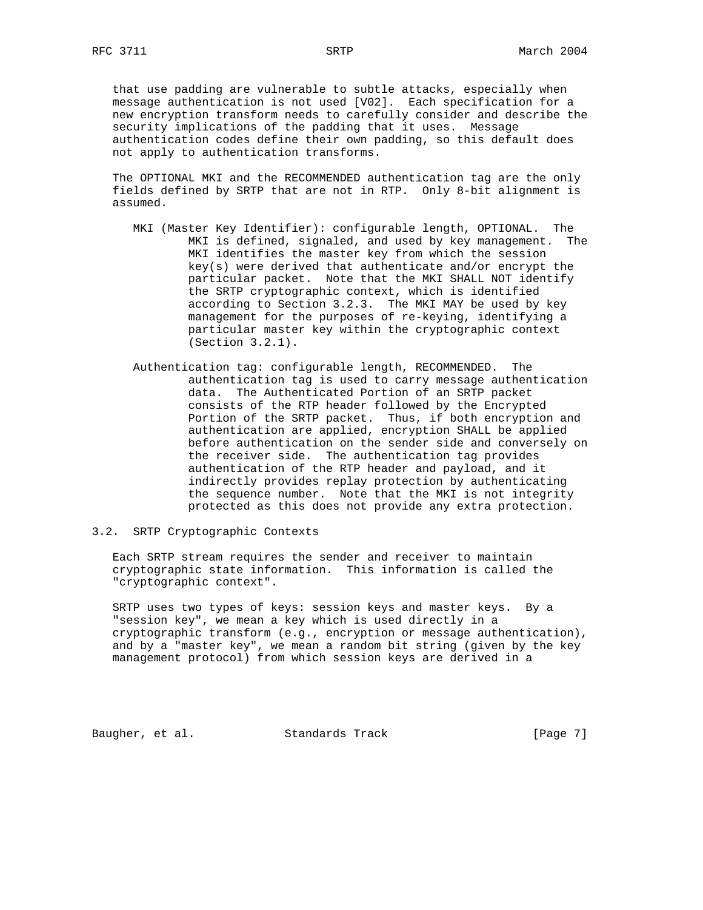that use padding are vulnerable to subtle attacks, especially when message authentication is not used [V02]. Each specification for a new encryption transform needs to carefully consider and describe the security implications of the padding that it uses. Message authentication codes define their own padding, so this default does not apply to authentication transforms.

The OPTIONAL MKI and the RECOMMENDED authentication tag are the only fields defined by SRTP that are not in RTP. Only 8-bit alignment is assumed.

MKI (Master Key Identifier): configurable length, OPTIONAL. The MKI is defined, signaled, and used by key management. The MKI identifies the master key from which the session key(s) were derived that authenticate and/or encrypt the particular packet. Note that the MKI SHALL NOT identify the SRTP cryptographic context, which is identified according to Section 3.2.3. The MKI MAY be used by key management for the purposes of re-keying, identifying a particular master key within the cryptographic context (Section 3.2.1).

Authentication tag: configurable length, RECOMMENDED. The authentication tag is used to carry message authentication data. The Authenticated Portion of an SRTP packet consists of the RTP header followed by the Encrypted Portion of the SRTP packet. Thus, if both encryption and authentication are applied, encryption SHALL be applied before authentication on the sender side and conversely on the receiver side. The authentication tag provides authentication of the RTP header and payload, and it indirectly provides replay protection by authenticating the sequence number. Note that the MKI is not integrity protected as this does not provide any extra protection.

## 3.2. SRTP Cryptographic Contexts

Each SRTP stream requires the sender and receiver to maintain cryptographic state information. This information is called the "cryptographic context".

SRTP uses two types of keys: session keys and master keys. By a "session key", we mean a key which is used directly in a cryptographic transform (e.g., encryption or message authentication), and by a "master key", we mean a random bit string (given by the key management protocol) from which session keys are derived in a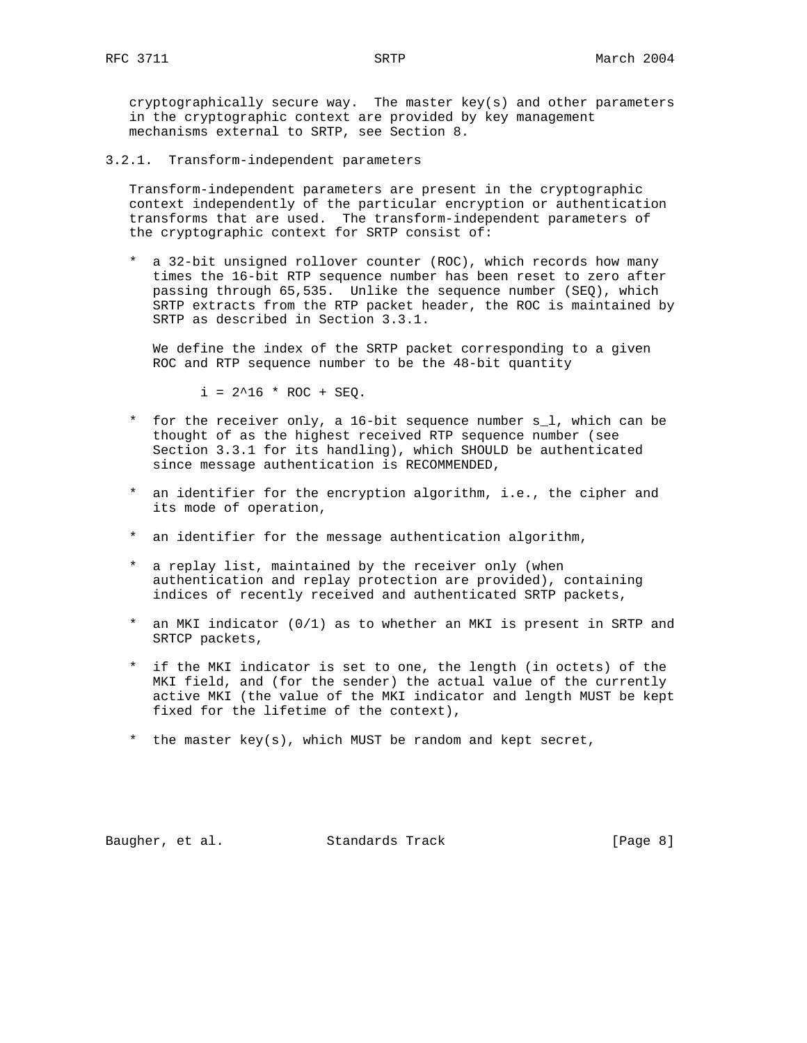cryptographically secure way. The master key(s) and other parameters in the cryptographic context are provided by key management mechanisms external to SRTP, see Section 8.

### 3.2.1. Transform-independent parameters

Transform-independent parameters are present in the cryptographic context independently of the particular encryption or authentication transforms that are used. The transform-independent parameters of the cryptographic context for SRTP consist of:

* a 32-bit unsigned rollover counter (ROC), which records how many times the 16-bit RTP sequence number has been reset to zero after passing through 65,535. Unlike the sequence number (SEQ), which SRTP extracts from the RTP packet header, the ROC is maintained by SRTP as described in Section 3.3.1.

  We define the index of the SRTP packet corresponding to a given ROC and RTP sequence number to be the 48-bit quantity

  $$i = 2^{16} * ROC + SEQ.$$

* for the receiver only, a 16-bit sequence number $s_l$, which can be thought of as the highest received RTP sequence number (see Section 3.3.1 for its handling), which SHOULD be authenticated since message authentication is RECOMMENDED,

* an identifier for the encryption algorithm, i.e., the cipher and its mode of operation,

* an identifier for the message authentication algorithm,

* a replay list, maintained by the receiver only (when authentication and replay protection are provided), containing indices of recently received and authenticated SRTP packets,

* an MKI indicator (0/1) as to whether an MKI is present in SRTP and SRTCP packets,

* if the MKI indicator is set to one, the length (in octets) of the MKI field, and (for the sender) the actual value of the currently active MKI (the value of the MKI indicator and length MUST be kept fixed for the lifetime of the context),

* the master key(s), which MUST be random and kept secret,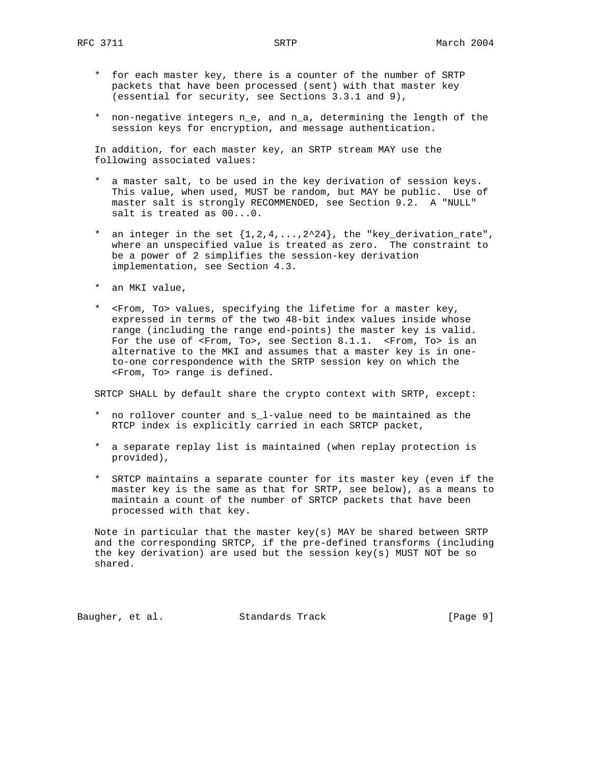* for each master key, there is a counter of the number of SRTP packets that have been processed (sent) with that master key (essential for security, see Sections 3.3.1 and 9),

* non-negative integers $n_e$, and $n_a$, determining the length of the session keys for encryption, and message authentication.

In addition, for each master key, an SRTP stream MAY use the following associated values:

* a master salt, to be used in the key derivation of session keys. This value, when used, MUST be random, but MAY be public. Use of master salt is strongly RECOMMENDED, see Section 9.2. A "NULL" salt is treated as 00...0.

* an integer in the set $\{1,2,4,...,2^{24}\}$, the "key_derivation_rate", where an unspecified value is treated as zero. The constraint to be a power of 2 simplifies the session-key derivation implementation, see Section 4.3.

* an MKI value,

* <From, To> values, specifying the lifetime for a master key, expressed in terms of the two 48-bit index values inside whose range (including the range end-points) the master key is valid. For the use of <From, To>, see Section 8.1.1. <From, To> is an alternative to the MKI and assumes that a master key is in one-to-one correspondence with the SRTP session key on which the <From, To> range is defined.

SRTCP SHALL by default share the crypto context with SRTP, except:

* no rollover counter and $s_l$-value need to be maintained as the RTCP index is explicitly carried in each SRTCP packet,

* a separate replay list is maintained (when replay protection is provided),

* SRTCP maintains a separate counter for its master key (even if the master key is the same as that for SRTP, see below), as a means to maintain a count of the number of SRTCP packets that have been processed with that key.

Note in particular that the master key(s) MAY be shared between SRTP and the corresponding SRTCP, if the pre-defined transforms (including the key derivation) are used but the session key(s) MUST NOT be so shared.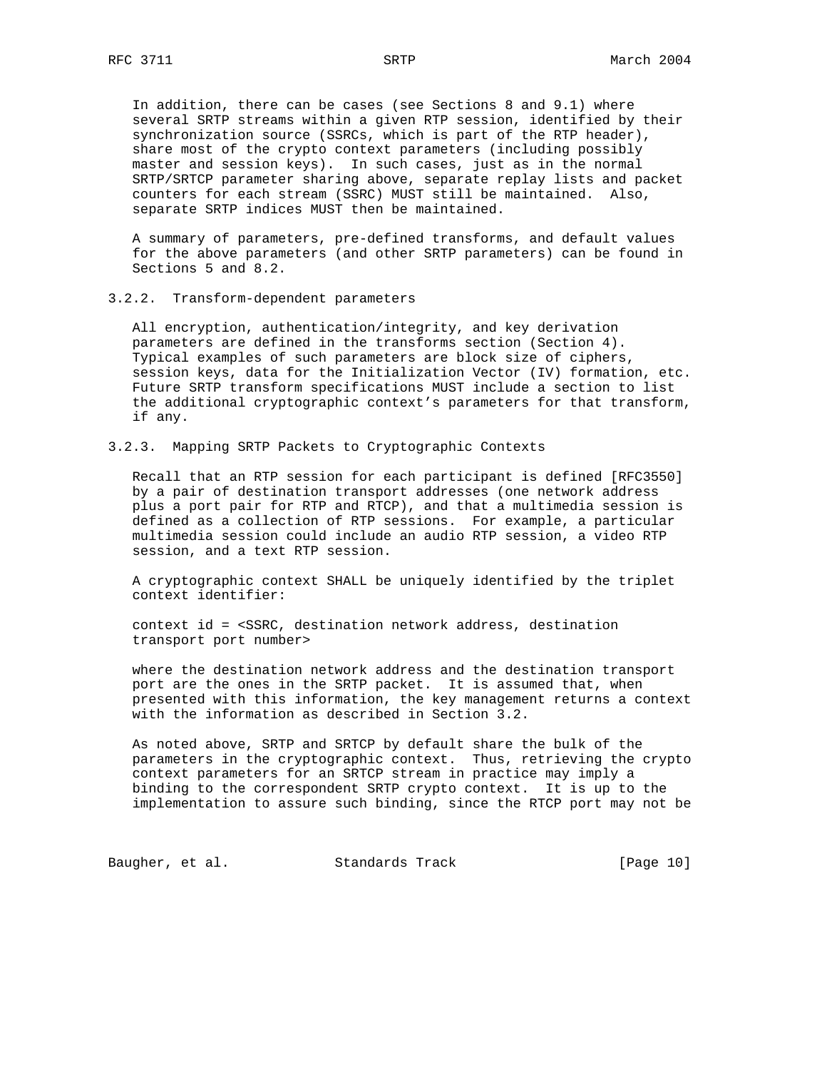In addition, there can be cases (see Sections 8 and 9.1) where several SRTP streams within a given RTP session, identified by their synchronization source (SSRCs, which is part of the RTP header), share most of the crypto context parameters (including possibly master and session keys). In such cases, just as in the normal SRTP/SRTCP parameter sharing above, separate replay lists and packet counters for each stream (SSRC) MUST still be maintained. Also, separate SRTP indices MUST then be maintained.

A summary of parameters, pre-defined transforms, and default values for the above parameters (and other SRTP parameters) can be found in Sections 5 and 8.2.

### 3.2.2. Transform-dependent parameters

All encryption, authentication/integrity, and key derivation parameters are defined in the transforms section (Section 4). Typical examples of such parameters are block size of ciphers, session keys, data for the Initialization Vector (IV) formation, etc. Future SRTP transform specifications MUST include a section to list the additional cryptographic context's parameters for that transform, if any.

### 3.2.3. Mapping SRTP Packets to Cryptographic Contexts

Recall that an RTP session for each participant is defined [RFC3550] by a pair of destination transport addresses (one network address plus a port pair for RTP and RTCP), and that a multimedia session is defined as a collection of RTP sessions. For example, a particular multimedia session could include an audio RTP session, a video RTP session, and a text RTP session.

A cryptographic context SHALL be uniquely identified by the triplet context identifier:

context id = <SSRC, destination network address, destination transport port number>

where the destination network address and the destination transport port are the ones in the SRTP packet. It is assumed that, when presented with this information, the key management returns a context with the information as described in Section 3.2.

As noted above, SRTP and SRTCP by default share the bulk of the parameters in the cryptographic context. Thus, retrieving the crypto context parameters for an SRTCP stream in practice may imply a binding to the correspondent SRTP crypto context. It is up to the implementation to assure such binding, since the RTCP port may not be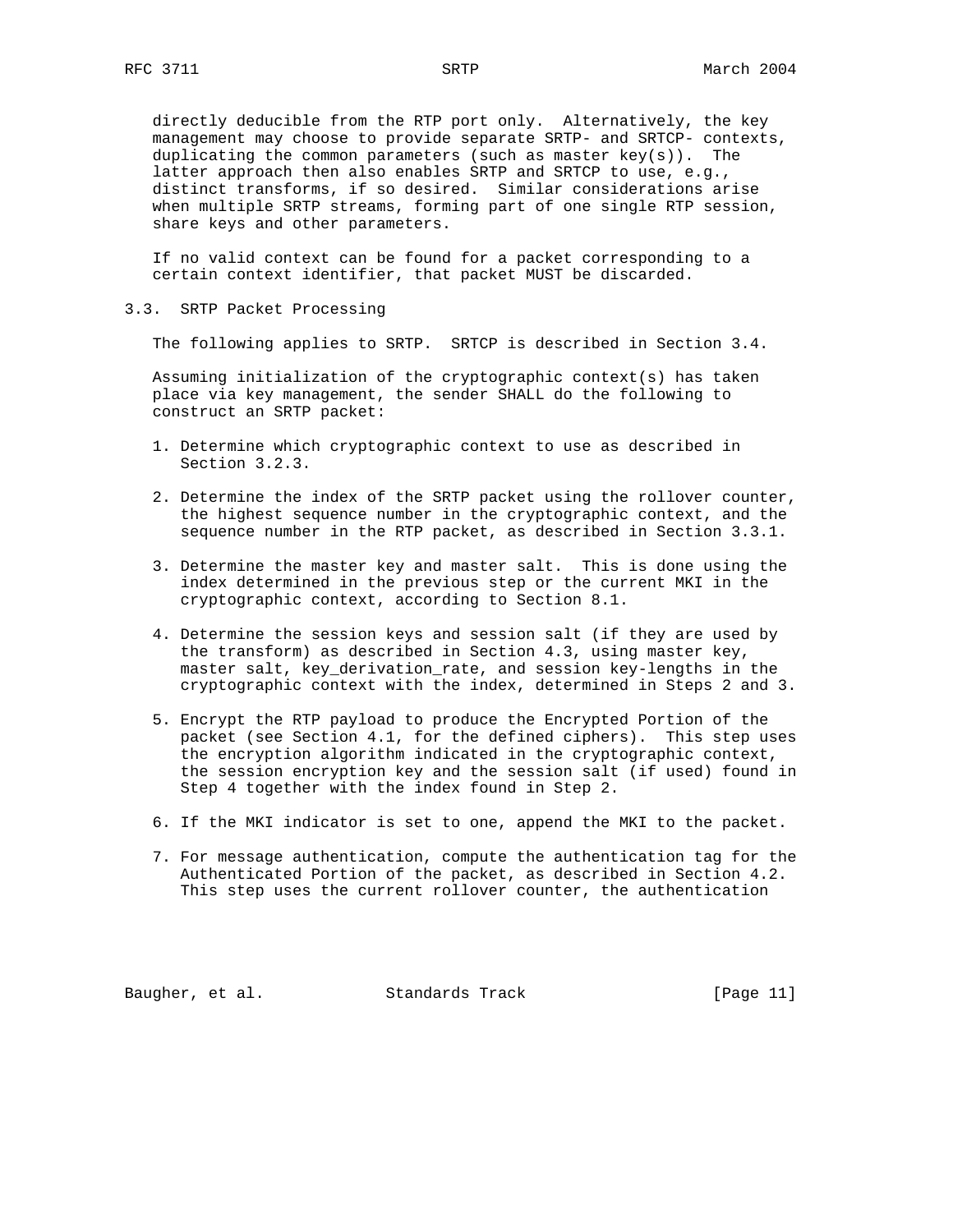directly deducible from the RTP port only. Alternatively, the key management may choose to provide separate SRTP- and SRTCP- contexts, duplicating the common parameters (such as master key(s)). The latter approach then also enables SRTP and SRTCP to use, e.g., distinct transforms, if so desired. Similar considerations arise when multiple SRTP streams, forming part of one single RTP session, share keys and other parameters.

If no valid context can be found for a packet corresponding to a certain context identifier, that packet MUST be discarded.

### 3.3. SRTP Packet Processing

The following applies to SRTP. SRTCP is described in Section 3.4.

Assuming initialization of the cryptographic context(s) has taken place via key management, the sender SHALL do the following to construct an SRTP packet:

1. Determine which cryptographic context to use as described in Section 3.2.3.

2. Determine the index of the SRTP packet using the rollover counter, the highest sequence number in the cryptographic context, and the sequence number in the RTP packet, as described in Section 3.3.1.

3. Determine the master key and master salt. This is done using the index determined in the previous step or the current MKI in the cryptographic context, according to Section 8.1.

4. Determine the session keys and session salt (if they are used by the transform) as described in Section 4.3, using master key, master salt, key_derivation_rate, and session key-lengths in the cryptographic context with the index, determined in Steps 2 and 3.

5. Encrypt the RTP payload to produce the Encrypted Portion of the packet (see Section 4.1, for the defined ciphers). This step uses the encryption algorithm indicated in the cryptographic context, the session encryption key and the session salt (if used) found in Step 4 together with the index found in Step 2.

6. If the MKI indicator is set to one, append the MKI to the packet.

7. For message authentication, compute the authentication tag for the Authenticated Portion of the packet, as described in Section 4.2. This step uses the current rollover counter, the authentication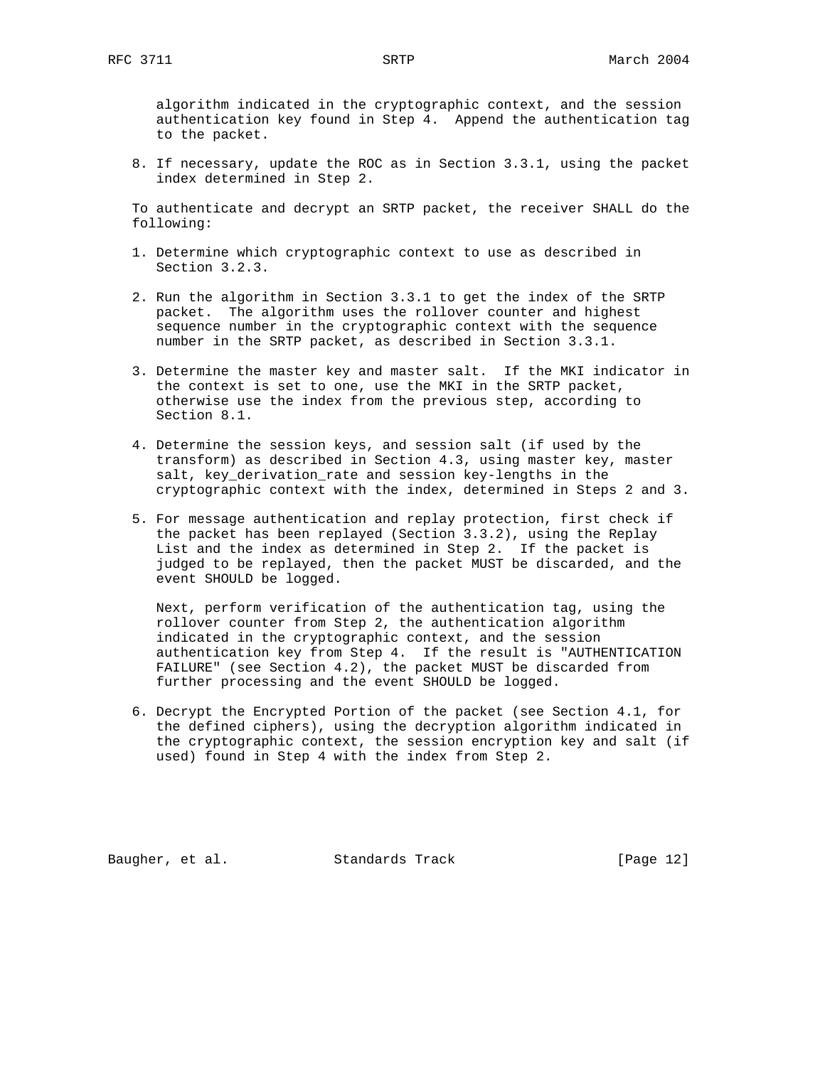algorithm indicated in the cryptographic context, and the session authentication key found in Step 4. Append the authentication tag to the packet.

8. If necessary, update the ROC as in Section 3.3.1, using the packet index determined in Step 2.

To authenticate and decrypt an SRTP packet, the receiver SHALL do the following:

1. Determine which cryptographic context to use as described in Section 3.2.3.

2. Run the algorithm in Section 3.3.1 to get the index of the SRTP packet. The algorithm uses the rollover counter and highest sequence number in the cryptographic context with the sequence number in the SRTP packet, as described in Section 3.3.1.

3. Determine the master key and master salt. If the MKI indicator in the context is set to one, use the MKI in the SRTP packet, otherwise use the index from the previous step, according to Section 8.1.

4. Determine the session keys, and session salt (if used by the transform) as described in Section 4.3, using master key, master salt, key_derivation_rate and session key-lengths in the cryptographic context with the index, determined in Steps 2 and 3.

5. For message authentication and replay protection, first check if the packet has been replayed (Section 3.3.2), using the Replay List and the index as determined in Step 2. If the packet is judged to be replayed, then the packet MUST be discarded, and the event SHOULD be logged.

   Next, perform verification of the authentication tag, using the rollover counter from Step 2, the authentication algorithm indicated in the cryptographic context, and the session authentication key from Step 4. If the result is "AUTHENTICATION FAILURE" (see Section 4.2), the packet MUST be discarded from further processing and the event SHOULD be logged.

6. Decrypt the Encrypted Portion of the packet (see Section 4.1, for the defined ciphers), using the decryption algorithm indicated in the cryptographic context, the session encryption key and salt (if used) found in Step 4 with the index from Step 2.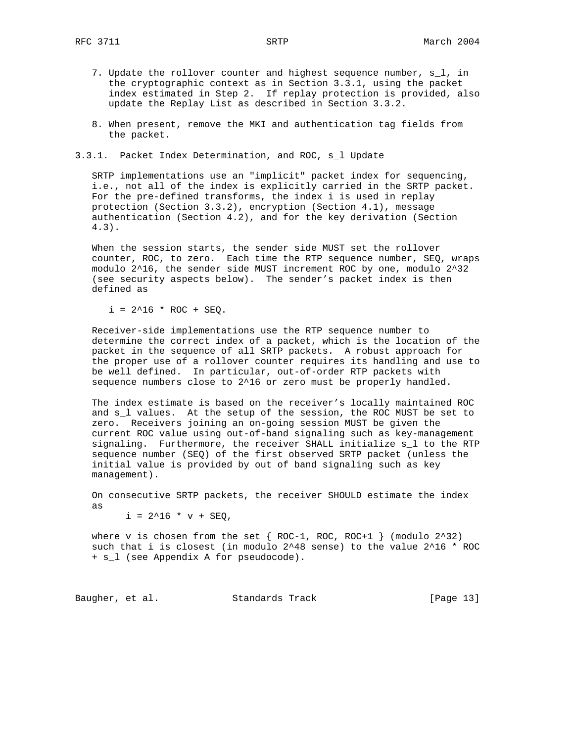7. Update the rollover counter and highest sequence number, $s_l$, in the cryptographic context as in Section 3.3.1, using the packet index estimated in Step 2. If replay protection is provided, also update the Replay List as described in Section 3.3.2.

8. When present, remove the MKI and authentication tag fields from the packet.

### 3.3.1. Packet Index Determination, and ROC, s_l Update

SRTP implementations use an "implicit" packet index for sequencing, i.e., not all of the index is explicitly carried in the SRTP packet. For the pre-defined transforms, the index i is used in replay protection (Section 3.3.2), encryption (Section 4.1), message authentication (Section 4.2), and for the key derivation (Section 4.3).

When the session starts, the sender side MUST set the rollover counter, ROC, to zero. Each time the RTP sequence number, SEQ, wraps modulo $2^{16}$, the sender side MUST increment ROC by one, modulo $2^{32}$ (see security aspects below). The sender's packet index is then defined as

$$i = 2^{16} * ROC + SEQ.$$

Receiver-side implementations use the RTP sequence number to determine the correct index of a packet, which is the location of the packet in the sequence of all SRTP packets. A robust approach for the proper use of a rollover counter requires its handling and use to be well defined. In particular, out-of-order RTP packets with sequence numbers close to $2^{16}$ or zero must be properly handled.

The index estimate is based on the receiver's locally maintained ROC and $s_l$ values. At the setup of the session, the ROC MUST be set to zero. Receivers joining an on-going session MUST be given the current ROC value using out-of-band signaling such as key-management signaling. Furthermore, the receiver SHALL initialize $s_l$ to the RTP sequence number (SEQ) of the first observed SRTP packet (unless the initial value is provided by out of band signaling such as key management).

On consecutive SRTP packets, the receiver SHOULD estimate the index as

$$i = 2^{16} * v + SEQ,$$

where v is chosen from the set { ROC-1, ROC, ROC+1 } (modulo $2^{32}$) such that i is closest (in modulo $2^{48}$ sense) to the value $2^{16} * ROC + s_l$ (see Appendix A for pseudocode).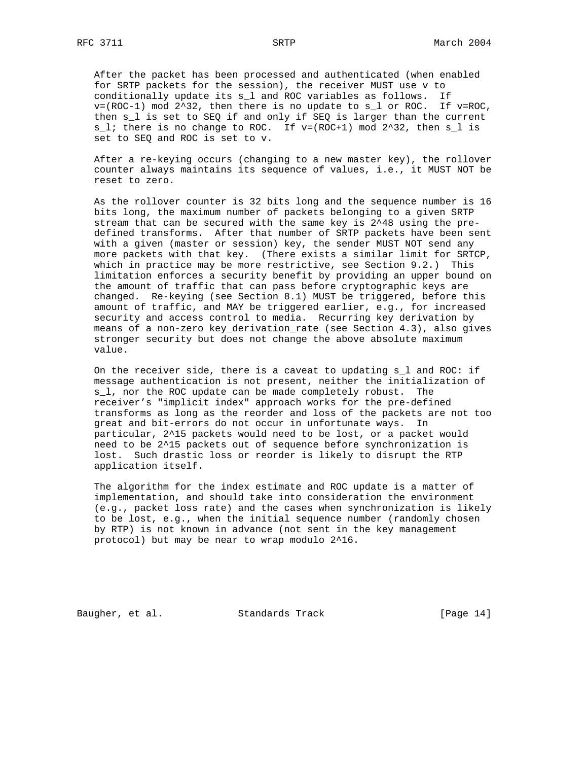After the packet has been processed and authenticated (when enabled for SRTP packets for the session), the receiver MUST use v to conditionally update its $s_l$ and ROC variables as follows. If $v=(ROC-1) \bmod 2^{32}$, then there is no update to $s_l$ or ROC. If v=ROC, then $s_l$ is set to SEQ if and only if SEQ is larger than the current $s_l$; there is no change to ROC. If $v=(ROC+1) \bmod 2^{32}$, then $s_l$ is set to SEQ and ROC is set to v.

After a re-keying occurs (changing to a new master key), the rollover counter always maintains its sequence of values, i.e., it MUST NOT be reset to zero.

As the rollover counter is 32 bits long and the sequence number is 16 bits long, the maximum number of packets belonging to a given SRTP stream that can be secured with the same key is $2^{48}$ using the pre-defined transforms. After that number of SRTP packets have been sent with a given (master or session) key, the sender MUST NOT send any more packets with that key. (There exists a similar limit for SRTCP, which in practice may be more restrictive, see Section 9.2.) This limitation enforces a security benefit by providing an upper bound on the amount of traffic that can pass before cryptographic keys are changed. Re-keying (see Section 8.1) MUST be triggered, before this amount of traffic, and MAY be triggered earlier, e.g., for increased security and access control to media. Recurring key derivation by means of a non-zero key_derivation_rate (see Section 4.3), also gives stronger security but does not change the above absolute maximum value.

On the receiver side, there is a caveat to updating $s_l$ and ROC: if message authentication is not present, neither the initialization of $s_l$, nor the ROC update can be made completely robust. The receiver's "implicit index" approach works for the pre-defined transforms as long as the reorder and loss of the packets are not too great and bit-errors do not occur in unfortunate ways. In particular, $2^{15}$ packets would need to be lost, or a packet would need to be $2^{15}$ packets out of sequence before synchronization is lost. Such drastic loss or reorder is likely to disrupt the RTP application itself.

The algorithm for the index estimate and ROC update is a matter of implementation, and should take into consideration the environment (e.g., packet loss rate) and the cases when synchronization is likely to be lost, e.g., when the initial sequence number (randomly chosen by RTP) is not known in advance (not sent in the key management protocol) but may be near to wrap modulo $2^{16}$.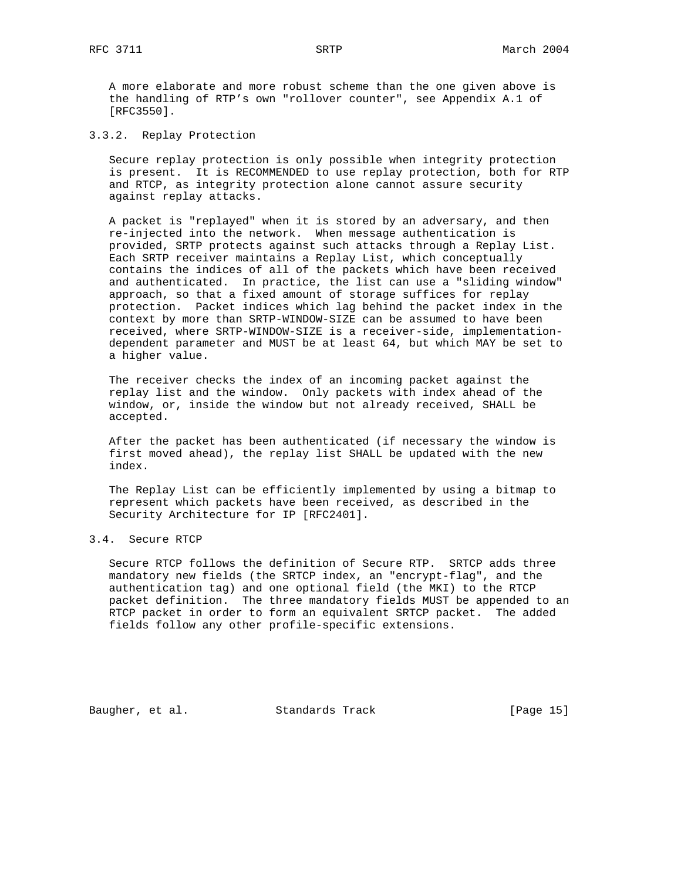A more elaborate and more robust scheme than the one given above is the handling of RTP's own "rollover counter", see Appendix A.1 of [RFC3550].

### 3.3.2. Replay Protection

Secure replay protection is only possible when integrity protection is present. It is RECOMMENDED to use replay protection, both for RTP and RTCP, as integrity protection alone cannot assure security against replay attacks.

A packet is "replayed" when it is stored by an adversary, and then re-injected into the network. When message authentication is provided, SRTP protects against such attacks through a Replay List. Each SRTP receiver maintains a Replay List, which conceptually contains the indices of all of the packets which have been received and authenticated. In practice, the list can use a "sliding window" approach, so that a fixed amount of storage suffices for replay protection. Packet indices which lag behind the packet index in the context by more than SRTP-WINDOW-SIZE can be assumed to have been received, where SRTP-WINDOW-SIZE is a receiver-side, implementation-dependent parameter and MUST be at least 64, but which MAY be set to a higher value.

The receiver checks the index of an incoming packet against the replay list and the window. Only packets with index ahead of the window, or, inside the window but not already received, SHALL be accepted.

After the packet has been authenticated (if necessary the window is first moved ahead), the replay list SHALL be updated with the new index.

The Replay List can be efficiently implemented by using a bitmap to represent which packets have been received, as described in the Security Architecture for IP [RFC2401].

## 3.4. Secure RTCP

Secure RTCP follows the definition of Secure RTP. SRTCP adds three mandatory new fields (the SRTCP index, an "encrypt-flag", and the authentication tag) and one optional field (the MKI) to the RTCP packet definition. The three mandatory fields MUST be appended to an RTCP packet in order to form an equivalent SRTCP packet. The added fields follow any other profile-specific extensions.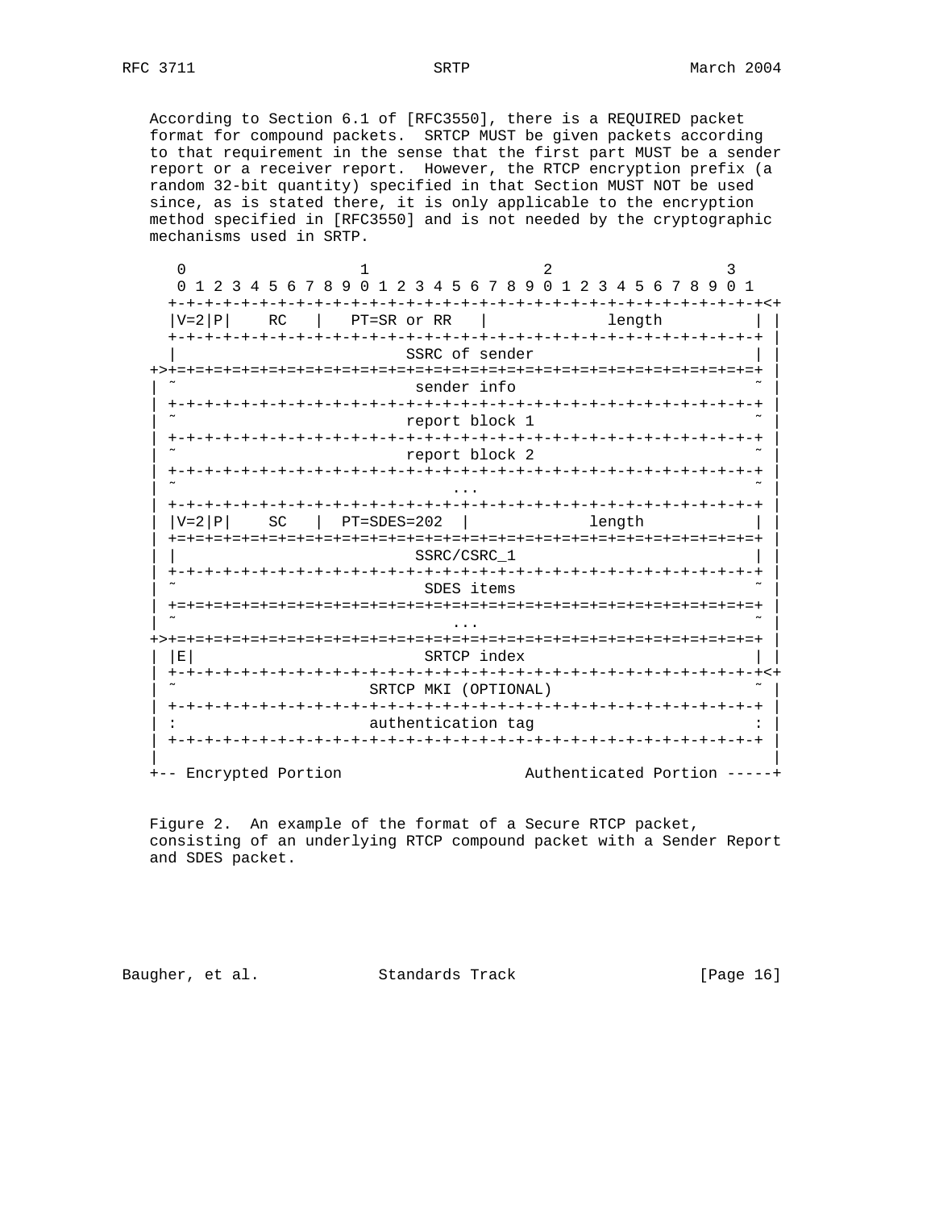According to Section 6.1 of [RFC3550], there is a REQUIRED packet format for compound packets. SRTCP MUST be given packets according to that requirement in the sense that the first part MUST be a sender report or a receiver report. However, the RTCP encryption prefix (a random 32-bit quantity) specified in that Section MUST NOT be used since, as is stated there, it is only applicable to the encryption method specified in [RFC3550] and is not needed by the cryptographic mechanisms used in SRTP.

```
      0                   1                   2                   3
      0 1 2 3 4 5 6 7 8 9 0 1 2 3 4 5 6 7 8 9 0 1 2 3 4 5 6 7 8 9 0 1
     +-+-+-+-+-+-+-+-+-+-+-+-+-+-+-+-+-+-+-+-+-+-+-+-+-+-+-+-+-+-+-+-+<+
     |V=2|P|    RC   |   PT=SR or RR   |             length          | |
     +-+-+-+-+-+-+-+-+-+-+-+-+-+-+-+-+-+-+-+-+-+-+-+-+-+-+-+-+-+-+-+-+ |
     |                         SSRC of sender                        | |
   +>+=+=+=+=+=+=+=+=+=+=+=+=+=+=+=+=+=+=+=+=+=+=+=+=+=+=+=+=+=+=+=+=+ |
   | ~                          sender info                          ~ |
   | +-+-+-+-+-+-+-+-+-+-+-+-+-+-+-+-+-+-+-+-+-+-+-+-+-+-+-+-+-+-+-+-+ |
   | ~                         report block 1                        ~ |
   | +-+-+-+-+-+-+-+-+-+-+-+-+-+-+-+-+-+-+-+-+-+-+-+-+-+-+-+-+-+-+-+-+ |
   | ~                         report block 2                        ~ |
   | +-+-+-+-+-+-+-+-+-+-+-+-+-+-+-+-+-+-+-+-+-+-+-+-+-+-+-+-+-+-+-+-+ |
   | ~                              ...                              ~ |
   | +-+-+-+-+-+-+-+-+-+-+-+-+-+-+-+-+-+-+-+-+-+-+-+-+-+-+-+-+-+-+-+-+ |
   | |V=2|P|    SC   |  PT=SDES=202  |             length            | |
   | +=+=+=+=+=+=+=+=+=+=+=+=+=+=+=+=+=+=+=+=+=+=+=+=+=+=+=+=+=+=+=+=+ |
   | |                          SSRC/CSRC_1                          | |
   | +-+-+-+-+-+-+-+-+-+-+-+-+-+-+-+-+-+-+-+-+-+-+-+-+-+-+-+-+-+-+-+-+ |
   | ~                           SDES items                          ~ |
   | +=+=+=+=+=+=+=+=+=+=+=+=+=+=+=+=+=+=+=+=+=+=+=+=+=+=+=+=+=+=+=+=+ |
   | ~                              ...                              ~ |
   +>+=+=+=+=+=+=+=+=+=+=+=+=+=+=+=+=+=+=+=+=+=+=+=+=+=+=+=+=+=+=+=+=+ |
   | |E|                         SRTCP index                         | |
   | +-+-+-+-+-+-+-+-+-+-+-+-+-+-+-+-+-+-+-+-+-+-+-+-+-+-+-+-+-+-+-+-+<+
   | ~                     SRTCP MKI (OPTIONAL)                      ~ |
   | +-+-+-+-+-+-+-+-+-+-+-+-+-+-+-+-+-+-+-+-+-+-+-+-+-+-+-+-+-+-+-+-+ |
   | :                     authentication tag                        : |
   | +-+-+-+-+-+-+-+-+-+-+-+-+-+-+-+-+-+-+-+-+-+-+-+-+-+-+-+-+-+-+-+-+ |
   |                                                                   |
   +-- Encrypted Portion                    Authenticated Portion -----+
```

Figure 2. An example of the format of a Secure RTCP packet, consisting of an underlying RTCP compound packet with a Sender Report and SDES packet.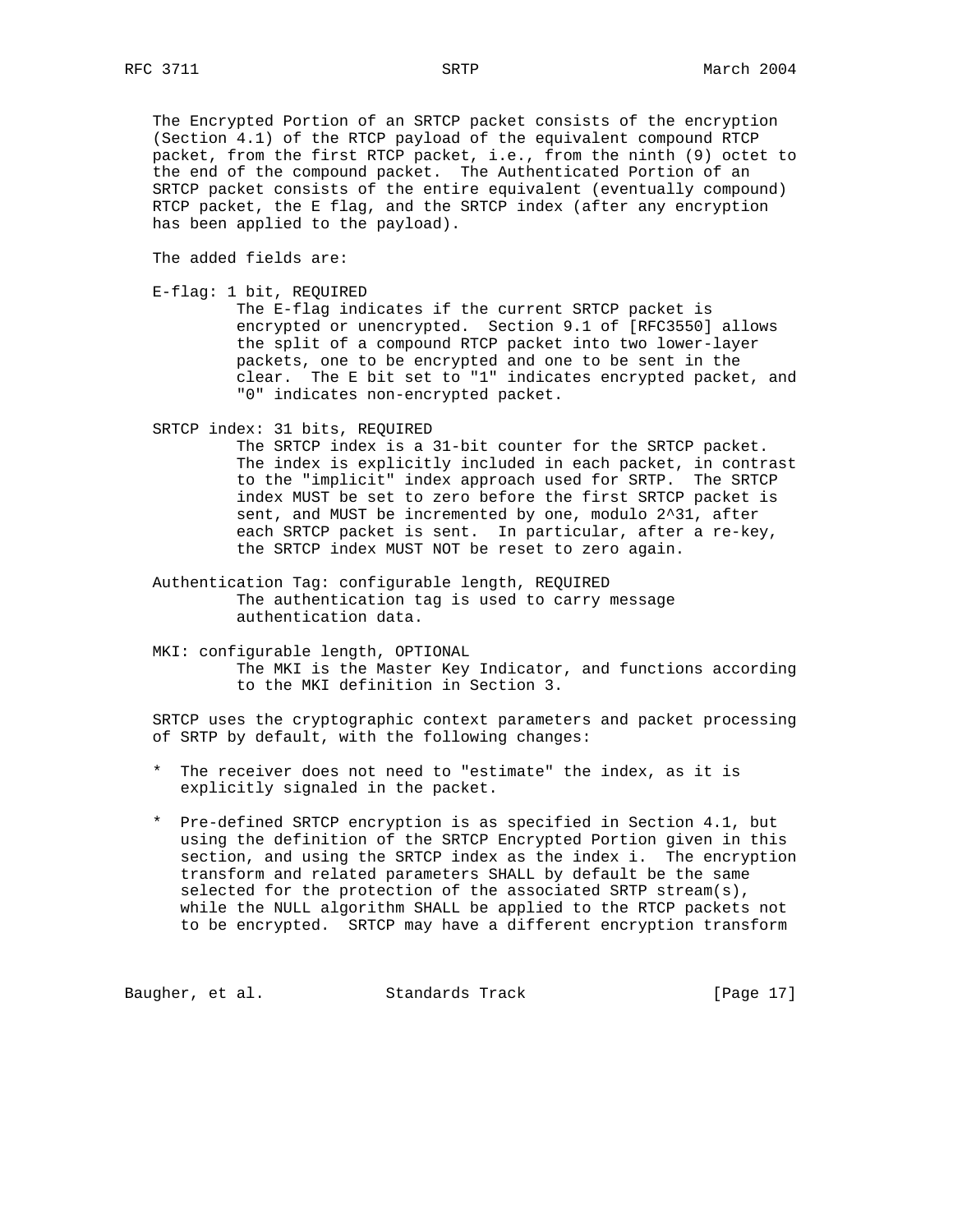The Encrypted Portion of an SRTCP packet consists of the encryption (Section 4.1) of the RTCP payload of the equivalent compound RTCP packet, from the first RTCP packet, i.e., from the ninth (9) octet to the end of the compound packet. The Authenticated Portion of an SRTCP packet consists of the entire equivalent (eventually compound) RTCP packet, the E flag, and the SRTCP index (after any encryption has been applied to the payload).

The added fields are:

E-flag: 1 bit, REQUIRED
: The E-flag indicates if the current SRTCP packet is encrypted or unencrypted. Section 9.1 of [RFC3550] allows the split of a compound RTCP packet into two lower-layer packets, one to be encrypted and one to be sent in the clear. The E bit set to "1" indicates encrypted packet, and "0" indicates non-encrypted packet.

SRTCP index: 31 bits, REQUIRED
: The SRTCP index is a 31-bit counter for the SRTCP packet. The index is explicitly included in each packet, in contrast to the "implicit" index approach used for SRTP. The SRTCP index MUST be set to zero before the first SRTCP packet is sent, and MUST be incremented by one, modulo $2^{31}$, after each SRTCP packet is sent. In particular, after a re-key, the SRTCP index MUST NOT be reset to zero again.

Authentication Tag: configurable length, REQUIRED
: The authentication tag is used to carry message authentication data.

MKI: configurable length, OPTIONAL
: The MKI is the Master Key Indicator, and functions according to the MKI definition in Section 3.

SRTCP uses the cryptographic context parameters and packet processing of SRTP by default, with the following changes:

* The receiver does not need to "estimate" the index, as it is explicitly signaled in the packet.

* Pre-defined SRTCP encryption is as specified in Section 4.1, but using the definition of the SRTCP Encrypted Portion given in this section, and using the SRTCP index as the index i. The encryption transform and related parameters SHALL by default be the same selected for the protection of the associated SRTP stream(s), while the NULL algorithm SHALL be applied to the RTCP packets not to be encrypted. SRTCP may have a different encryption transform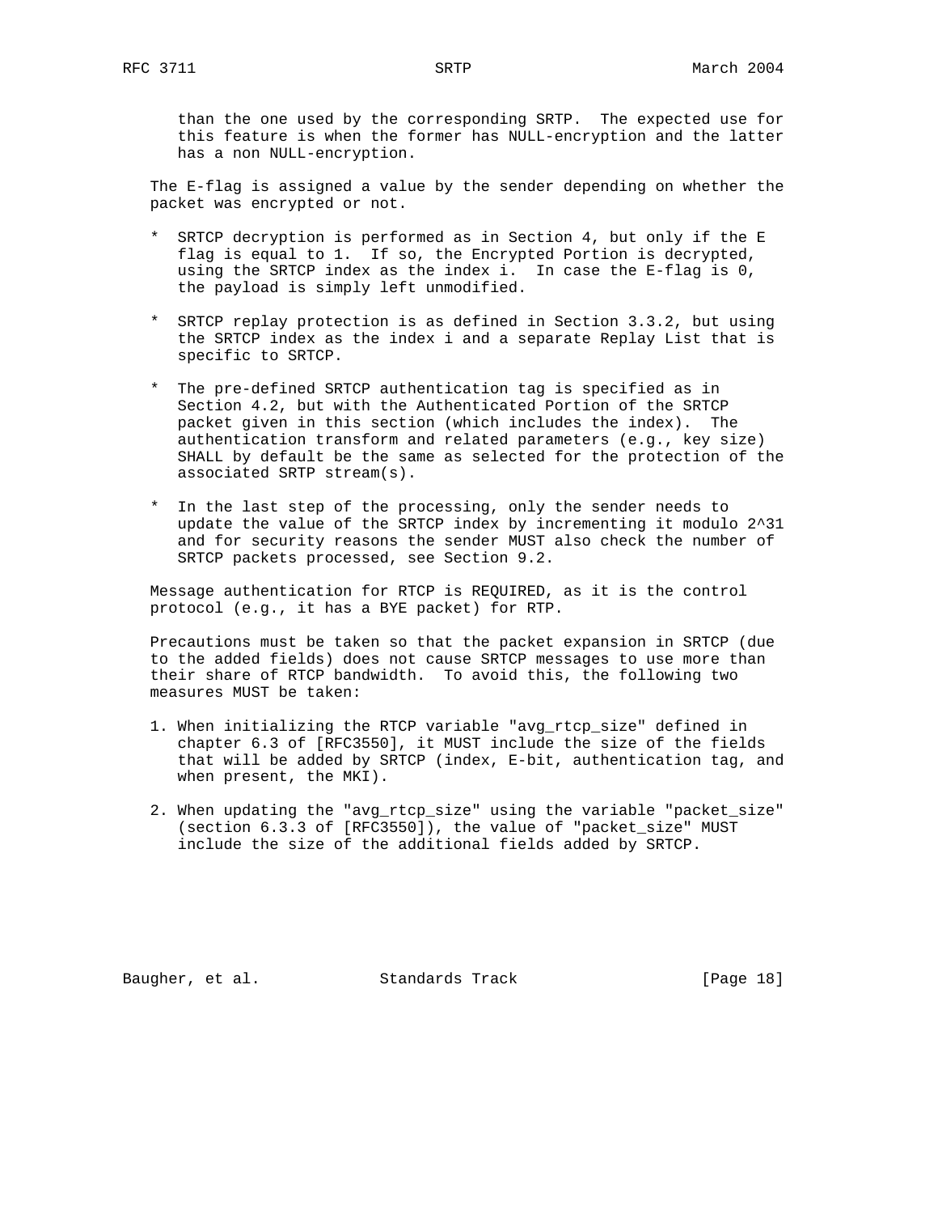than the one used by the corresponding SRTP. The expected use for this feature is when the former has NULL-encryption and the latter has a non NULL-encryption.

The E-flag is assigned a value by the sender depending on whether the packet was encrypted or not.

* SRTCP decryption is performed as in Section 4, but only if the E flag is equal to 1. If so, the Encrypted Portion is decrypted, using the SRTCP index as the index i. In case the E-flag is 0, the payload is simply left unmodified.

* SRTCP replay protection is as defined in Section 3.3.2, but using the SRTCP index as the index i and a separate Replay List that is specific to SRTCP.

* The pre-defined SRTCP authentication tag is specified as in Section 4.2, but with the Authenticated Portion of the SRTCP packet given in this section (which includes the index). The authentication transform and related parameters (e.g., key size) SHALL by default be the same as selected for the protection of the associated SRTP stream(s).

* In the last step of the processing, only the sender needs to update the value of the SRTCP index by incrementing it modulo $2^{31}$ and for security reasons the sender MUST also check the number of SRTCP packets processed, see Section 9.2.

Message authentication for RTCP is REQUIRED, as it is the control protocol (e.g., it has a BYE packet) for RTP.

Precautions must be taken so that the packet expansion in SRTCP (due to the added fields) does not cause SRTCP messages to use more than their share of RTCP bandwidth. To avoid this, the following two measures MUST be taken:

1. When initializing the RTCP variable "avg_rtcp_size" defined in chapter 6.3 of [RFC3550], it MUST include the size of the fields that will be added by SRTCP (index, E-bit, authentication tag, and when present, the MKI).

2. When updating the "avg_rtcp_size" using the variable "packet_size" (section 6.3.3 of [RFC3550]), the value of "packet_size" MUST include the size of the additional fields added by SRTCP.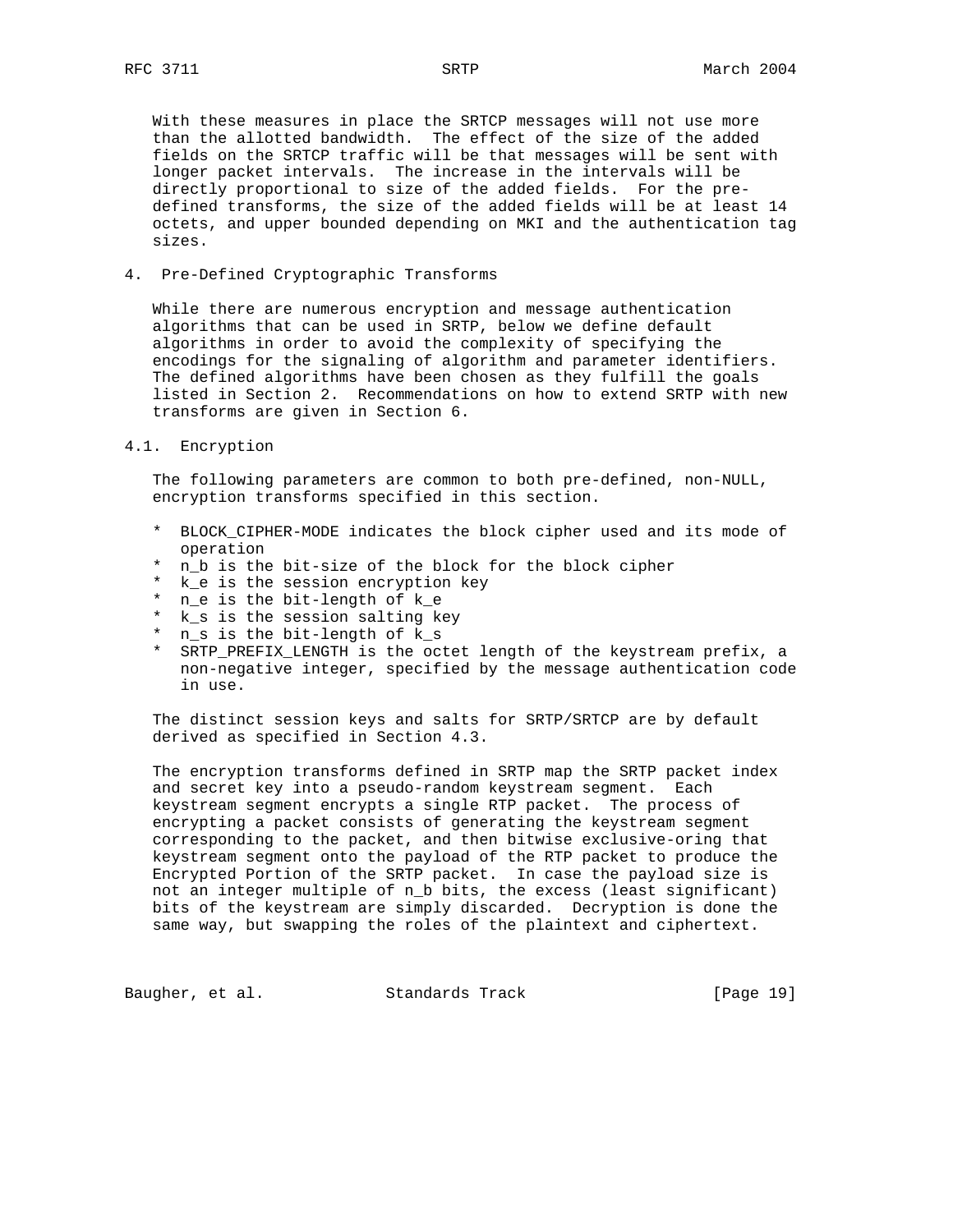With these measures in place the SRTCP messages will not use more than the allotted bandwidth. The effect of the size of the added fields on the SRTCP traffic will be that messages will be sent with longer packet intervals. The increase in the intervals will be directly proportional to size of the added fields. For the pre-defined transforms, the size of the added fields will be at least 14 octets, and upper bounded depending on MKI and the authentication tag sizes.

## 4. Pre-Defined Cryptographic Transforms

While there are numerous encryption and message authentication algorithms that can be used in SRTP, below we define default algorithms in order to avoid the complexity of specifying the encodings for the signaling of algorithm and parameter identifiers. The defined algorithms have been chosen as they fulfill the goals listed in Section 2. Recommendations on how to extend SRTP with new transforms are given in Section 6.

### 4.1. Encryption

The following parameters are common to both pre-defined, non-NULL, encryption transforms specified in this section.

* BLOCK_CIPHER-MODE indicates the block cipher used and its mode of operation
* $n_b$ is the bit-size of the block for the block cipher
* $k_e$ is the session encryption key
* $n_e$ is the bit-length of $k_e$
* $k_s$ is the session salting key
* $n_s$ is the bit-length of $k_s$
* SRTP_PREFIX_LENGTH is the octet length of the keystream prefix, a non-negative integer, specified by the message authentication code in use.

The distinct session keys and salts for SRTP/SRTCP are by default derived as specified in Section 4.3.

The encryption transforms defined in SRTP map the SRTP packet index and secret key into a pseudo-random keystream segment. Each keystream segment encrypts a single RTP packet. The process of encrypting a packet consists of generating the keystream segment corresponding to the packet, and then bitwise exclusive-oring that keystream segment onto the payload of the RTP packet to produce the Encrypted Portion of the SRTP packet. In case the payload size is not an integer multiple of $n_b$ bits, the excess (least significant) bits of the keystream are simply discarded. Decryption is done the same way, but swapping the roles of the plaintext and ciphertext.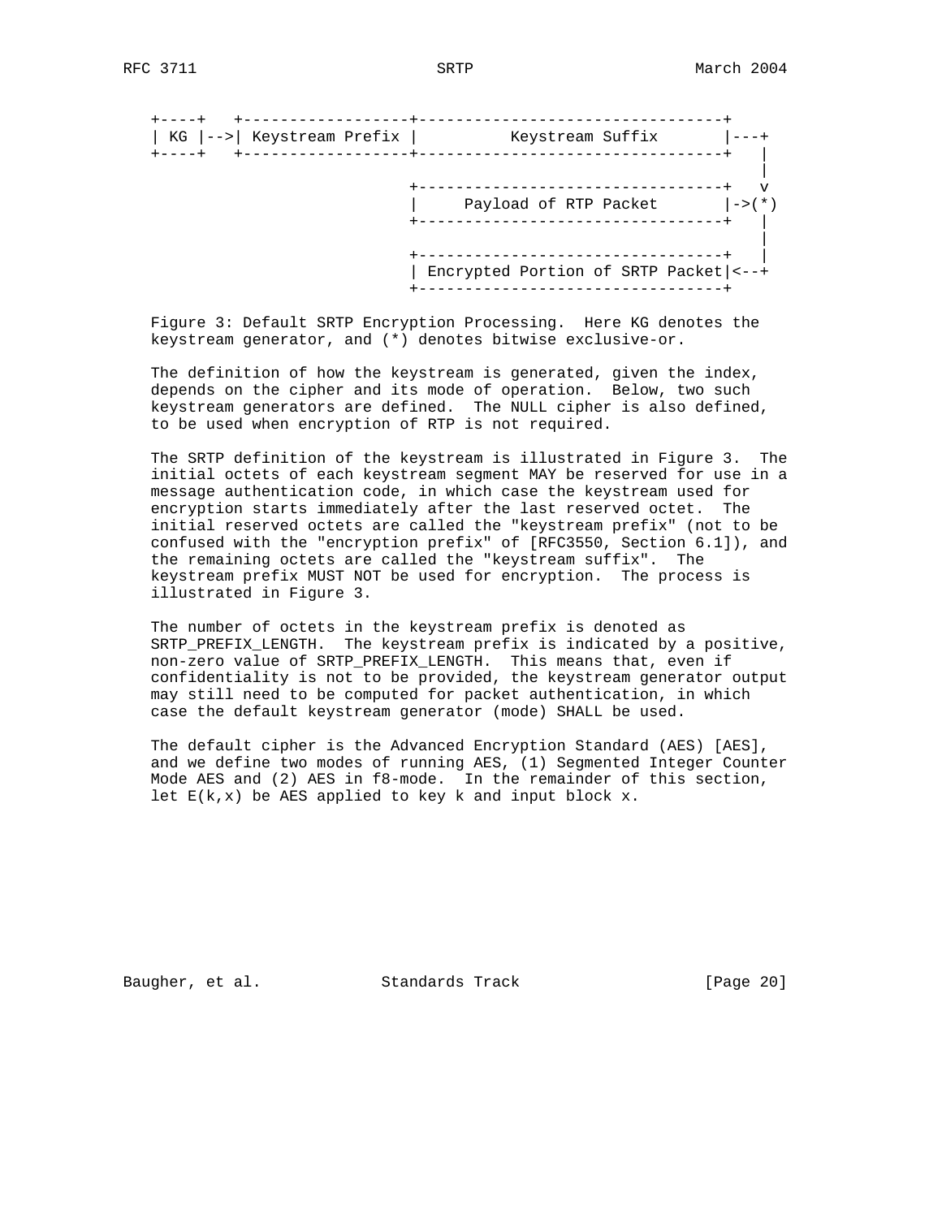```
+----+   +------------------+---------------------------------+
| KG |-->| Keystream Prefix |          Keystream Suffix       |---+
+----+   +------------------+---------------------------------+   |
                                                                  |
                            +---------------------------------+   v
                            |     Payload of RTP Packet       |->(*)
                            +---------------------------------+   |
                                                                  |
                            +---------------------------------+   |
                            | Encrypted Portion of SRTP Packet|<--+
                            +---------------------------------+
```

Figure 3: Default SRTP Encryption Processing. Here KG denotes the keystream generator, and (*) denotes bitwise exclusive-or.

The definition of how the keystream is generated, given the index, depends on the cipher and its mode of operation. Below, two such keystream generators are defined. The NULL cipher is also defined, to be used when encryption of RTP is not required.

The SRTP definition of the keystream is illustrated in Figure 3. The initial octets of each keystream segment MAY be reserved for use in a message authentication code, in which case the keystream used for encryption starts immediately after the last reserved octet. The initial reserved octets are called the "keystream prefix" (not to be confused with the "encryption prefix" of [RFC3550, Section 6.1]), and the remaining octets are called the "keystream suffix". The keystream prefix MUST NOT be used for encryption. The process is illustrated in Figure 3.

The number of octets in the keystream prefix is denoted as SRTP_PREFIX_LENGTH. The keystream prefix is indicated by a positive, non-zero value of SRTP_PREFIX_LENGTH. This means that, even if confidentiality is not to be provided, the keystream generator output may still need to be computed for packet authentication, in which case the default keystream generator (mode) SHALL be used.

The default cipher is the Advanced Encryption Standard (AES) [AES], and we define two modes of running AES, (1) Segmented Integer Counter Mode AES and (2) AES in f8-mode. In the remainder of this section, let E(k,x) be AES applied to key k and input block x.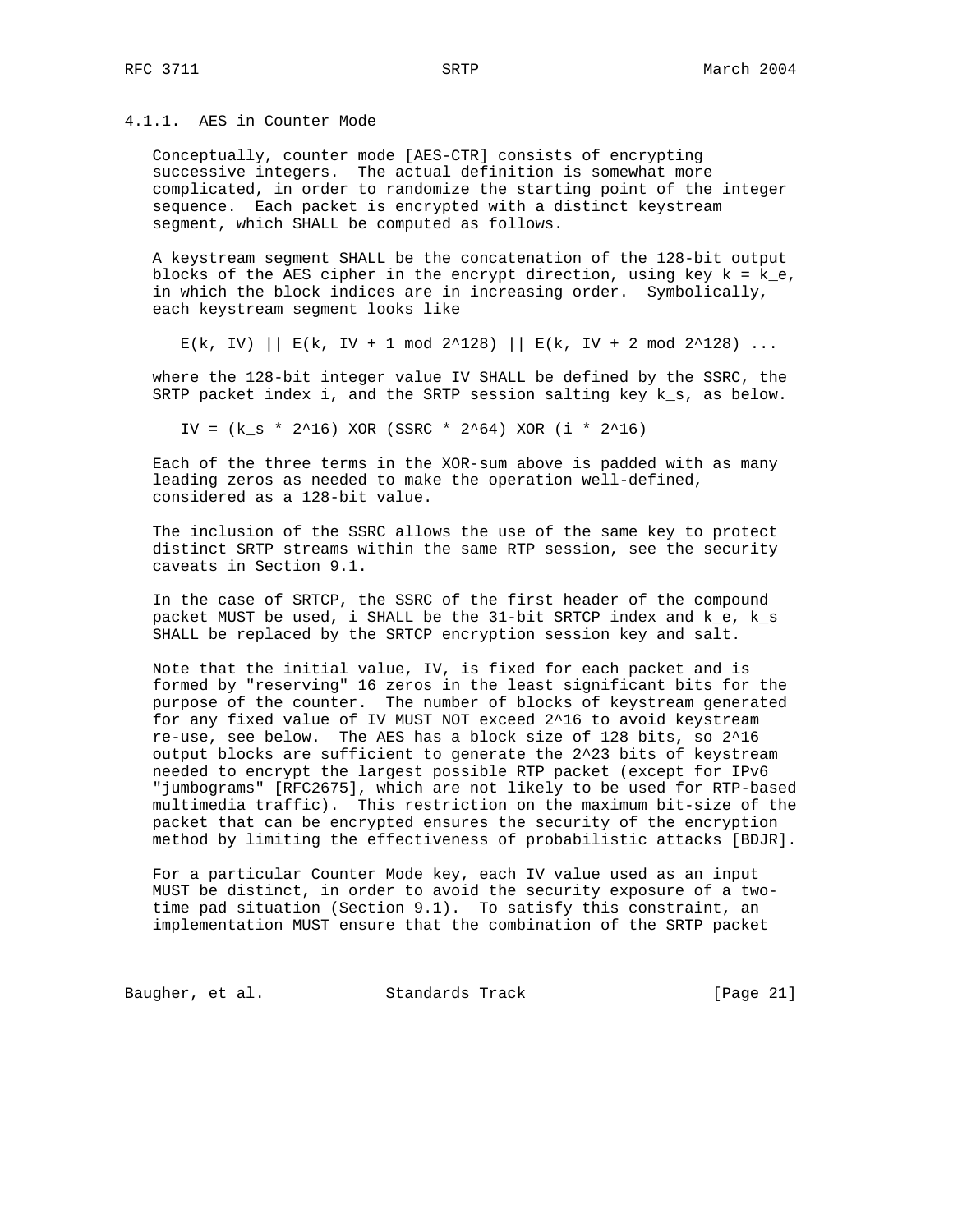### 4.1.1. AES in Counter Mode

Conceptually, counter mode [AES-CTR] consists of encrypting successive integers. The actual definition is somewhat more complicated, in order to randomize the starting point of the integer sequence. Each packet is encrypted with a distinct keystream segment, which SHALL be computed as follows.

A keystream segment SHALL be the concatenation of the 128-bit output blocks of the AES cipher in the encrypt direction, using key $k = k_e$, in which the block indices are in increasing order. Symbolically, each keystream segment looks like

$$E(k, IV) \,||\, E(k, IV + 1 \bmod 2^{128}) \,||\, E(k, IV + 2 \bmod 2^{128}) \ldots$$

where the 128-bit integer value IV SHALL be defined by the SSRC, the SRTP packet index i, and the SRTP session salting key $k_s$, as below.

$$IV = (k_s * 2^{16}) \text{ XOR } (SSRC * 2^{64}) \text{ XOR } (i * 2^{16})$$

Each of the three terms in the XOR-sum above is padded with as many leading zeros as needed to make the operation well-defined, considered as a 128-bit value.

The inclusion of the SSRC allows the use of the same key to protect distinct SRTP streams within the same RTP session, see the security caveats in Section 9.1.

In the case of SRTCP, the SSRC of the first header of the compound packet MUST be used, i SHALL be the 31-bit SRTCP index and $k_e$, $k_s$ SHALL be replaced by the SRTCP encryption session key and salt.

Note that the initial value, IV, is fixed for each packet and is formed by "reserving" 16 zeros in the least significant bits for the purpose of the counter. The number of blocks of keystream generated for any fixed value of IV MUST NOT exceed $2^{16}$ to avoid keystream re-use, see below. The AES has a block size of 128 bits, so $2^{16}$ output blocks are sufficient to generate the $2^{23}$ bits of keystream needed to encrypt the largest possible RTP packet (except for IPv6 "jumbograms" [RFC2675], which are not likely to be used for RTP-based multimedia traffic). This restriction on the maximum bit-size of the packet that can be encrypted ensures the security of the encryption method by limiting the effectiveness of probabilistic attacks [BDJR].

For a particular Counter Mode key, each IV value used as an input MUST be distinct, in order to avoid the security exposure of a two-time pad situation (Section 9.1). To satisfy this constraint, an implementation MUST ensure that the combination of the SRTP packet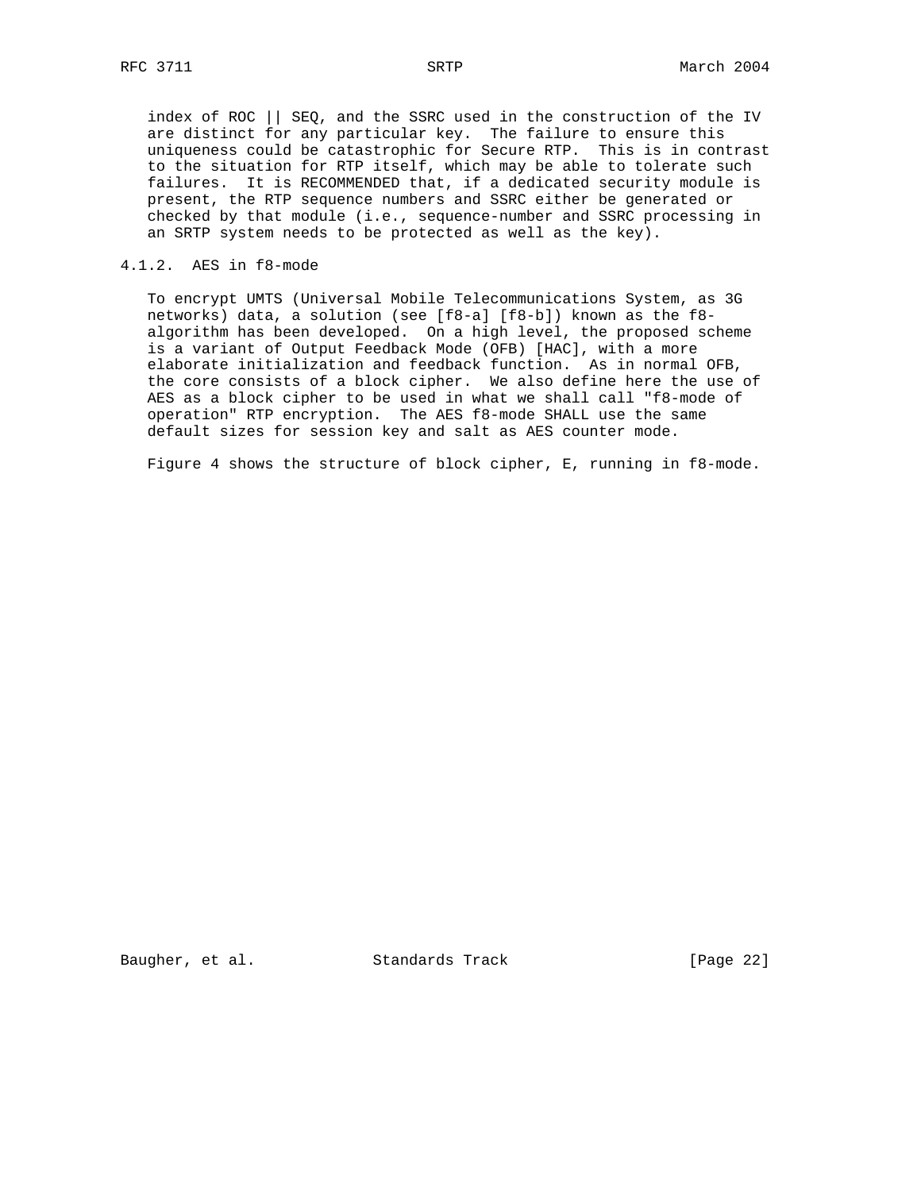index of ROC || SEQ, and the SSRC used in the construction of the IV are distinct for any particular key. The failure to ensure this uniqueness could be catastrophic for Secure RTP. This is in contrast to the situation for RTP itself, which may be able to tolerate such failures. It is RECOMMENDED that, if a dedicated security module is present, the RTP sequence numbers and SSRC either be generated or checked by that module (i.e., sequence-number and SSRC processing in an SRTP system needs to be protected as well as the key).

### 4.1.2. AES in f8-mode

To encrypt UMTS (Universal Mobile Telecommunications System, as 3G networks) data, a solution (see [f8-a] [f8-b]) known as the f8-algorithm has been developed. On a high level, the proposed scheme is a variant of Output Feedback Mode (OFB) [HAC], with a more elaborate initialization and feedback function. As in normal OFB, the core consists of a block cipher. We also define here the use of AES as a block cipher to be used in what we shall call "f8-mode of operation" RTP encryption. The AES f8-mode SHALL use the same default sizes for session key and salt as AES counter mode.

Figure 4 shows the structure of block cipher, E, running in f8-mode.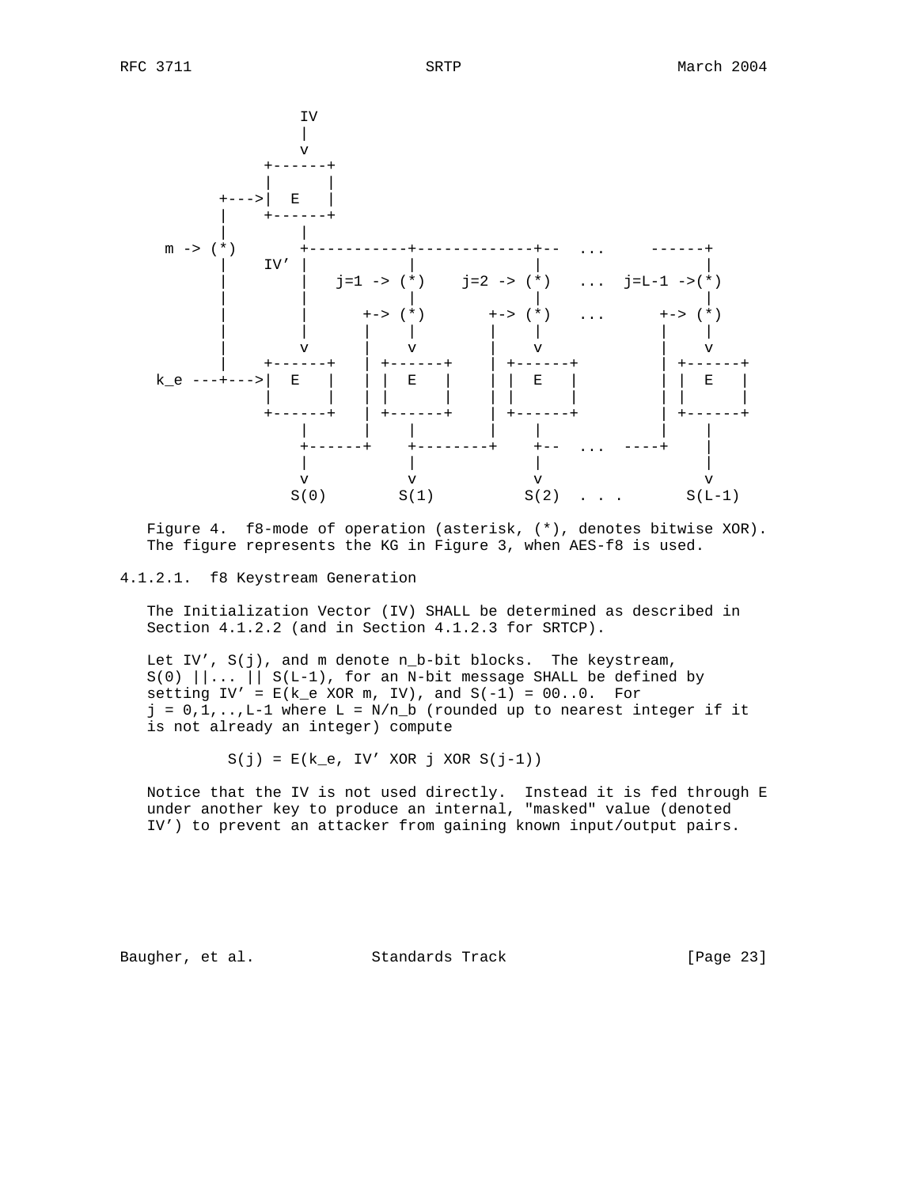```
                  IV
                  |
                  v
              +------+
              |      |
         +--->|  E   |
         |    +------+
         |        |
     m -> (*)     +-----------+-------------+--  ...     ------+
         |    IV' |           |             |                  |
         |        |   j=1 -> (*)    j=2 -> (*)   ...  j=L-1 ->(*)
         |        |           |             |                  |
         |        |      +-> (*)       +-> (*)   ...      +-> (*)
         |        |      |    |        |    |             |    |
         |        v      |    v        |    v             |    v
         |    +------+   | +------+    | +------+         | +------+
  k_e ---+--->|  E   |   | |  E   |    | |  E   |         | |  E   |
              |      |   | |      |    | |      |         | |      |
              +------+   | +------+    | +------+         | +------+
                  |      |    |        |    |             |    |
                  +------+    +--------+    +--  ...  ----+    |
                  |           |             |                  |
                  v           v             v                  v
                 S(0)        S(1)          S(2)  . . .       S(L-1)
```

Figure 4. f8-mode of operation (asterisk, (*), denotes bitwise XOR). The figure represents the KG in Figure 3, when AES-f8 is used.

#### 4.1.2.1. f8 Keystream Generation

The Initialization Vector (IV) SHALL be determined as described in Section 4.1.2.2 (and in Section 4.1.2.3 for SRTCP).

Let IV', S(j), and m denote $n_b$-bit blocks. The keystream, S(0) ||... || S(L-1), for an N-bit message SHALL be defined by setting IV' = E(k_e XOR m, IV), and S(-1) = 00..0. For j = 0,1,..,L-1 where L = N/n_b (rounded up to nearest integer if it is not already an integer) compute

```
S(j) = E(k_e, IV' XOR j XOR S(j-1))
```

Notice that the IV is not used directly. Instead it is fed through E under another key to produce an internal, "masked" value (denoted IV') to prevent an attacker from gaining known input/output pairs.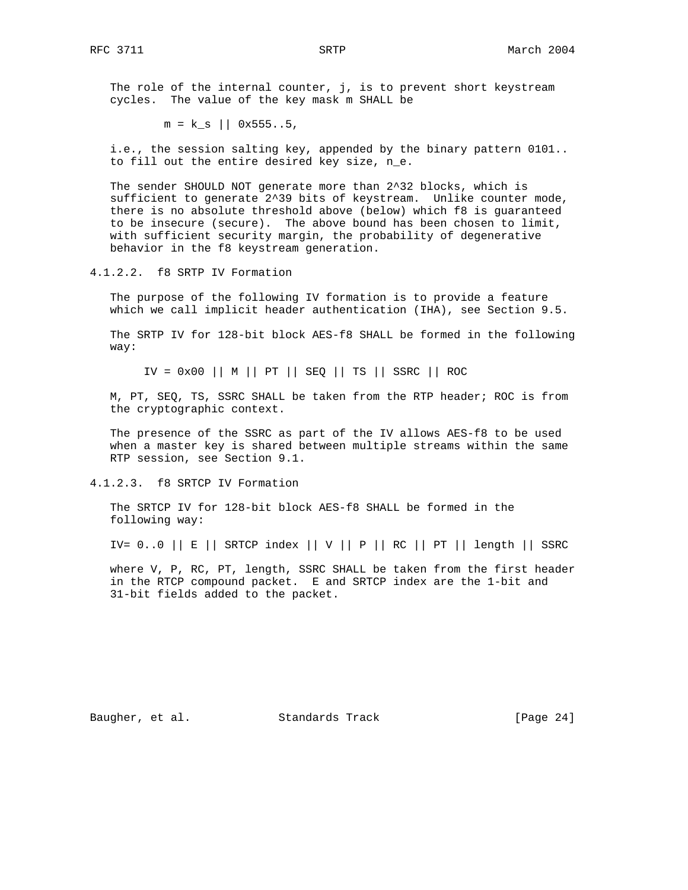The role of the internal counter, j, is to prevent short keystream cycles. The value of the key mask m SHALL be

$$m = k_s \,||\, \text{0x555..5},$$

i.e., the session salting key, appended by the binary pattern 0101.. to fill out the entire desired key size, $n_e$.

The sender SHOULD NOT generate more than $2^{32}$ blocks, which is sufficient to generate $2^{39}$ bits of keystream. Unlike counter mode, there is no absolute threshold above (below) which f8 is guaranteed to be insecure (secure). The above bound has been chosen to limit, with sufficient security margin, the probability of degenerative behavior in the f8 keystream generation.

#### 4.1.2.2. f8 SRTP IV Formation

The purpose of the following IV formation is to provide a feature which we call implicit header authentication (IHA), see Section 9.5.

The SRTP IV for 128-bit block AES-f8 SHALL be formed in the following way:

```
IV = 0x00 || M || PT || SEQ || TS || SSRC || ROC
```

M, PT, SEQ, TS, SSRC SHALL be taken from the RTP header; ROC is from the cryptographic context.

The presence of the SSRC as part of the IV allows AES-f8 to be used when a master key is shared between multiple streams within the same RTP session, see Section 9.1.

#### 4.1.2.3. f8 SRTCP IV Formation

The SRTCP IV for 128-bit block AES-f8 SHALL be formed in the following way:

```
IV= 0..0 || E || SRTCP index || V || P || RC || PT || length || SSRC
```

where V, P, RC, PT, length, SSRC SHALL be taken from the first header in the RTCP compound packet. E and SRTCP index are the 1-bit and 31-bit fields added to the packet.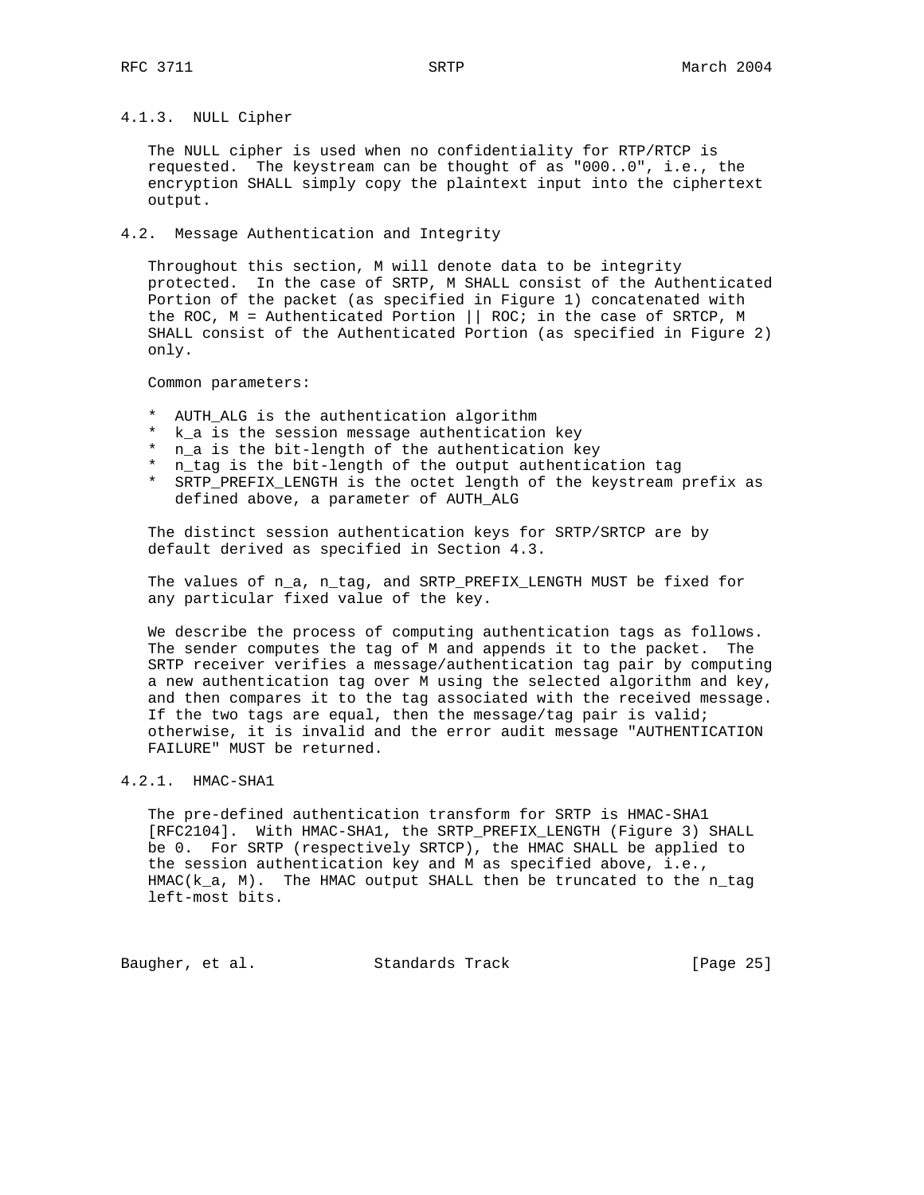### 4.1.3. NULL Cipher

The NULL cipher is used when no confidentiality for RTP/RTCP is requested. The keystream can be thought of as "000..0", i.e., the encryption SHALL simply copy the plaintext input into the ciphertext output.

## 4.2. Message Authentication and Integrity

Throughout this section, M will denote data to be integrity protected. In the case of SRTP, M SHALL consist of the Authenticated Portion of the packet (as specified in Figure 1) concatenated with the ROC, M = Authenticated Portion || ROC; in the case of SRTCP, M SHALL consist of the Authenticated Portion (as specified in Figure 2) only.

Common parameters:

* AUTH_ALG is the authentication algorithm
* k_a is the session message authentication key
* n_a is the bit-length of the authentication key
* n_tag is the bit-length of the output authentication tag
* SRTP_PREFIX_LENGTH is the octet length of the keystream prefix as defined above, a parameter of AUTH_ALG

The distinct session authentication keys for SRTP/SRTCP are by default derived as specified in Section 4.3.

The values of n_a, n_tag, and SRTP_PREFIX_LENGTH MUST be fixed for any particular fixed value of the key.

We describe the process of computing authentication tags as follows. The sender computes the tag of M and appends it to the packet. The SRTP receiver verifies a message/authentication tag pair by computing a new authentication tag over M using the selected algorithm and key, and then compares it to the tag associated with the received message. If the two tags are equal, then the message/tag pair is valid; otherwise, it is invalid and the error audit message "AUTHENTICATION FAILURE" MUST be returned.

### 4.2.1. HMAC-SHA1

The pre-defined authentication transform for SRTP is HMAC-SHA1 [RFC2104]. With HMAC-SHA1, the SRTP_PREFIX_LENGTH (Figure 3) SHALL be 0. For SRTP (respectively SRTCP), the HMAC SHALL be applied to the session authentication key and M as specified above, i.e., HMAC(k_a, M). The HMAC output SHALL then be truncated to the n_tag left-most bits.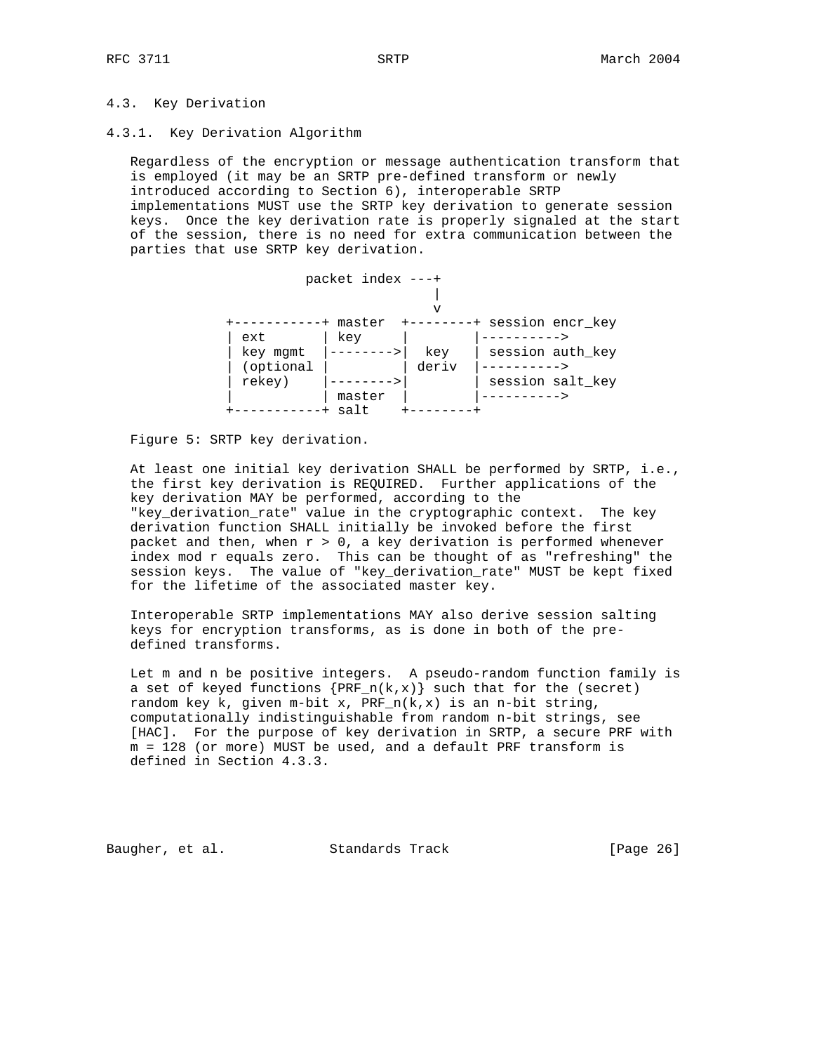### 4.3. Key Derivation

#### 4.3.1. Key Derivation Algorithm

Regardless of the encryption or message authentication transform that is employed (it may be an SRTP pre-defined transform or newly introduced according to Section 6), interoperable SRTP implementations MUST use the SRTP key derivation to generate session keys. Once the key derivation rate is properly signaled at the start of the session, there is no need for extra communication between the parties that use SRTP key derivation.

```
                      packet index ---+
                                      |
                                      v
            +-----------+ master  +--------+ session encr_key
            | ext       | key     |        |---------->
            | key mgmt  |-------->|  key   | session auth_key
            | (optional |         | deriv  |---------->
            | rekey)    |-------->|        | session salt_key
            |           | master  |        |---------->
            +-----------+ salt    +--------+
```

Figure 5: SRTP key derivation.

At least one initial key derivation SHALL be performed by SRTP, i.e., the first key derivation is REQUIRED. Further applications of the key derivation MAY be performed, according to the "key_derivation_rate" value in the cryptographic context. The key derivation function SHALL initially be invoked before the first packet and then, when $r > 0$, a key derivation is performed whenever index mod r equals zero. This can be thought of as "refreshing" the session keys. The value of "key_derivation_rate" MUST be kept fixed for the lifetime of the associated master key.

Interoperable SRTP implementations MAY also derive session salting keys for encryption transforms, as is done in both of the pre-defined transforms.

Let m and n be positive integers. A pseudo-random function family is a set of keyed functions $\{PRF_n(k,x)\}$ such that for the (secret) random key k, given m-bit x, $PRF_n(k,x)$ is an n-bit string, computationally indistinguishable from random n-bit strings, see [HAC]. For the purpose of key derivation in SRTP, a secure PRF with $m = 128$ (or more) MUST be used, and a default PRF transform is defined in Section 4.3.3.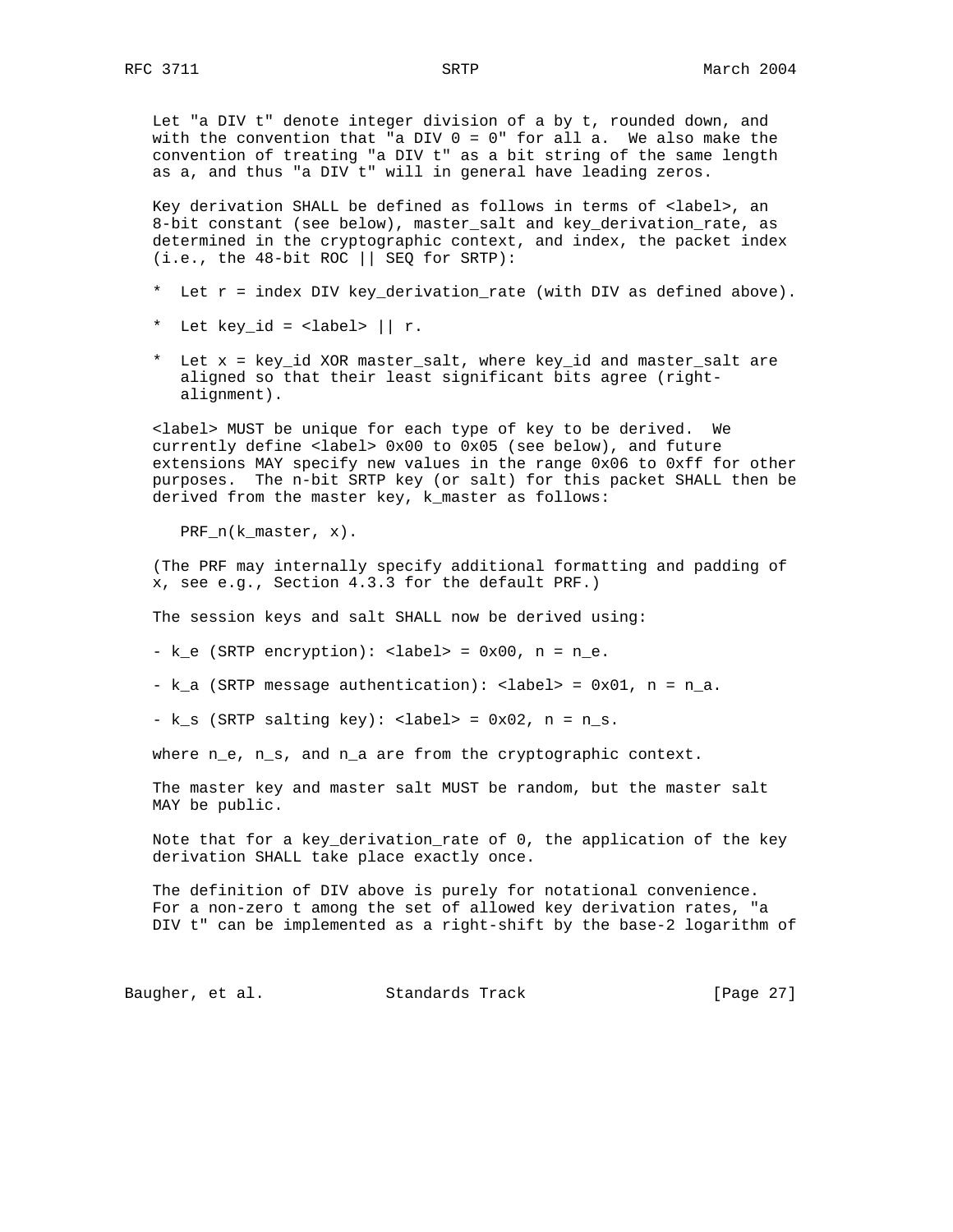Let "a DIV t" denote integer division of a by t, rounded down, and with the convention that "a DIV 0 = 0" for all a. We also make the convention of treating "a DIV t" as a bit string of the same length as a, and thus "a DIV t" will in general have leading zeros.

Key derivation SHALL be defined as follows in terms of <label>, an 8-bit constant (see below), master_salt and key_derivation_rate, as determined in the cryptographic context, and index, the packet index (i.e., the 48-bit ROC || SEQ for SRTP):

* Let r = index DIV key_derivation_rate (with DIV as defined above).

* Let key_id = <label> || r.

* Let x = key_id XOR master_salt, where key_id and master_salt are aligned so that their least significant bits agree (right-alignment).

<label> MUST be unique for each type of key to be derived. We currently define <label> 0x00 to 0x05 (see below), and future extensions MAY specify new values in the range 0x06 to 0xff for other purposes. The n-bit SRTP key (or salt) for this packet SHALL then be derived from the master key, k_master as follows:

```
PRF_n(k_master, x).
```

(The PRF may internally specify additional formatting and padding of x, see e.g., Section 4.3.3 for the default PRF.)

The session keys and salt SHALL now be derived using:

- k_e (SRTP encryption): <label> = 0x00, n = n_e.

- k_a (SRTP message authentication): <label> = 0x01, n = n_a.

- k_s (SRTP salting key): <label> = 0x02, n = n_s.

where n_e, n_s, and n_a are from the cryptographic context.

The master key and master salt MUST be random, but the master salt MAY be public.

Note that for a key_derivation_rate of 0, the application of the key derivation SHALL take place exactly once.

The definition of DIV above is purely for notational convenience. For a non-zero t among the set of allowed key derivation rates, "a DIV t" can be implemented as a right-shift by the base-2 logarithm of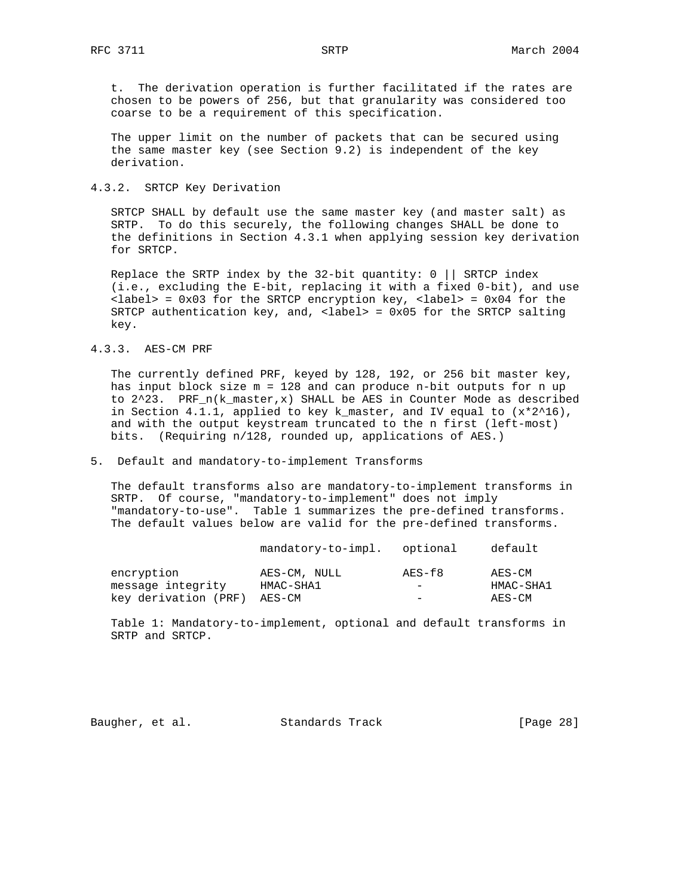t. The derivation operation is further facilitated if the rates are chosen to be powers of 256, but that granularity was considered too coarse to be a requirement of this specification.

The upper limit on the number of packets that can be secured using the same master key (see Section 9.2) is independent of the key derivation.

### 4.3.2. SRTCP Key Derivation

SRTCP SHALL by default use the same master key (and master salt) as SRTP. To do this securely, the following changes SHALL be done to the definitions in Section 4.3.1 when applying session key derivation for SRTCP.

Replace the SRTP index by the 32-bit quantity: 0 || SRTCP index (i.e., excluding the E-bit, replacing it with a fixed 0-bit), and use <label> = 0x03 for the SRTCP encryption key, <label> = 0x04 for the SRTCP authentication key, and, <label> = 0x05 for the SRTCP salting key.

### 4.3.3. AES-CM PRF

The currently defined PRF, keyed by 128, 192, or 256 bit master key, has input block size $m = 128$ and can produce n-bit outputs for n up to $2^{23}$. $PRF_n(k_{master},x)$ SHALL be AES in Counter Mode as described in Section 4.1.1, applied to key $k_{master}$, and IV equal to $(x*2^{16})$, and with the output keystream truncated to the n first (left-most) bits. (Requiring n/128, rounded up, applications of AES.)

## 5. Default and mandatory-to-implement Transforms

The default transforms also are mandatory-to-implement transforms in SRTP. Of course, "mandatory-to-implement" does not imply "mandatory-to-use". Table 1 summarizes the pre-defined transforms. The default values below are valid for the pre-defined transforms.

| | mandatory-to-impl. | optional | default |
|---|---|---|---|
| encryption | AES-CM, NULL | AES-f8 | AES-CM |
| message integrity | HMAC-SHA1 | - | HMAC-SHA1 |
| key derivation (PRF) | AES-CM | - | AES-CM |

Table 1: Mandatory-to-implement, optional and default transforms in SRTP and SRTCP.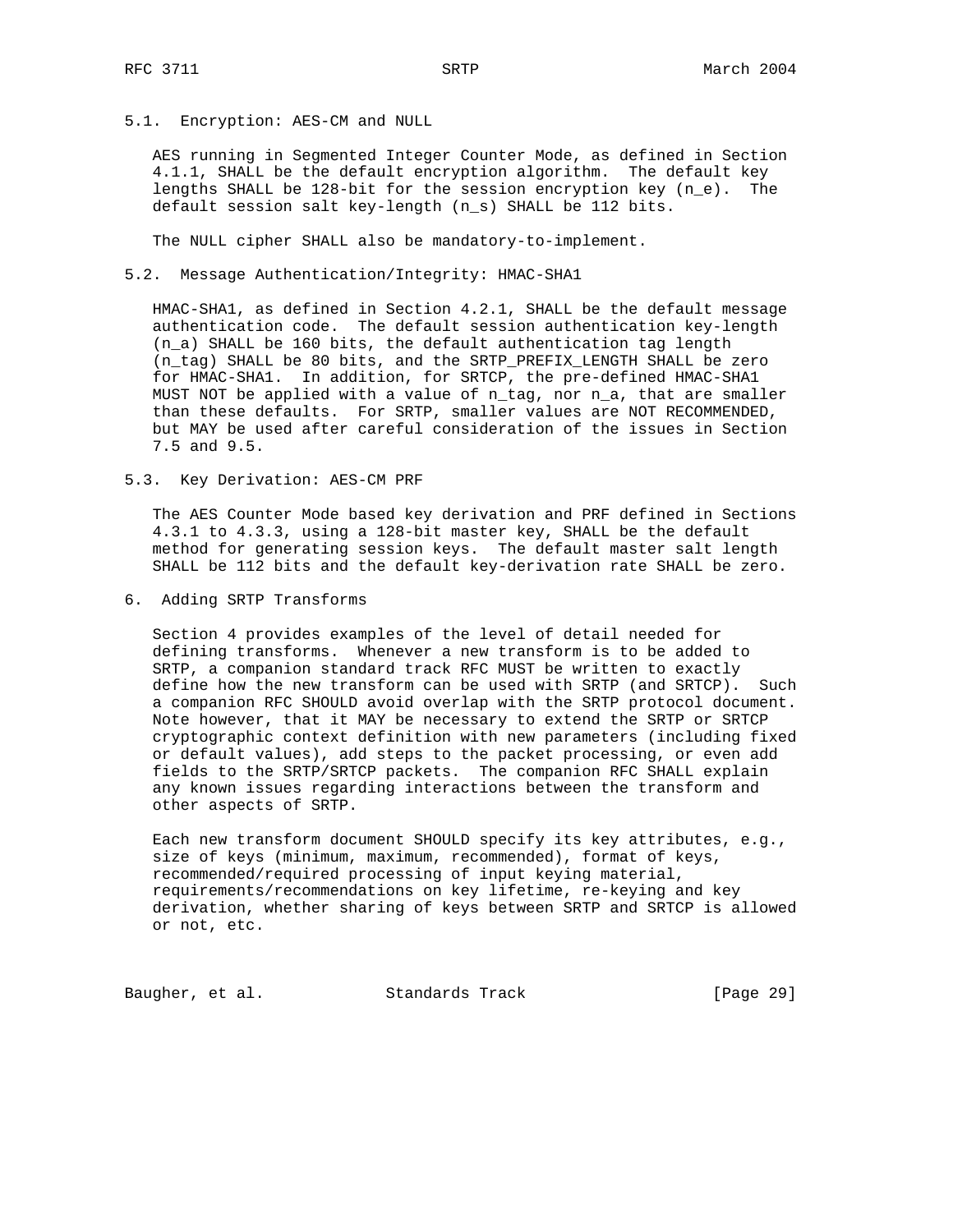### 5.1. Encryption: AES-CM and NULL

AES running in Segmented Integer Counter Mode, as defined in Section 4.1.1, SHALL be the default encryption algorithm. The default key lengths SHALL be 128-bit for the session encryption key ($n_e$). The default session salt key-length ($n_s$) SHALL be 112 bits.

The NULL cipher SHALL also be mandatory-to-implement.

### 5.2. Message Authentication/Integrity: HMAC-SHA1

HMAC-SHA1, as defined in Section 4.2.1, SHALL be the default message authentication code. The default session authentication key-length ($n_a$) SHALL be 160 bits, the default authentication tag length ($n_{tag}$) SHALL be 80 bits, and the SRTP_PREFIX_LENGTH SHALL be zero for HMAC-SHA1. In addition, for SRTCP, the pre-defined HMAC-SHA1 MUST NOT be applied with a value of $n_{tag}$, nor $n_a$, that are smaller than these defaults. For SRTP, smaller values are NOT RECOMMENDED, but MAY be used after careful consideration of the issues in Section 7.5 and 9.5.

### 5.3. Key Derivation: AES-CM PRF

The AES Counter Mode based key derivation and PRF defined in Sections 4.3.1 to 4.3.3, using a 128-bit master key, SHALL be the default method for generating session keys. The default master salt length SHALL be 112 bits and the default key-derivation rate SHALL be zero.

## 6. Adding SRTP Transforms

Section 4 provides examples of the level of detail needed for defining transforms. Whenever a new transform is to be added to SRTP, a companion standard track RFC MUST be written to exactly define how the new transform can be used with SRTP (and SRTCP). Such a companion RFC SHOULD avoid overlap with the SRTP protocol document. Note however, that it MAY be necessary to extend the SRTP or SRTCP cryptographic context definition with new parameters (including fixed or default values), add steps to the packet processing, or even add fields to the SRTP/SRTCP packets. The companion RFC SHALL explain any known issues regarding interactions between the transform and other aspects of SRTP.

Each new transform document SHOULD specify its key attributes, e.g., size of keys (minimum, maximum, recommended), format of keys, recommended/required processing of input keying material, requirements/recommendations on key lifetime, re-keying and key derivation, whether sharing of keys between SRTP and SRTCP is allowed or not, etc.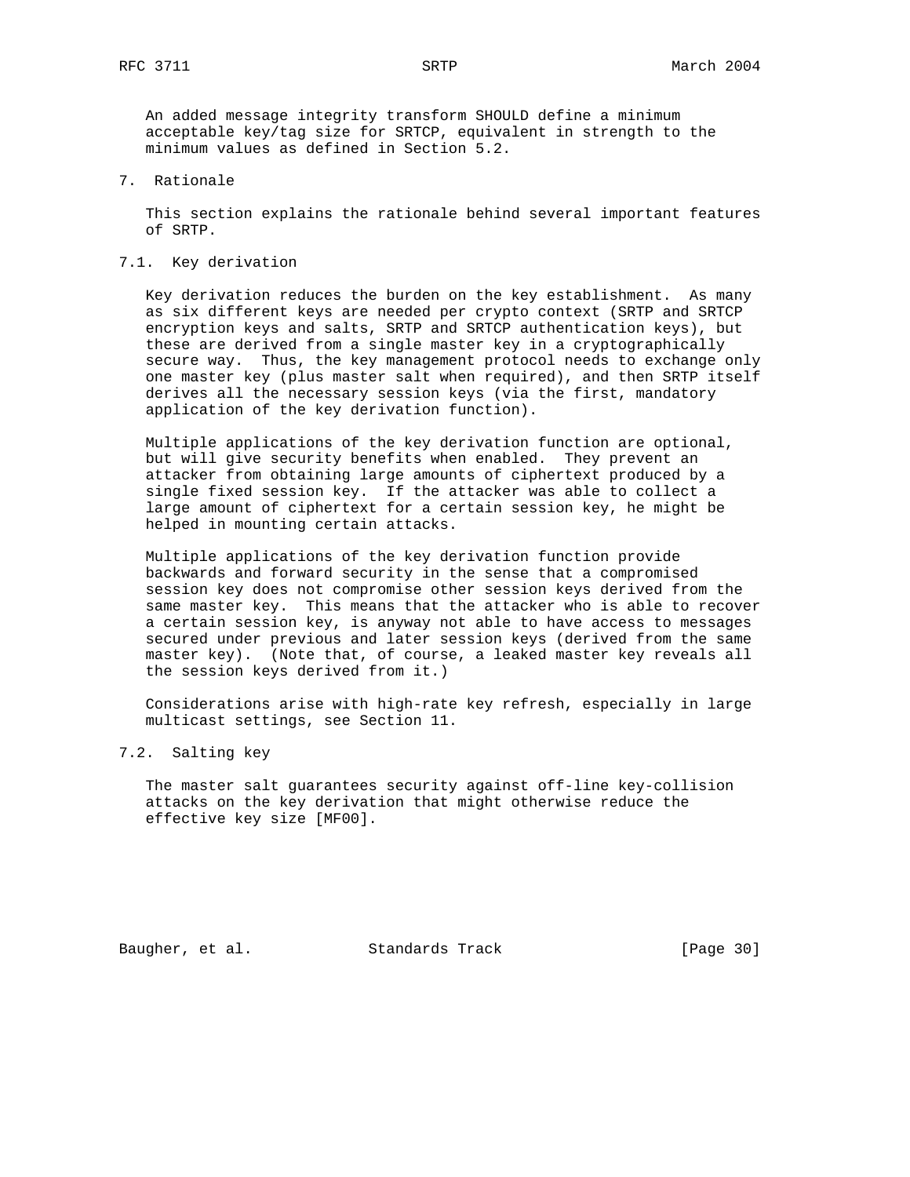An added message integrity transform SHOULD define a minimum acceptable key/tag size for SRTCP, equivalent in strength to the minimum values as defined in Section 5.2.

## 7. Rationale

This section explains the rationale behind several important features of SRTP.

### 7.1. Key derivation

Key derivation reduces the burden on the key establishment. As many as six different keys are needed per crypto context (SRTP and SRTCP encryption keys and salts, SRTP and SRTCP authentication keys), but these are derived from a single master key in a cryptographically secure way. Thus, the key management protocol needs to exchange only one master key (plus master salt when required), and then SRTP itself derives all the necessary session keys (via the first, mandatory application of the key derivation function).

Multiple applications of the key derivation function are optional, but will give security benefits when enabled. They prevent an attacker from obtaining large amounts of ciphertext produced by a single fixed session key. If the attacker was able to collect a large amount of ciphertext for a certain session key, he might be helped in mounting certain attacks.

Multiple applications of the key derivation function provide backwards and forward security in the sense that a compromised session key does not compromise other session keys derived from the same master key. This means that the attacker who is able to recover a certain session key, is anyway not able to have access to messages secured under previous and later session keys (derived from the same master key). (Note that, of course, a leaked master key reveals all the session keys derived from it.)

Considerations arise with high-rate key refresh, especially in large multicast settings, see Section 11.

### 7.2. Salting key

The master salt guarantees security against off-line key-collision attacks on the key derivation that might otherwise reduce the effective key size [MF00].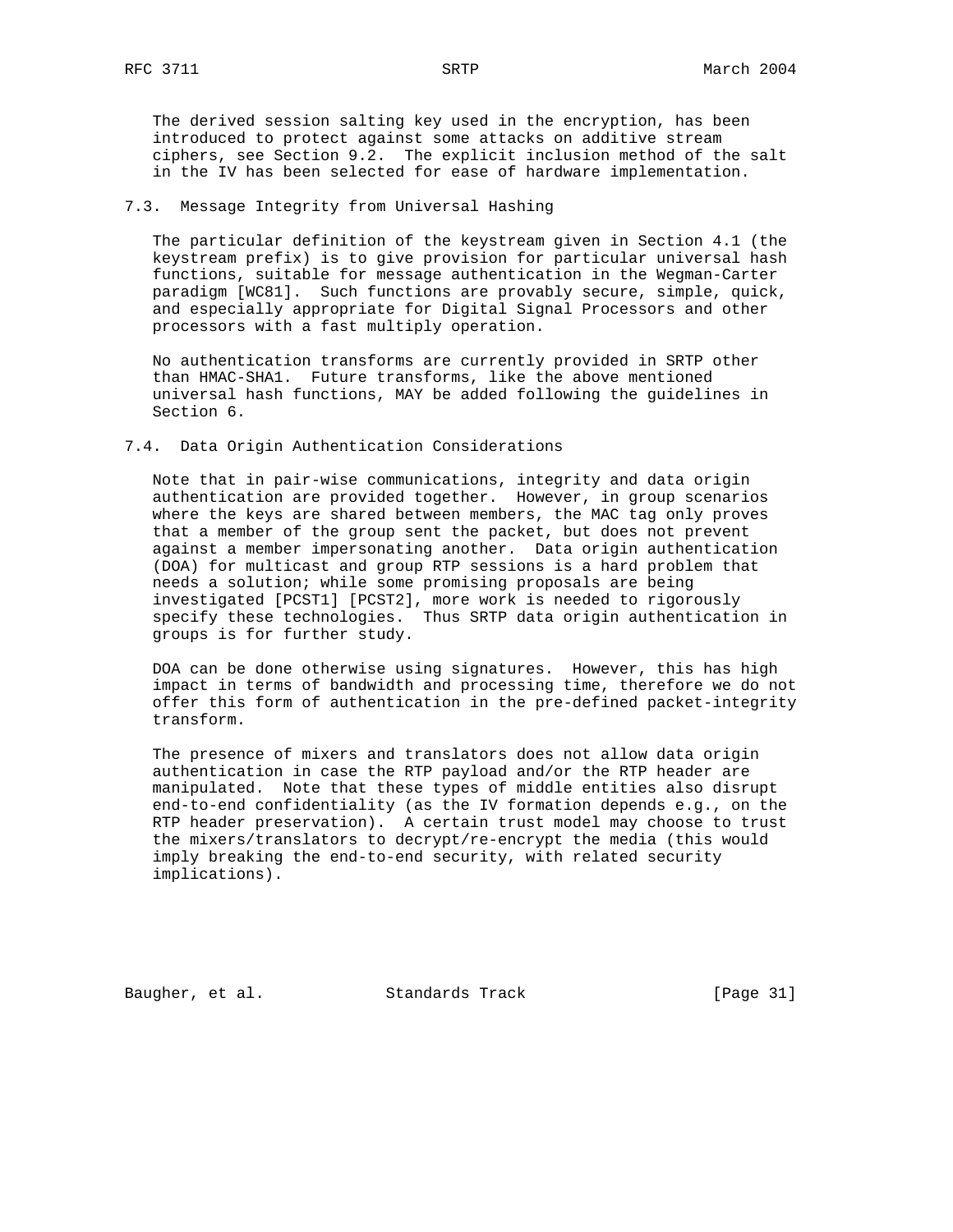The derived session salting key used in the encryption, has been introduced to protect against some attacks on additive stream ciphers, see Section 9.2. The explicit inclusion method of the salt in the IV has been selected for ease of hardware implementation.

### 7.3. Message Integrity from Universal Hashing

The particular definition of the keystream given in Section 4.1 (the keystream prefix) is to give provision for particular universal hash functions, suitable for message authentication in the Wegman-Carter paradigm [WC81]. Such functions are provably secure, simple, quick, and especially appropriate for Digital Signal Processors and other processors with a fast multiply operation.

No authentication transforms are currently provided in SRTP other than HMAC-SHA1. Future transforms, like the above mentioned universal hash functions, MAY be added following the guidelines in Section 6.

### 7.4. Data Origin Authentication Considerations

Note that in pair-wise communications, integrity and data origin authentication are provided together. However, in group scenarios where the keys are shared between members, the MAC tag only proves that a member of the group sent the packet, but does not prevent against a member impersonating another. Data origin authentication (DOA) for multicast and group RTP sessions is a hard problem that needs a solution; while some promising proposals are being investigated [PCST1] [PCST2], more work is needed to rigorously specify these technologies. Thus SRTP data origin authentication in groups is for further study.

DOA can be done otherwise using signatures. However, this has high impact in terms of bandwidth and processing time, therefore we do not offer this form of authentication in the pre-defined packet-integrity transform.

The presence of mixers and translators does not allow data origin authentication in case the RTP payload and/or the RTP header are manipulated. Note that these types of middle entities also disrupt end-to-end confidentiality (as the IV formation depends e.g., on the RTP header preservation). A certain trust model may choose to trust the mixers/translators to decrypt/re-encrypt the media (this would imply breaking the end-to-end security, with related security implications).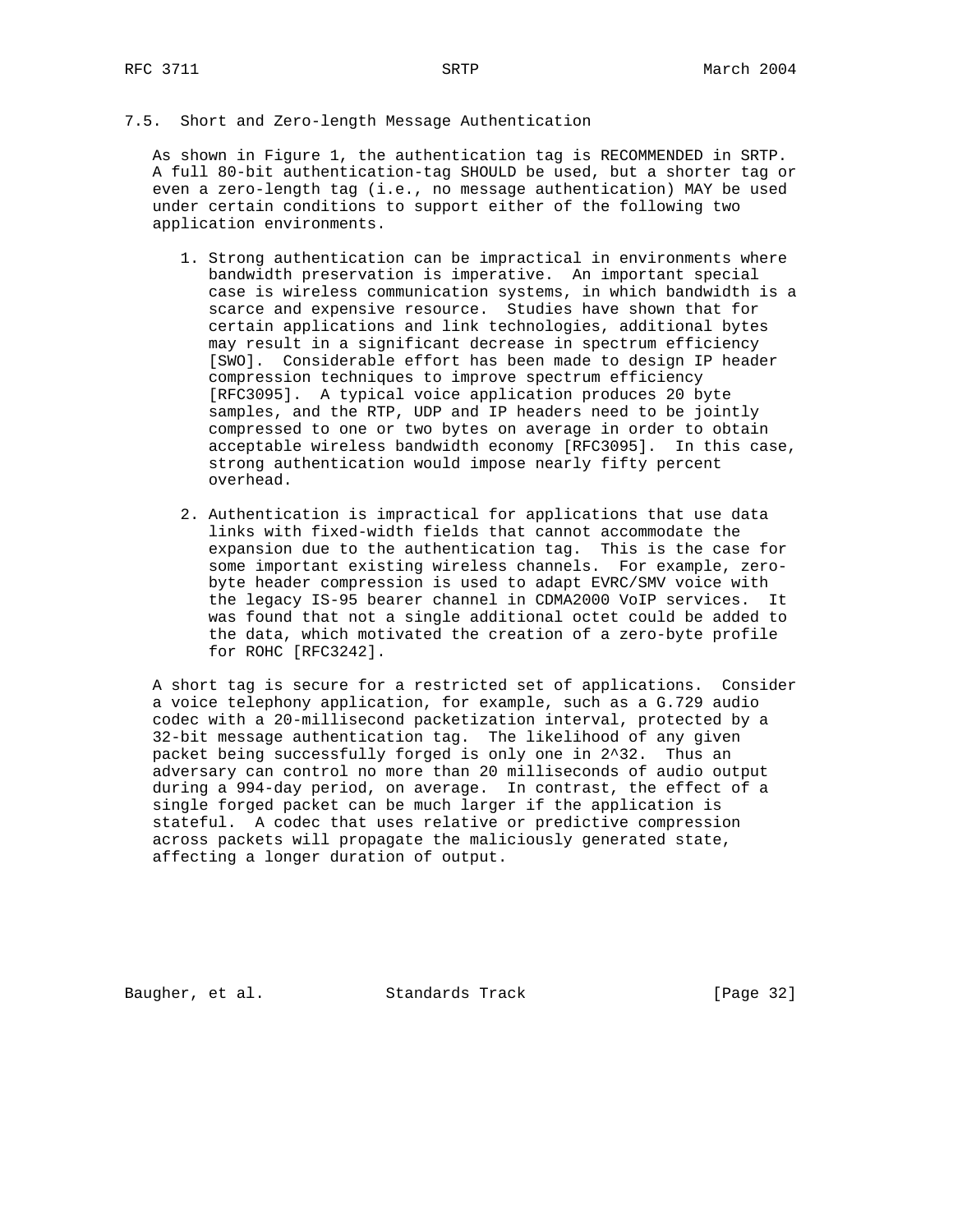### 7.5. Short and Zero-length Message Authentication

As shown in Figure 1, the authentication tag is RECOMMENDED in SRTP. A full 80-bit authentication-tag SHOULD be used, but a shorter tag or even a zero-length tag (i.e., no message authentication) MAY be used under certain conditions to support either of the following two application environments.

1. Strong authentication can be impractical in environments where bandwidth preservation is imperative. An important special case is wireless communication systems, in which bandwidth is a scarce and expensive resource. Studies have shown that for certain applications and link technologies, additional bytes may result in a significant decrease in spectrum efficiency [SWO]. Considerable effort has been made to design IP header compression techniques to improve spectrum efficiency [RFC3095]. A typical voice application produces 20 byte samples, and the RTP, UDP and IP headers need to be jointly compressed to one or two bytes on average in order to obtain acceptable wireless bandwidth economy [RFC3095]. In this case, strong authentication would impose nearly fifty percent overhead.

2. Authentication is impractical for applications that use data links with fixed-width fields that cannot accommodate the expansion due to the authentication tag. This is the case for some important existing wireless channels. For example, zero-byte header compression is used to adapt EVRC/SMV voice with the legacy IS-95 bearer channel in CDMA2000 VoIP services. It was found that not a single additional octet could be added to the data, which motivated the creation of a zero-byte profile for ROHC [RFC3242].

A short tag is secure for a restricted set of applications. Consider a voice telephony application, for example, such as a G.729 audio codec with a 20-millisecond packetization interval, protected by a 32-bit message authentication tag. The likelihood of any given packet being successfully forged is only one in 2^32. Thus an adversary can control no more than 20 milliseconds of audio output during a 994-day period, on average. In contrast, the effect of a single forged packet can be much larger if the application is stateful. A codec that uses relative or predictive compression across packets will propagate the maliciously generated state, affecting a longer duration of output.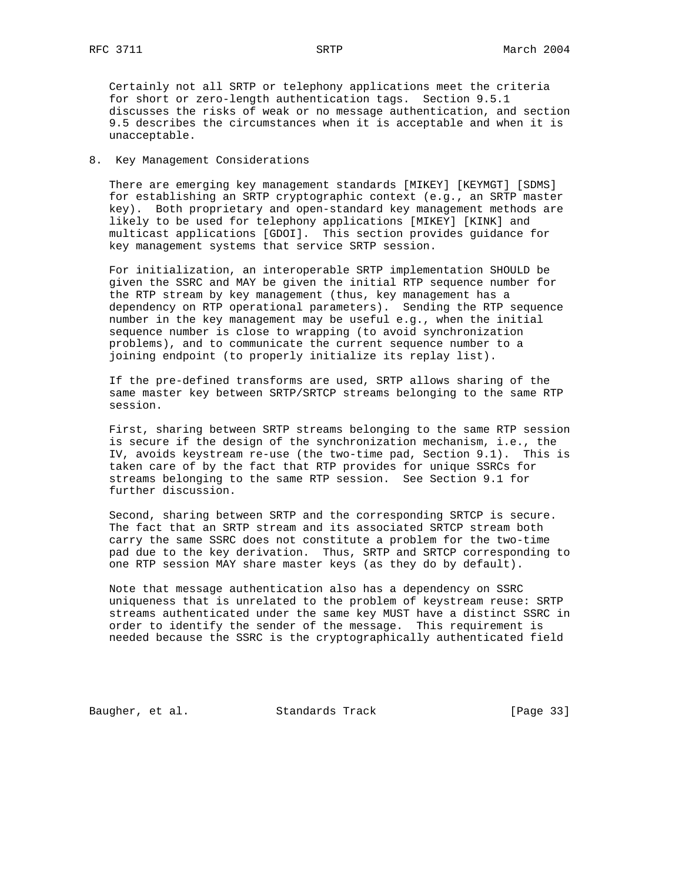Certainly not all SRTP or telephony applications meet the criteria for short or zero-length authentication tags. Section 9.5.1 discusses the risks of weak or no message authentication, and section 9.5 describes the circumstances when it is acceptable and when it is unacceptable.

## 8. Key Management Considerations

There are emerging key management standards [MIKEY] [KEYMGT] [SDMS] for establishing an SRTP cryptographic context (e.g., an SRTP master key). Both proprietary and open-standard key management methods are likely to be used for telephony applications [MIKEY] [KINK] and multicast applications [GDOI]. This section provides guidance for key management systems that service SRTP session.

For initialization, an interoperable SRTP implementation SHOULD be given the SSRC and MAY be given the initial RTP sequence number for the RTP stream by key management (thus, key management has a dependency on RTP operational parameters). Sending the RTP sequence number in the key management may be useful e.g., when the initial sequence number is close to wrapping (to avoid synchronization problems), and to communicate the current sequence number to a joining endpoint (to properly initialize its replay list).

If the pre-defined transforms are used, SRTP allows sharing of the same master key between SRTP/SRTCP streams belonging to the same RTP session.

First, sharing between SRTP streams belonging to the same RTP session is secure if the design of the synchronization mechanism, i.e., the IV, avoids keystream re-use (the two-time pad, Section 9.1). This is taken care of by the fact that RTP provides for unique SSRCs for streams belonging to the same RTP session. See Section 9.1 for further discussion.

Second, sharing between SRTP and the corresponding SRTCP is secure. The fact that an SRTP stream and its associated SRTCP stream both carry the same SSRC does not constitute a problem for the two-time pad due to the key derivation. Thus, SRTP and SRTCP corresponding to one RTP session MAY share master keys (as they do by default).

Note that message authentication also has a dependency on SSRC uniqueness that is unrelated to the problem of keystream reuse: SRTP streams authenticated under the same key MUST have a distinct SSRC in order to identify the sender of the message. This requirement is needed because the SSRC is the cryptographically authenticated field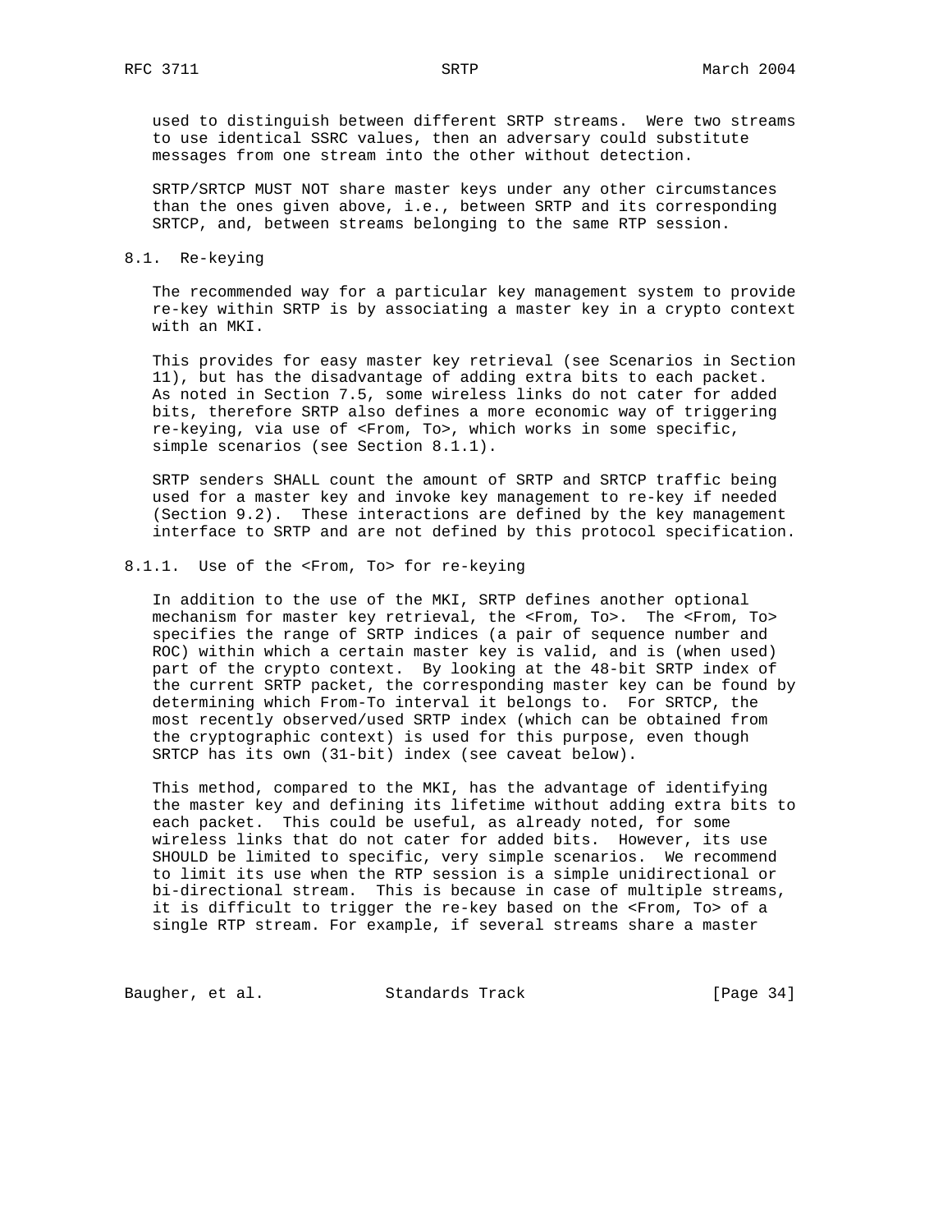used to distinguish between different SRTP streams. Were two streams to use identical SSRC values, then an adversary could substitute messages from one stream into the other without detection.

SRTP/SRTCP MUST NOT share master keys under any other circumstances than the ones given above, i.e., between SRTP and its corresponding SRTCP, and, between streams belonging to the same RTP session.

## 8.1. Re-keying

The recommended way for a particular key management system to provide re-key within SRTP is by associating a master key in a crypto context with an MKI.

This provides for easy master key retrieval (see Scenarios in Section 11), but has the disadvantage of adding extra bits to each packet. As noted in Section 7.5, some wireless links do not cater for added bits, therefore SRTP also defines a more economic way of triggering re-keying, via use of <From, To>, which works in some specific, simple scenarios (see Section 8.1.1).

SRTP senders SHALL count the amount of SRTP and SRTCP traffic being used for a master key and invoke key management to re-key if needed (Section 9.2). These interactions are defined by the key management interface to SRTP and are not defined by this protocol specification.

### 8.1.1. Use of the <From, To> for re-keying

In addition to the use of the MKI, SRTP defines another optional mechanism for master key retrieval, the <From, To>. The <From, To> specifies the range of SRTP indices (a pair of sequence number and ROC) within which a certain master key is valid, and is (when used) part of the crypto context. By looking at the 48-bit SRTP index of the current SRTP packet, the corresponding master key can be found by determining which From-To interval it belongs to. For SRTCP, the most recently observed/used SRTP index (which can be obtained from the cryptographic context) is used for this purpose, even though SRTCP has its own (31-bit) index (see caveat below).

This method, compared to the MKI, has the advantage of identifying the master key and defining its lifetime without adding extra bits to each packet. This could be useful, as already noted, for some wireless links that do not cater for added bits. However, its use SHOULD be limited to specific, very simple scenarios. We recommend to limit its use when the RTP session is a simple unidirectional or bi-directional stream. This is because in case of multiple streams, it is difficult to trigger the re-key based on the <From, To> of a single RTP stream. For example, if several streams share a master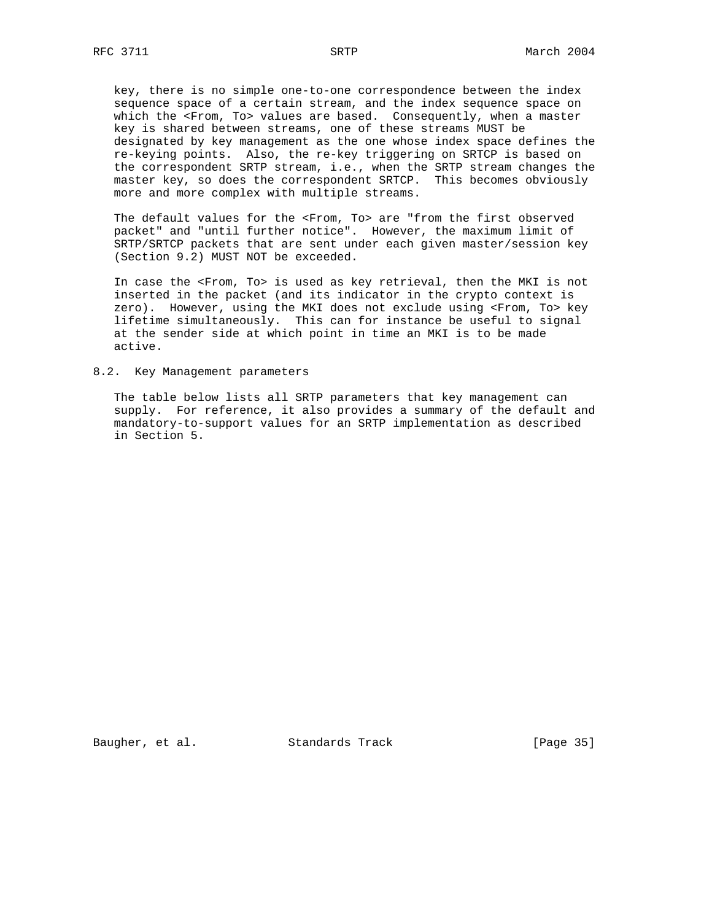key, there is no simple one-to-one correspondence between the index sequence space of a certain stream, and the index sequence space on which the <From, To> values are based. Consequently, when a master key is shared between streams, one of these streams MUST be designated by key management as the one whose index space defines the re-keying points. Also, the re-key triggering on SRTCP is based on the correspondent SRTP stream, i.e., when the SRTP stream changes the master key, so does the correspondent SRTCP. This becomes obviously more and more complex with multiple streams.

The default values for the <From, To> are "from the first observed packet" and "until further notice". However, the maximum limit of SRTP/SRTCP packets that are sent under each given master/session key (Section 9.2) MUST NOT be exceeded.

In case the <From, To> is used as key retrieval, then the MKI is not inserted in the packet (and its indicator in the crypto context is zero). However, using the MKI does not exclude using <From, To> key lifetime simultaneously. This can for instance be useful to signal at the sender side at which point in time an MKI is to be made active.

## 8.2. Key Management parameters

The table below lists all SRTP parameters that key management can supply. For reference, it also provides a summary of the default and mandatory-to-support values for an SRTP implementation as described in Section 5.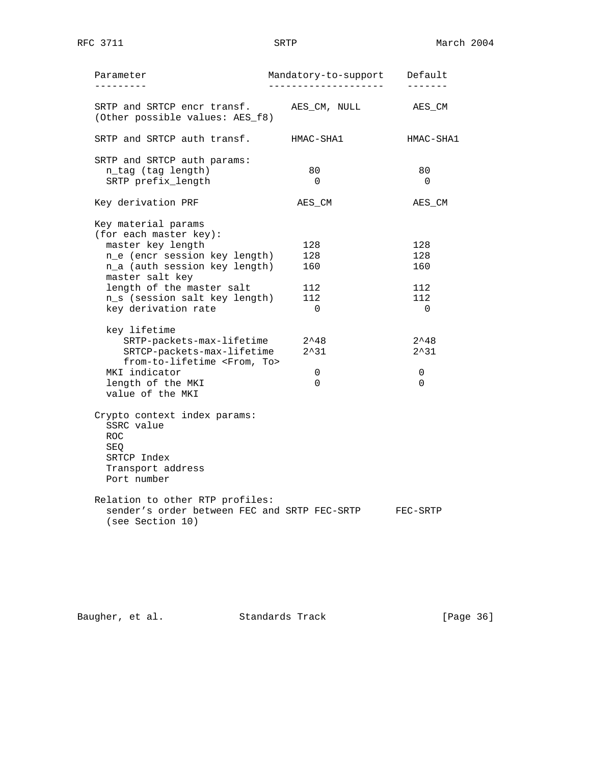| Parameter | Mandatory-to-support | Default |
| --- | --- | --- |
| SRTP and SRTCP encr transf. (Other possible values: AES_f8) | AES_CM, NULL | AES_CM |
| SRTP and SRTCP auth transf. | HMAC-SHA1 | HMAC-SHA1 |
| SRTP and SRTCP auth params: | | |
| n_tag (tag length) | 80 | 80 |
| SRTP prefix_length | 0 | 0 |
| Key derivation PRF | AES_CM | AES_CM |
| Key material params (for each master key): | | |
| master key length | 128 | 128 |
| n_e (encr session key length) | 128 | 128 |
| n_a (auth session key length) | 160 | 160 |
| master salt key | | |
| length of the master salt | 112 | 112 |
| n_s (session salt key length) | 112 | 112 |
| key derivation rate | 0 | 0 |
| key lifetime | | |
| SRTP-packets-max-lifetime | 2^48 | 2^48 |
| SRTCP-packets-max-lifetime | 2^31 | 2^31 |
| from-to-lifetime <From, To> | | |
| MKI indicator | 0 | 0 |
| length of the MKI | 0 | 0 |
| value of the MKI | | |
| Crypto context index params: | | |
| SSRC value | | |
| ROC | | |
| SEQ | | |
| SRTCP Index | | |
| Transport address | | |
| Port number | | |
| Relation to other RTP profiles: | | |
| sender's order between FEC and SRTP (see Section 10) | FEC-SRTP | FEC-SRTP |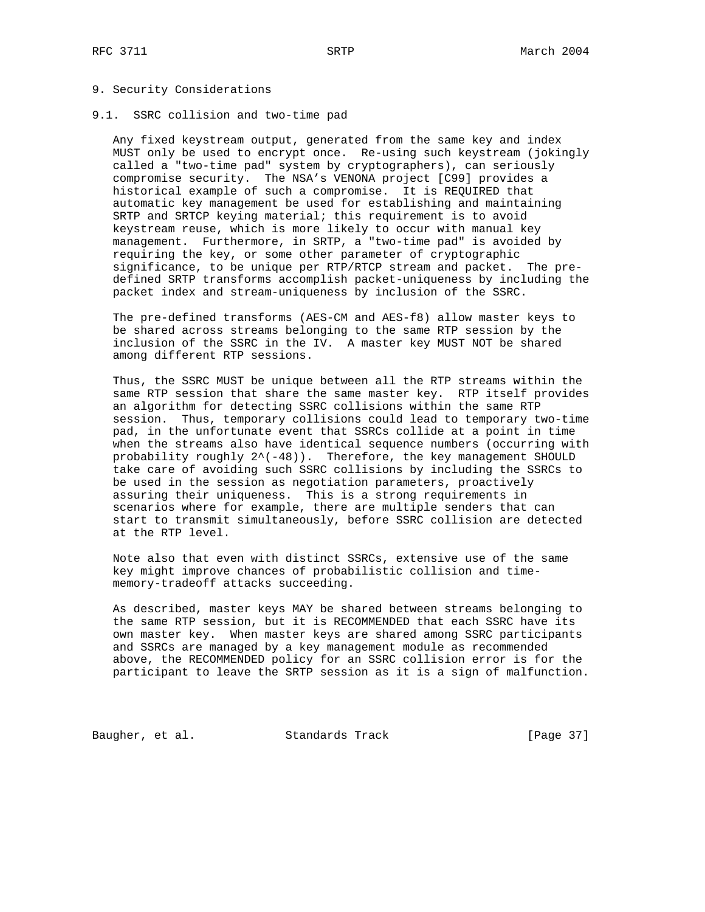# 9. Security Considerations

## 9.1. SSRC collision and two-time pad

Any fixed keystream output, generated from the same key and index MUST only be used to encrypt once. Re-using such keystream (jokingly called a "two-time pad" system by cryptographers), can seriously compromise security. The NSA's VENONA project [C99] provides a historical example of such a compromise. It is REQUIRED that automatic key management be used for establishing and maintaining SRTP and SRTCP keying material; this requirement is to avoid keystream reuse, which is more likely to occur with manual key management. Furthermore, in SRTP, a "two-time pad" is avoided by requiring the key, or some other parameter of cryptographic significance, to be unique per RTP/RTCP stream and packet. The pre-defined SRTP transforms accomplish packet-uniqueness by including the packet index and stream-uniqueness by inclusion of the SSRC.

The pre-defined transforms (AES-CM and AES-f8) allow master keys to be shared across streams belonging to the same RTP session by the inclusion of the SSRC in the IV. A master key MUST NOT be shared among different RTP sessions.

Thus, the SSRC MUST be unique between all the RTP streams within the same RTP session that share the same master key. RTP itself provides an algorithm for detecting SSRC collisions within the same RTP session. Thus, temporary collisions could lead to temporary two-time pad, in the unfortunate event that SSRCs collide at a point in time when the streams also have identical sequence numbers (occurring with probability roughly $2^{(-48)}$). Therefore, the key management SHOULD take care of avoiding such SSRC collisions by including the SSRCs to be used in the session as negotiation parameters, proactively assuring their uniqueness. This is a strong requirements in scenarios where for example, there are multiple senders that can start to transmit simultaneously, before SSRC collision are detected at the RTP level.

Note also that even with distinct SSRCs, extensive use of the same key might improve chances of probabilistic collision and time-memory-tradeoff attacks succeeding.

As described, master keys MAY be shared between streams belonging to the same RTP session, but it is RECOMMENDED that each SSRC have its own master key. When master keys are shared among SSRC participants and SSRCs are managed by a key management module as recommended above, the RECOMMENDED policy for an SSRC collision error is for the participant to leave the SRTP session as it is a sign of malfunction.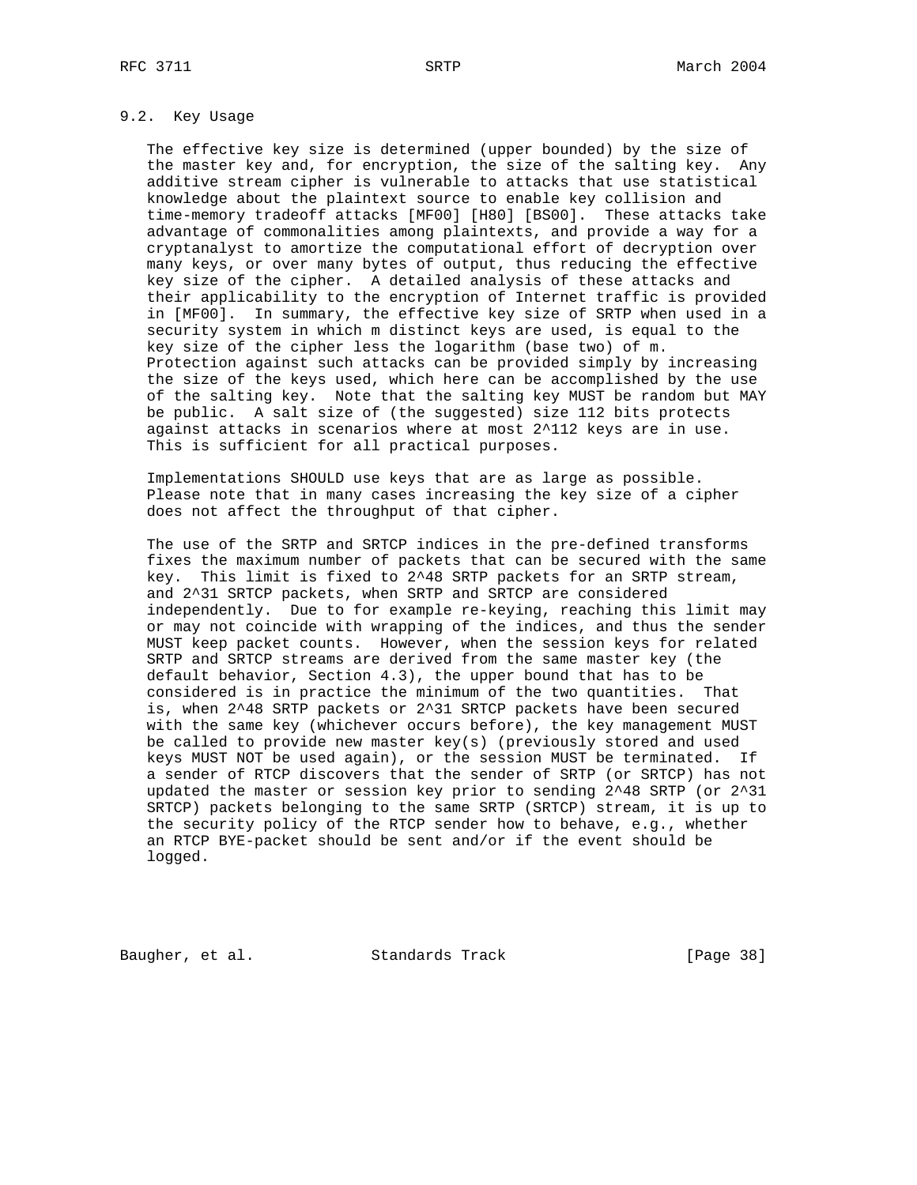### 9.2. Key Usage

The effective key size is determined (upper bounded) by the size of the master key and, for encryption, the size of the salting key. Any additive stream cipher is vulnerable to attacks that use statistical knowledge about the plaintext source to enable key collision and time-memory tradeoff attacks [MF00] [H80] [BS00]. These attacks take advantage of commonalities among plaintexts, and provide a way for a cryptanalyst to amortize the computational effort of decryption over many keys, or over many bytes of output, thus reducing the effective key size of the cipher. A detailed analysis of these attacks and their applicability to the encryption of Internet traffic is provided in [MF00]. In summary, the effective key size of SRTP when used in a security system in which m distinct keys are used, is equal to the key size of the cipher less the logarithm (base two) of m. Protection against such attacks can be provided simply by increasing the size of the keys used, which here can be accomplished by the use of the salting key. Note that the salting key MUST be random but MAY be public. A salt size of (the suggested) size 112 bits protects against attacks in scenarios where at most $2^{112}$ keys are in use. This is sufficient for all practical purposes.

Implementations SHOULD use keys that are as large as possible. Please note that in many cases increasing the key size of a cipher does not affect the throughput of that cipher.

The use of the SRTP and SRTCP indices in the pre-defined transforms fixes the maximum number of packets that can be secured with the same key. This limit is fixed to $2^{48}$ SRTP packets for an SRTP stream, and $2^{31}$ SRTCP packets, when SRTP and SRTCP are considered independently. Due to for example re-keying, reaching this limit may or may not coincide with wrapping of the indices, and thus the sender MUST keep packet counts. However, when the session keys for related SRTP and SRTCP streams are derived from the same master key (the default behavior, Section 4.3), the upper bound that has to be considered is in practice the minimum of the two quantities. That is, when $2^{48}$ SRTP packets or $2^{31}$ SRTCP packets have been secured with the same key (whichever occurs before), the key management MUST be called to provide new master key(s) (previously stored and used keys MUST NOT be used again), or the session MUST be terminated. If a sender of RTCP discovers that the sender of SRTP (or SRTCP) has not updated the master or session key prior to sending $2^{48}$ SRTP (or $2^{31}$ SRTCP) packets belonging to the same SRTP (SRTCP) stream, it is up to the security policy of the RTCP sender how to behave, e.g., whether an RTCP BYE-packet should be sent and/or if the event should be logged.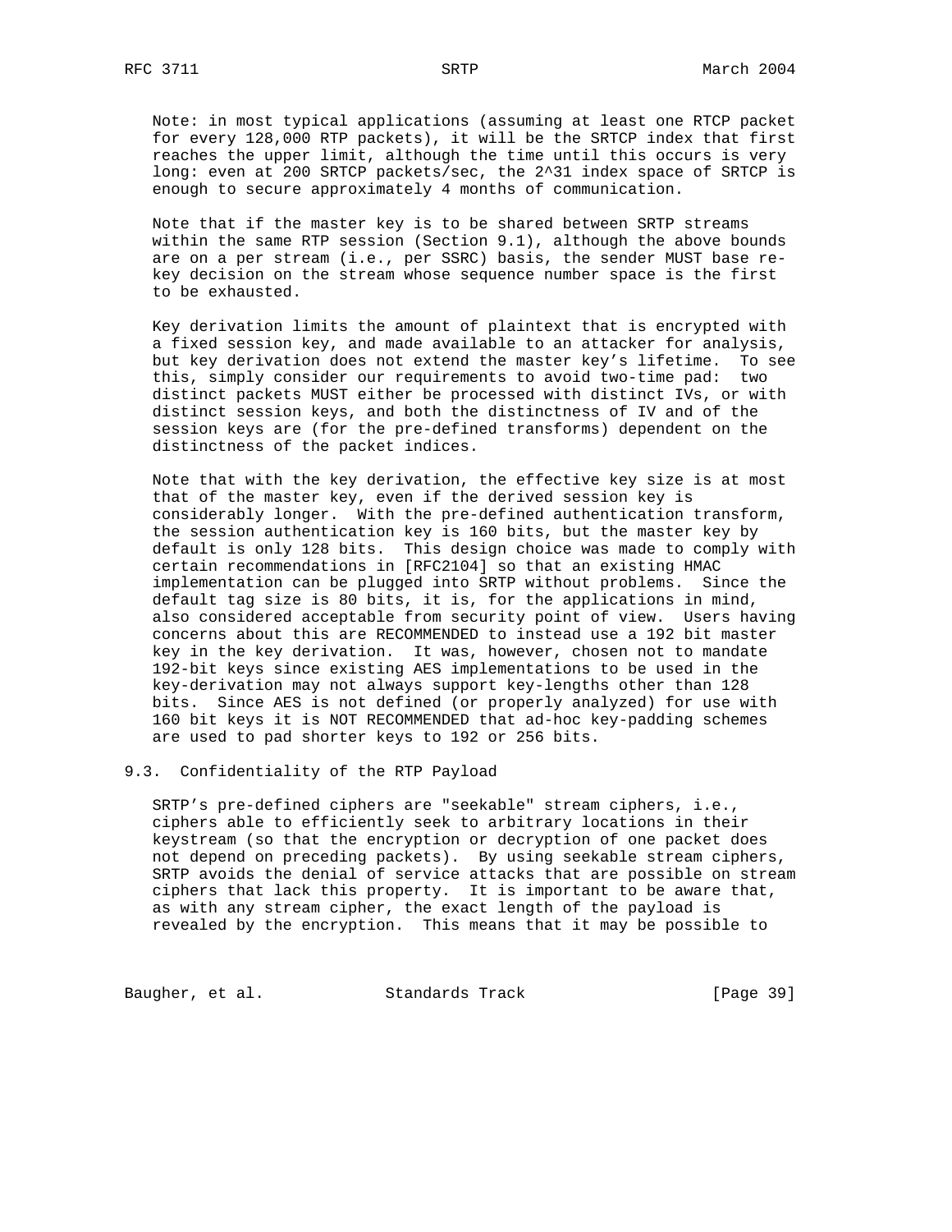Note: in most typical applications (assuming at least one RTCP packet for every 128,000 RTP packets), it will be the SRTCP index that first reaches the upper limit, although the time until this occurs is very long: even at 200 SRTCP packets/sec, the $2^{31}$ index space of SRTCP is enough to secure approximately 4 months of communication.

Note that if the master key is to be shared between SRTP streams within the same RTP session (Section 9.1), although the above bounds are on a per stream (i.e., per SSRC) basis, the sender MUST base re-key decision on the stream whose sequence number space is the first to be exhausted.

Key derivation limits the amount of plaintext that is encrypted with a fixed session key, and made available to an attacker for analysis, but key derivation does not extend the master key's lifetime. To see this, simply consider our requirements to avoid two-time pad: two distinct packets MUST either be processed with distinct IVs, or with distinct session keys, and both the distinctness of IV and of the session keys are (for the pre-defined transforms) dependent on the distinctness of the packet indices.

Note that with the key derivation, the effective key size is at most that of the master key, even if the derived session key is considerably longer. With the pre-defined authentication transform, the session authentication key is 160 bits, but the master key by default is only 128 bits. This design choice was made to comply with certain recommendations in [RFC2104] so that an existing HMAC implementation can be plugged into SRTP without problems. Since the default tag size is 80 bits, it is, for the applications in mind, also considered acceptable from security point of view. Users having concerns about this are RECOMMENDED to instead use a 192 bit master key in the key derivation. It was, however, chosen not to mandate 192-bit keys since existing AES implementations to be used in the key-derivation may not always support key-lengths other than 128 bits. Since AES is not defined (or properly analyzed) for use with 160 bit keys it is NOT RECOMMENDED that ad-hoc key-padding schemes are used to pad shorter keys to 192 or 256 bits.

## 9.3. Confidentiality of the RTP Payload

SRTP's pre-defined ciphers are "seekable" stream ciphers, i.e., ciphers able to efficiently seek to arbitrary locations in their keystream (so that the encryption or decryption of one packet does not depend on preceding packets). By using seekable stream ciphers, SRTP avoids the denial of service attacks that are possible on stream ciphers that lack this property. It is important to be aware that, as with any stream cipher, the exact length of the payload is revealed by the encryption. This means that it may be possible to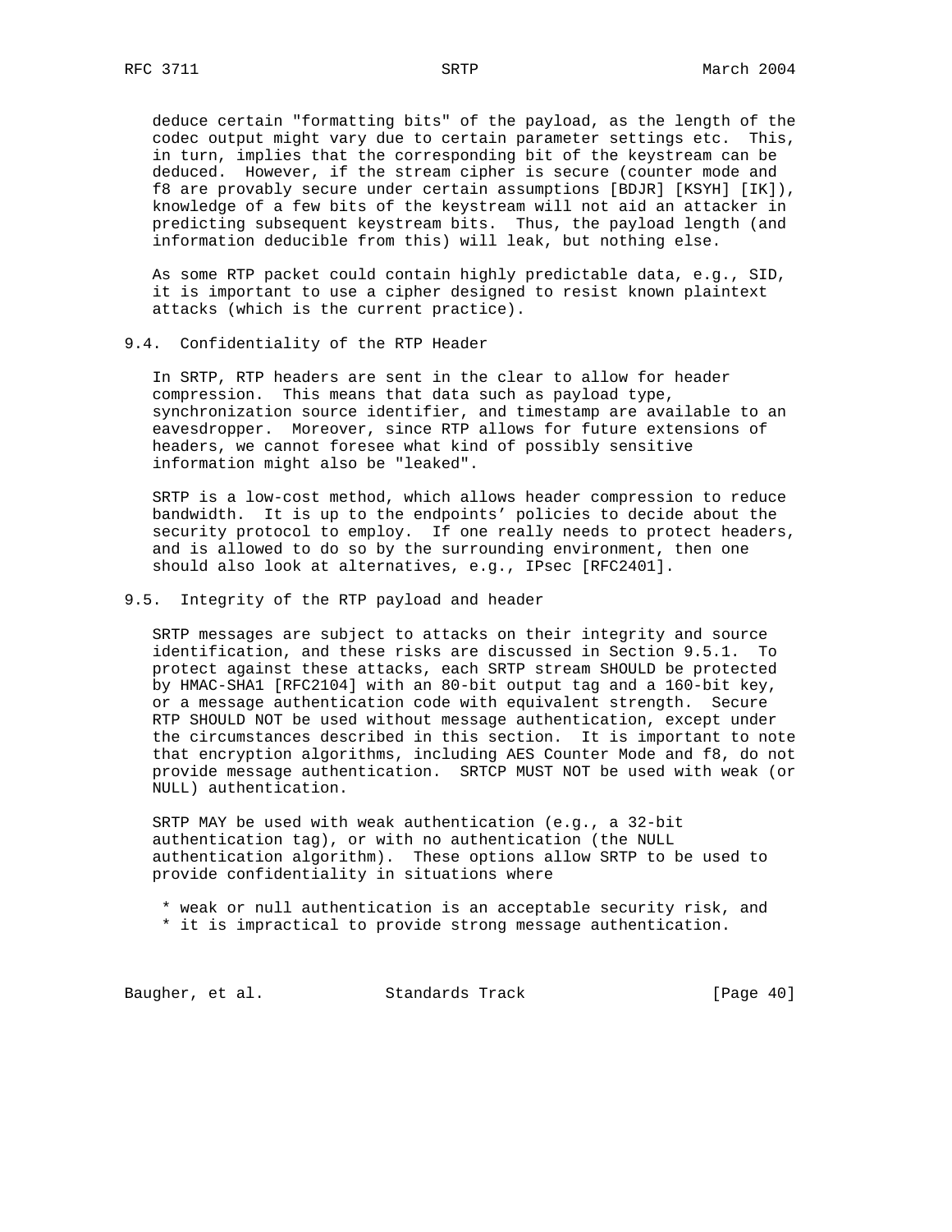deduce certain "formatting bits" of the payload, as the length of the codec output might vary due to certain parameter settings etc. This, in turn, implies that the corresponding bit of the keystream can be deduced. However, if the stream cipher is secure (counter mode and f8 are provably secure under certain assumptions [BDJR] [KSYH] [IK]), knowledge of a few bits of the keystream will not aid an attacker in predicting subsequent keystream bits. Thus, the payload length (and information deducible from this) will leak, but nothing else.

As some RTP packet could contain highly predictable data, e.g., SID, it is important to use a cipher designed to resist known plaintext attacks (which is the current practice).

## 9.4. Confidentiality of the RTP Header

In SRTP, RTP headers are sent in the clear to allow for header compression. This means that data such as payload type, synchronization source identifier, and timestamp are available to an eavesdropper. Moreover, since RTP allows for future extensions of headers, we cannot foresee what kind of possibly sensitive information might also be "leaked".

SRTP is a low-cost method, which allows header compression to reduce bandwidth. It is up to the endpoints' policies to decide about the security protocol to employ. If one really needs to protect headers, and is allowed to do so by the surrounding environment, then one should also look at alternatives, e.g., IPsec [RFC2401].

## 9.5. Integrity of the RTP payload and header

SRTP messages are subject to attacks on their integrity and source identification, and these risks are discussed in Section 9.5.1. To protect against these attacks, each SRTP stream SHOULD be protected by HMAC-SHA1 [RFC2104] with an 80-bit output tag and a 160-bit key, or a message authentication code with equivalent strength. Secure RTP SHOULD NOT be used without message authentication, except under the circumstances described in this section. It is important to note that encryption algorithms, including AES Counter Mode and f8, do not provide message authentication. SRTCP MUST NOT be used with weak (or NULL) authentication.

SRTP MAY be used with weak authentication (e.g., a 32-bit authentication tag), or with no authentication (the NULL authentication algorithm). These options allow SRTP to be used to provide confidentiality in situations where

* weak or null authentication is an acceptable security risk, and
* it is impractical to provide strong message authentication.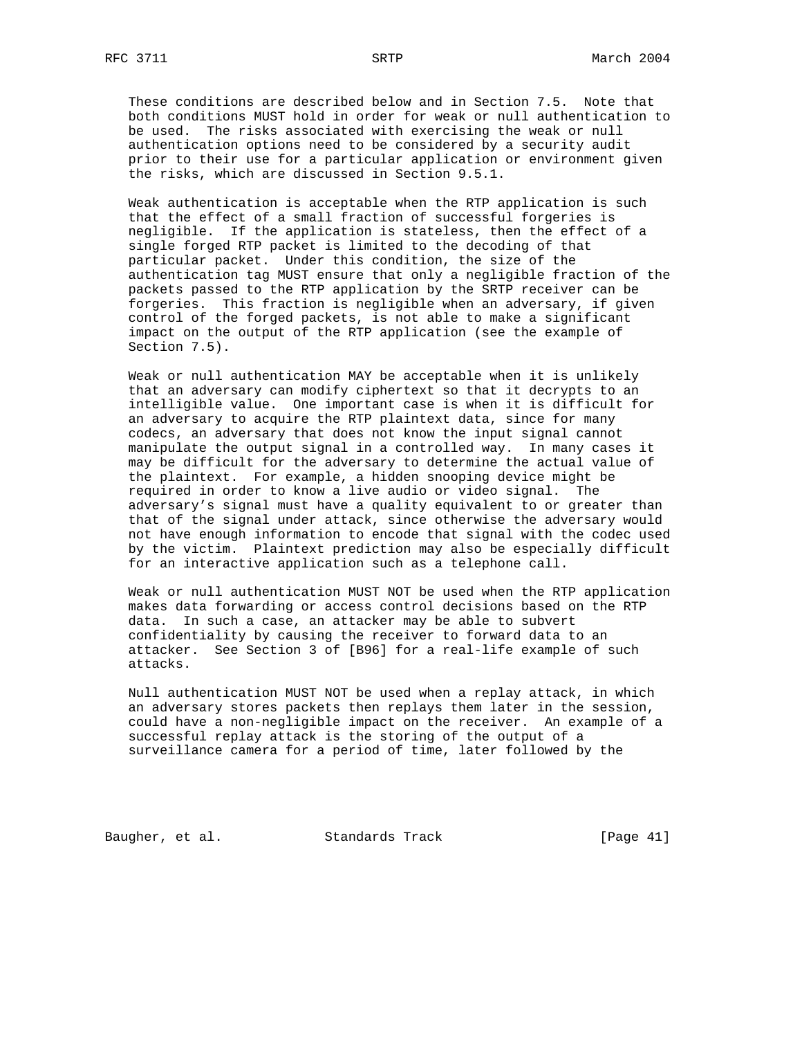These conditions are described below and in Section 7.5. Note that both conditions MUST hold in order for weak or null authentication to be used. The risks associated with exercising the weak or null authentication options need to be considered by a security audit prior to their use for a particular application or environment given the risks, which are discussed in Section 9.5.1.

Weak authentication is acceptable when the RTP application is such that the effect of a small fraction of successful forgeries is negligible. If the application is stateless, then the effect of a single forged RTP packet is limited to the decoding of that particular packet. Under this condition, the size of the authentication tag MUST ensure that only a negligible fraction of the packets passed to the RTP application by the SRTP receiver can be forgeries. This fraction is negligible when an adversary, if given control of the forged packets, is not able to make a significant impact on the output of the RTP application (see the example of Section 7.5).

Weak or null authentication MAY be acceptable when it is unlikely that an adversary can modify ciphertext so that it decrypts to an intelligible value. One important case is when it is difficult for an adversary to acquire the RTP plaintext data, since for many codecs, an adversary that does not know the input signal cannot manipulate the output signal in a controlled way. In many cases it may be difficult for the adversary to determine the actual value of the plaintext. For example, a hidden snooping device might be required in order to know a live audio or video signal. The adversary's signal must have a quality equivalent to or greater than that of the signal under attack, since otherwise the adversary would not have enough information to encode that signal with the codec used by the victim. Plaintext prediction may also be especially difficult for an interactive application such as a telephone call.

Weak or null authentication MUST NOT be used when the RTP application makes data forwarding or access control decisions based on the RTP data. In such a case, an attacker may be able to subvert confidentiality by causing the receiver to forward data to an attacker. See Section 3 of [B96] for a real-life example of such attacks.

Null authentication MUST NOT be used when a replay attack, in which an adversary stores packets then replays them later in the session, could have a non-negligible impact on the receiver. An example of a successful replay attack is the storing of the output of a surveillance camera for a period of time, later followed by the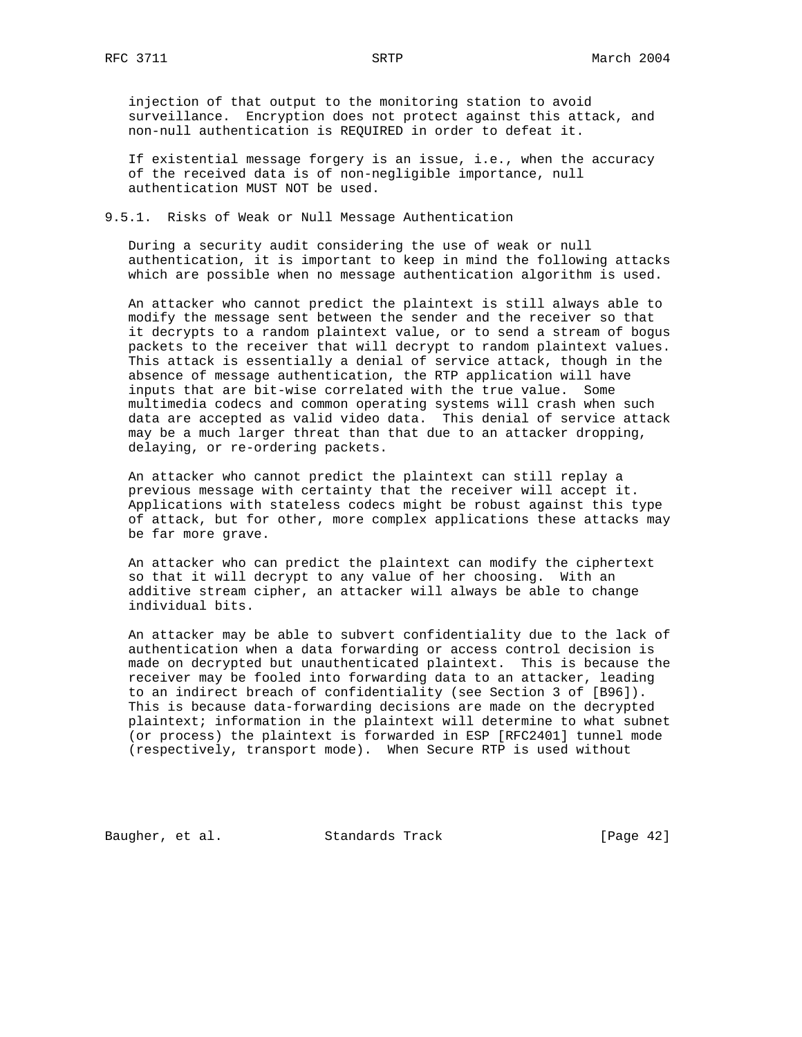injection of that output to the monitoring station to avoid surveillance. Encryption does not protect against this attack, and non-null authentication is REQUIRED in order to defeat it.

If existential message forgery is an issue, i.e., when the accuracy of the received data is of non-negligible importance, null authentication MUST NOT be used.

### 9.5.1. Risks of Weak or Null Message Authentication

During a security audit considering the use of weak or null authentication, it is important to keep in mind the following attacks which are possible when no message authentication algorithm is used.

An attacker who cannot predict the plaintext is still always able to modify the message sent between the sender and the receiver so that it decrypts to a random plaintext value, or to send a stream of bogus packets to the receiver that will decrypt to random plaintext values. This attack is essentially a denial of service attack, though in the absence of message authentication, the RTP application will have inputs that are bit-wise correlated with the true value. Some multimedia codecs and common operating systems will crash when such data are accepted as valid video data. This denial of service attack may be a much larger threat than that due to an attacker dropping, delaying, or re-ordering packets.

An attacker who cannot predict the plaintext can still replay a previous message with certainty that the receiver will accept it. Applications with stateless codecs might be robust against this type of attack, but for other, more complex applications these attacks may be far more grave.

An attacker who can predict the plaintext can modify the ciphertext so that it will decrypt to any value of her choosing. With an additive stream cipher, an attacker will always be able to change individual bits.

An attacker may be able to subvert confidentiality due to the lack of authentication when a data forwarding or access control decision is made on decrypted but unauthenticated plaintext. This is because the receiver may be fooled into forwarding data to an attacker, leading to an indirect breach of confidentiality (see Section 3 of [B96]). This is because data-forwarding decisions are made on the decrypted plaintext; information in the plaintext will determine to what subnet (or process) the plaintext is forwarded in ESP [RFC2401] tunnel mode (respectively, transport mode). When Secure RTP is used without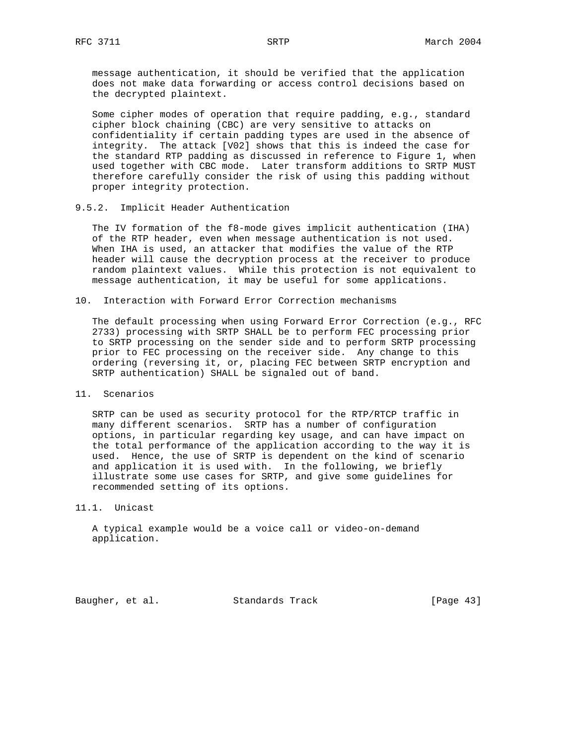message authentication, it should be verified that the application does not make data forwarding or access control decisions based on the decrypted plaintext.

Some cipher modes of operation that require padding, e.g., standard cipher block chaining (CBC) are very sensitive to attacks on confidentiality if certain padding types are used in the absence of integrity. The attack [V02] shows that this is indeed the case for the standard RTP padding as discussed in reference to Figure 1, when used together with CBC mode. Later transform additions to SRTP MUST therefore carefully consider the risk of using this padding without proper integrity protection.

### 9.5.2. Implicit Header Authentication

The IV formation of the f8-mode gives implicit authentication (IHA) of the RTP header, even when message authentication is not used. When IHA is used, an attacker that modifies the value of the RTP header will cause the decryption process at the receiver to produce random plaintext values. While this protection is not equivalent to message authentication, it may be useful for some applications.

## 10. Interaction with Forward Error Correction mechanisms

The default processing when using Forward Error Correction (e.g., RFC 2733) processing with SRTP SHALL be to perform FEC processing prior to SRTP processing on the sender side and to perform SRTP processing prior to FEC processing on the receiver side. Any change to this ordering (reversing it, or, placing FEC between SRTP encryption and SRTP authentication) SHALL be signaled out of band.

## 11. Scenarios

SRTP can be used as security protocol for the RTP/RTCP traffic in many different scenarios. SRTP has a number of configuration options, in particular regarding key usage, and can have impact on the total performance of the application according to the way it is used. Hence, the use of SRTP is dependent on the kind of scenario and application it is used with. In the following, we briefly illustrate some use cases for SRTP, and give some guidelines for recommended setting of its options.

### 11.1. Unicast

A typical example would be a voice call or video-on-demand application.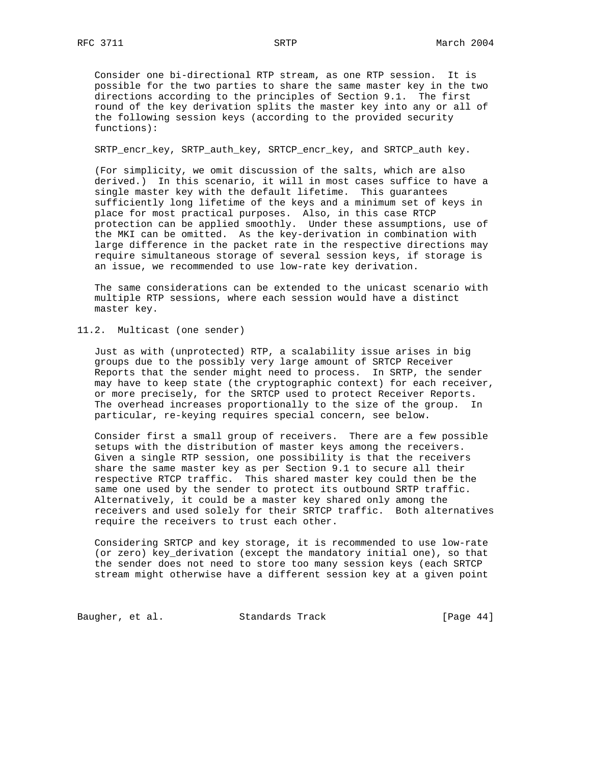Consider one bi-directional RTP stream, as one RTP session. It is possible for the two parties to share the same master key in the two directions according to the principles of Section 9.1. The first round of the key derivation splits the master key into any or all of the following session keys (according to the provided security functions):

SRTP_encr_key, SRTP_auth_key, SRTCP_encr_key, and SRTCP_auth key.

(For simplicity, we omit discussion of the salts, which are also derived.) In this scenario, it will in most cases suffice to have a single master key with the default lifetime. This guarantees sufficiently long lifetime of the keys and a minimum set of keys in place for most practical purposes. Also, in this case RTCP protection can be applied smoothly. Under these assumptions, use of the MKI can be omitted. As the key-derivation in combination with large difference in the packet rate in the respective directions may require simultaneous storage of several session keys, if storage is an issue, we recommended to use low-rate key derivation.

The same considerations can be extended to the unicast scenario with multiple RTP sessions, where each session would have a distinct master key.

## 11.2. Multicast (one sender)

Just as with (unprotected) RTP, a scalability issue arises in big groups due to the possibly very large amount of SRTCP Receiver Reports that the sender might need to process. In SRTP, the sender may have to keep state (the cryptographic context) for each receiver, or more precisely, for the SRTCP used to protect Receiver Reports. The overhead increases proportionally to the size of the group. In particular, re-keying requires special concern, see below.

Consider first a small group of receivers. There are a few possible setups with the distribution of master keys among the receivers. Given a single RTP session, one possibility is that the receivers share the same master key as per Section 9.1 to secure all their respective RTCP traffic. This shared master key could then be the same one used by the sender to protect its outbound SRTP traffic. Alternatively, it could be a master key shared only among the receivers and used solely for their SRTCP traffic. Both alternatives require the receivers to trust each other.

Considering SRTCP and key storage, it is recommended to use low-rate (or zero) key_derivation (except the mandatory initial one), so that the sender does not need to store too many session keys (each SRTCP stream might otherwise have a different session key at a given point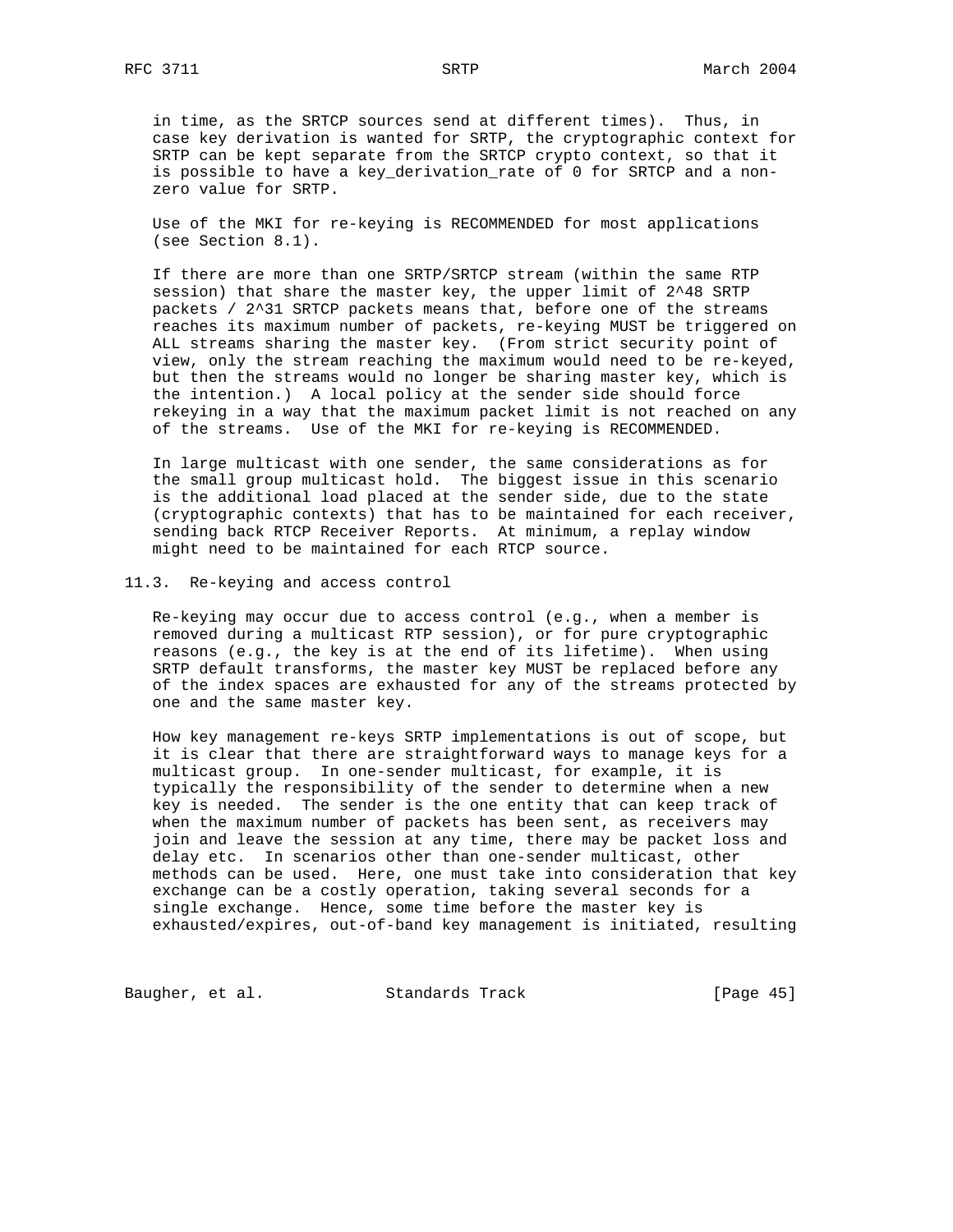in time, as the SRTCP sources send at different times). Thus, in case key derivation is wanted for SRTP, the cryptographic context for SRTP can be kept separate from the SRTCP crypto context, so that it is possible to have a key_derivation_rate of 0 for SRTCP and a non-zero value for SRTP.

Use of the MKI for re-keying is RECOMMENDED for most applications (see Section 8.1).

If there are more than one SRTP/SRTCP stream (within the same RTP session) that share the master key, the upper limit of $2^{48}$ SRTP packets / $2^{31}$ SRTCP packets means that, before one of the streams reaches its maximum number of packets, re-keying MUST be triggered on ALL streams sharing the master key. (From strict security point of view, only the stream reaching the maximum would need to be re-keyed, but then the streams would no longer be sharing master key, which is the intention.) A local policy at the sender side should force rekeying in a way that the maximum packet limit is not reached on any of the streams. Use of the MKI for re-keying is RECOMMENDED.

In large multicast with one sender, the same considerations as for the small group multicast hold. The biggest issue in this scenario is the additional load placed at the sender side, due to the state (cryptographic contexts) that has to be maintained for each receiver, sending back RTCP Receiver Reports. At minimum, a replay window might need to be maintained for each RTCP source.

### 11.3. Re-keying and access control

Re-keying may occur due to access control (e.g., when a member is removed during a multicast RTP session), or for pure cryptographic reasons (e.g., the key is at the end of its lifetime). When using SRTP default transforms, the master key MUST be replaced before any of the index spaces are exhausted for any of the streams protected by one and the same master key.

How key management re-keys SRTP implementations is out of scope, but it is clear that there are straightforward ways to manage keys for a multicast group. In one-sender multicast, for example, it is typically the responsibility of the sender to determine when a new key is needed. The sender is the one entity that can keep track of when the maximum number of packets has been sent, as receivers may join and leave the session at any time, there may be packet loss and delay etc. In scenarios other than one-sender multicast, other methods can be used. Here, one must take into consideration that key exchange can be a costly operation, taking several seconds for a single exchange. Hence, some time before the master key is exhausted/expires, out-of-band key management is initiated, resulting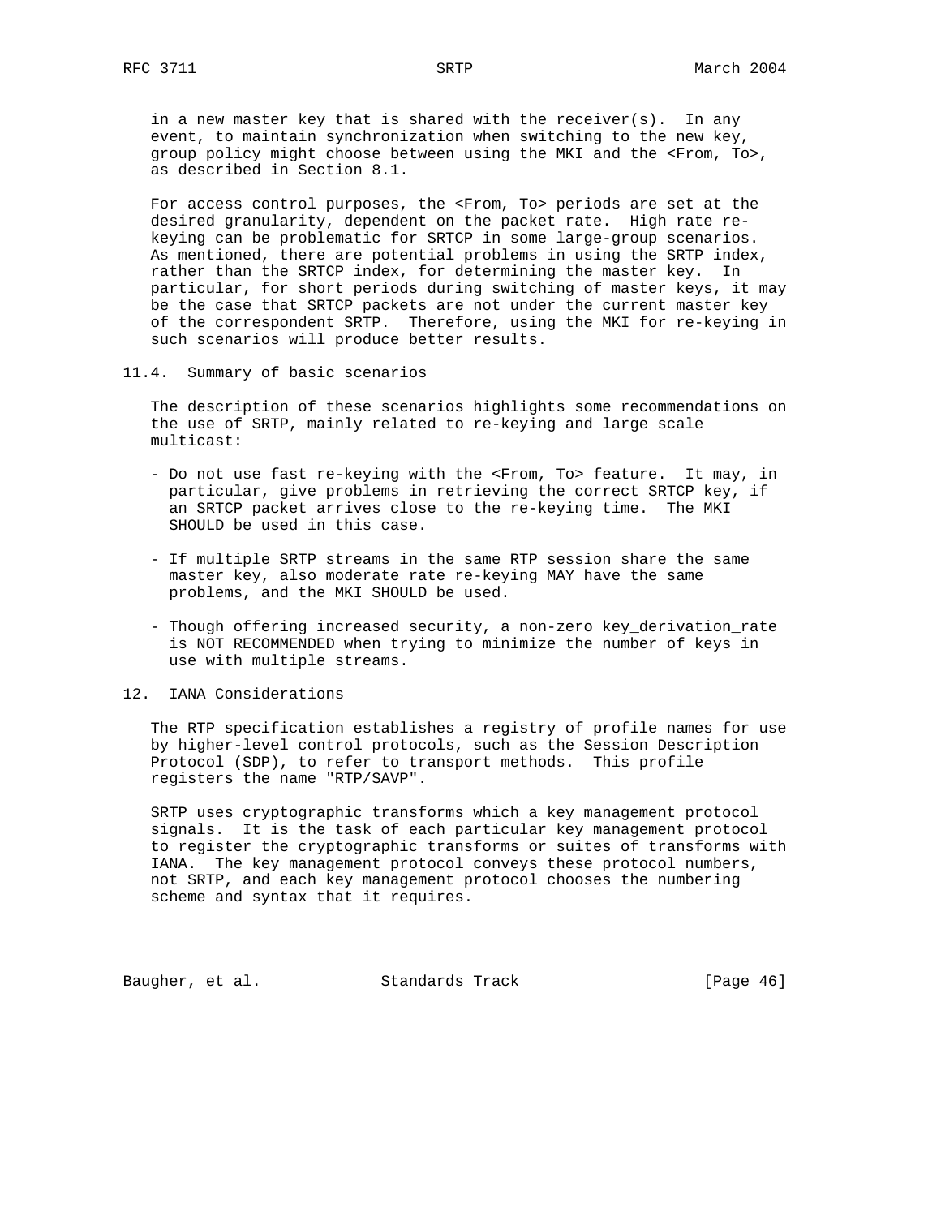in a new master key that is shared with the receiver(s). In any event, to maintain synchronization when switching to the new key, group policy might choose between using the MKI and the <From, To>, as described in Section 8.1.

For access control purposes, the <From, To> periods are set at the desired granularity, dependent on the packet rate. High rate re-keying can be problematic for SRTCP in some large-group scenarios. As mentioned, there are potential problems in using the SRTP index, rather than the SRTCP index, for determining the master key. In particular, for short periods during switching of master keys, it may be the case that SRTCP packets are not under the current master key of the correspondent SRTP. Therefore, using the MKI for re-keying in such scenarios will produce better results.

## 11.4. Summary of basic scenarios

The description of these scenarios highlights some recommendations on the use of SRTP, mainly related to re-keying and large scale multicast:

- Do not use fast re-keying with the <From, To> feature. It may, in particular, give problems in retrieving the correct SRTCP key, if an SRTCP packet arrives close to the re-keying time. The MKI SHOULD be used in this case.

- If multiple SRTP streams in the same RTP session share the same master key, also moderate rate re-keying MAY have the same problems, and the MKI SHOULD be used.

- Though offering increased security, a non-zero key_derivation_rate is NOT RECOMMENDED when trying to minimize the number of keys in use with multiple streams.

# 12. IANA Considerations

The RTP specification establishes a registry of profile names for use by higher-level control protocols, such as the Session Description Protocol (SDP), to refer to transport methods. This profile registers the name "RTP/SAVP".

SRTP uses cryptographic transforms which a key management protocol signals. It is the task of each particular key management protocol to register the cryptographic transforms or suites of transforms with IANA. The key management protocol conveys these protocol numbers, not SRTP, and each key management protocol chooses the numbering scheme and syntax that it requires.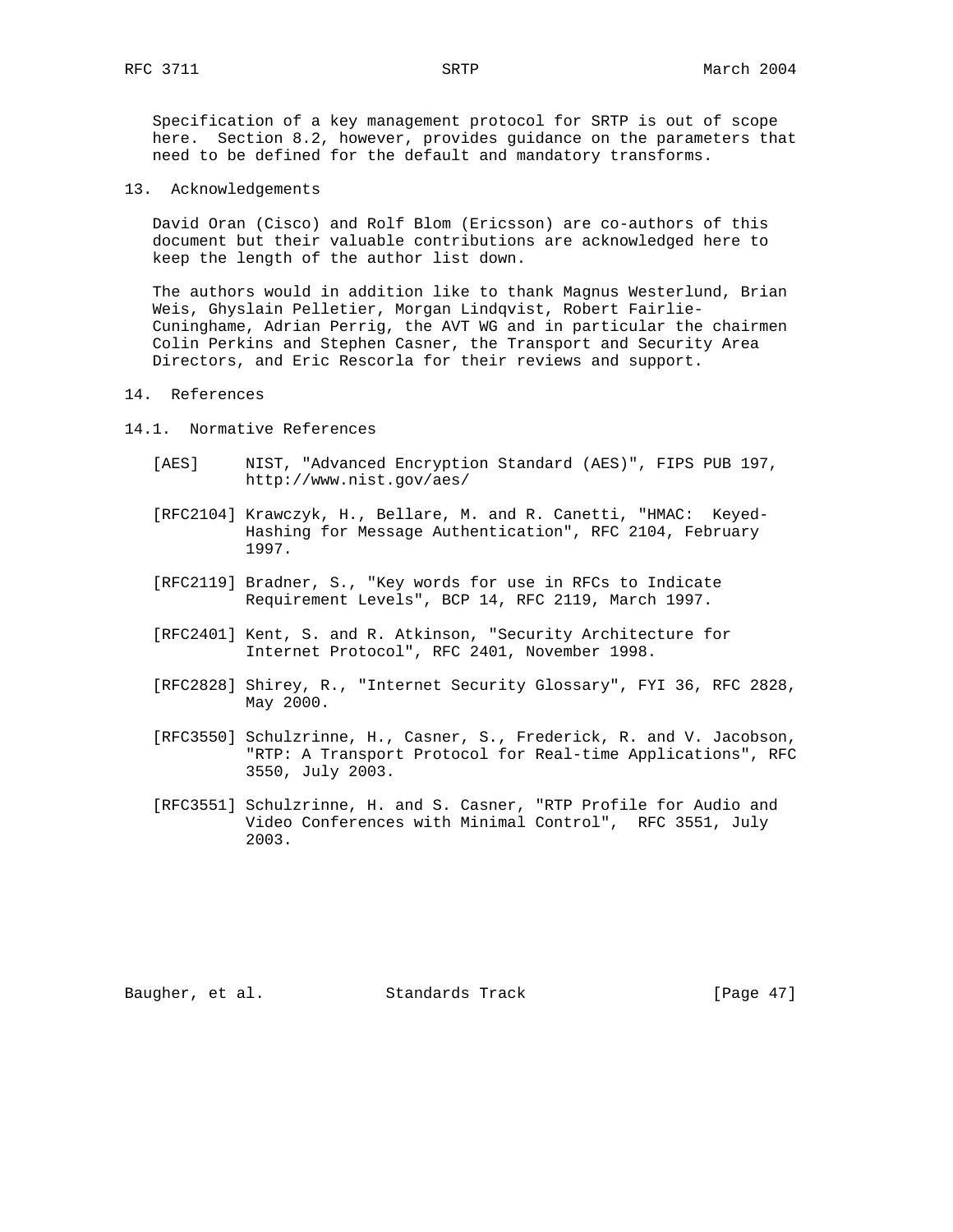Specification of a key management protocol for SRTP is out of scope here. Section 8.2, however, provides guidance on the parameters that need to be defined for the default and mandatory transforms.

## 13. Acknowledgements

David Oran (Cisco) and Rolf Blom (Ericsson) are co-authors of this document but their valuable contributions are acknowledged here to keep the length of the author list down.

The authors would in addition like to thank Magnus Westerlund, Brian Weis, Ghyslain Pelletier, Morgan Lindqvist, Robert Fairlie-Cuninghame, Adrian Perrig, the AVT WG and in particular the chairmen Colin Perkins and Stephen Casner, the Transport and Security Area Directors, and Eric Rescorla for their reviews and support.

## 14. References

### 14.1. Normative References

[AES] NIST, "Advanced Encryption Standard (AES)", FIPS PUB 197, http://www.nist.gov/aes/

[RFC2104] Krawczyk, H., Bellare, M. and R. Canetti, "HMAC: Keyed-Hashing for Message Authentication", RFC 2104, February 1997.

[RFC2119] Bradner, S., "Key words for use in RFCs to Indicate Requirement Levels", BCP 14, RFC 2119, March 1997.

[RFC2401] Kent, S. and R. Atkinson, "Security Architecture for Internet Protocol", RFC 2401, November 1998.

[RFC2828] Shirey, R., "Internet Security Glossary", FYI 36, RFC 2828, May 2000.

[RFC3550] Schulzrinne, H., Casner, S., Frederick, R. and V. Jacobson, "RTP: A Transport Protocol for Real-time Applications", RFC 3550, July 2003.

[RFC3551] Schulzrinne, H. and S. Casner, "RTP Profile for Audio and Video Conferences with Minimal Control", RFC 3551, July 2003.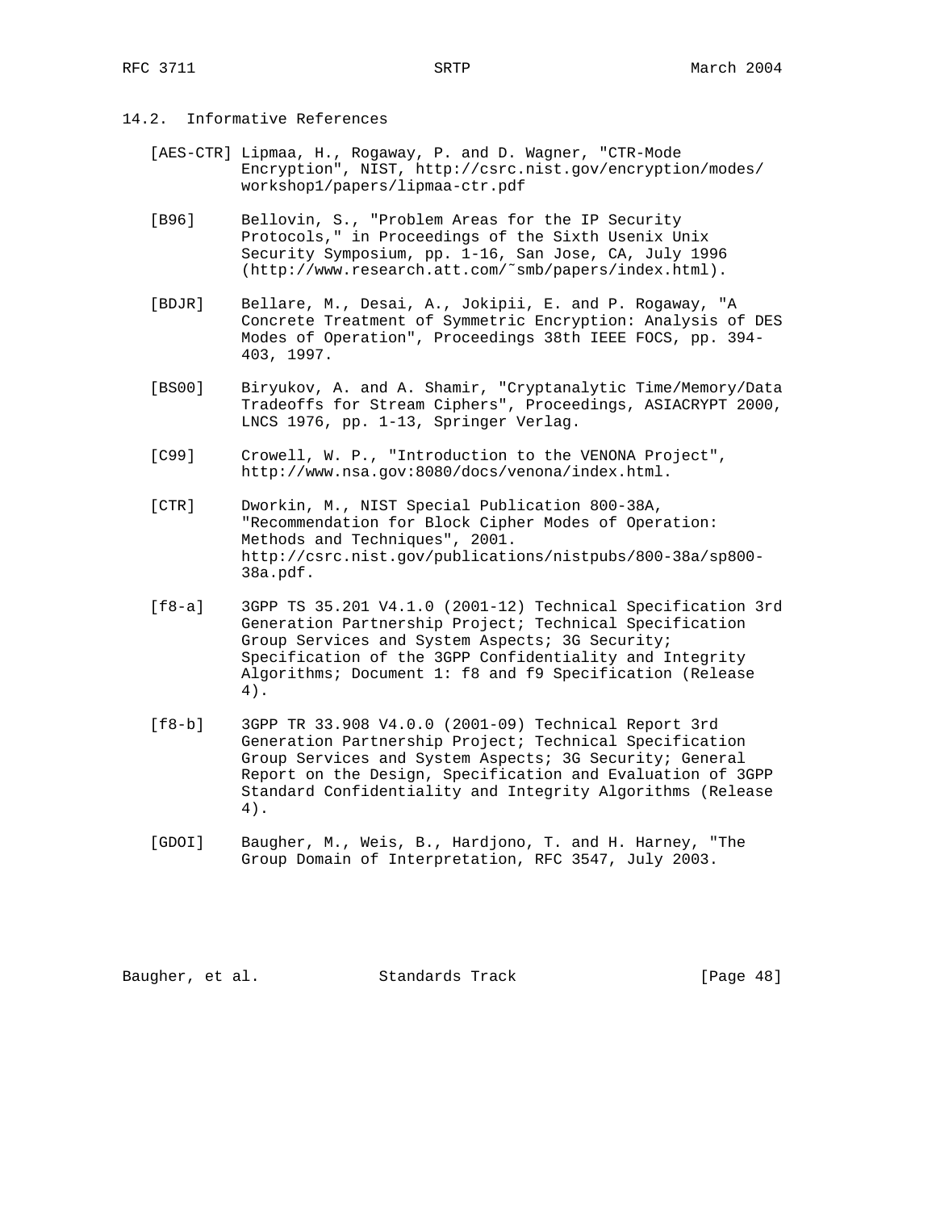## 14.2. Informative References

[AES-CTR] Lipmaa, H., Rogaway, P. and D. Wagner, "CTR-Mode Encryption", NIST, http://csrc.nist.gov/encryption/modes/workshop1/papers/lipmaa-ctr.pdf

[B96] Bellovin, S., "Problem Areas for the IP Security Protocols," in Proceedings of the Sixth Usenix Unix Security Symposium, pp. 1-16, San Jose, CA, July 1996 (http://www.research.att.com/~smb/papers/index.html).

[BDJR] Bellare, M., Desai, A., Jokipii, E. and P. Rogaway, "A Concrete Treatment of Symmetric Encryption: Analysis of DES Modes of Operation", Proceedings 38th IEEE FOCS, pp. 394-403, 1997.

[BS00] Biryukov, A. and A. Shamir, "Cryptanalytic Time/Memory/Data Tradeoffs for Stream Ciphers", Proceedings, ASIACRYPT 2000, LNCS 1976, pp. 1-13, Springer Verlag.

[C99] Crowell, W. P., "Introduction to the VENONA Project", http://www.nsa.gov:8080/docs/venona/index.html.

[CTR] Dworkin, M., NIST Special Publication 800-38A, "Recommendation for Block Cipher Modes of Operation: Methods and Techniques", 2001. http://csrc.nist.gov/publications/nistpubs/800-38a/sp800-38a.pdf.

[f8-a] 3GPP TS 35.201 V4.1.0 (2001-12) Technical Specification 3rd Generation Partnership Project; Technical Specification Group Services and System Aspects; 3G Security; Specification of the 3GPP Confidentiality and Integrity Algorithms; Document 1: f8 and f9 Specification (Release 4).

[f8-b] 3GPP TR 33.908 V4.0.0 (2001-09) Technical Report 3rd Generation Partnership Project; Technical Specification Group Services and System Aspects; 3G Security; General Report on the Design, Specification and Evaluation of 3GPP Standard Confidentiality and Integrity Algorithms (Release 4).

[GDOI] Baugher, M., Weis, B., Hardjono, T. and H. Harney, "The Group Domain of Interpretation, RFC 3547, July 2003.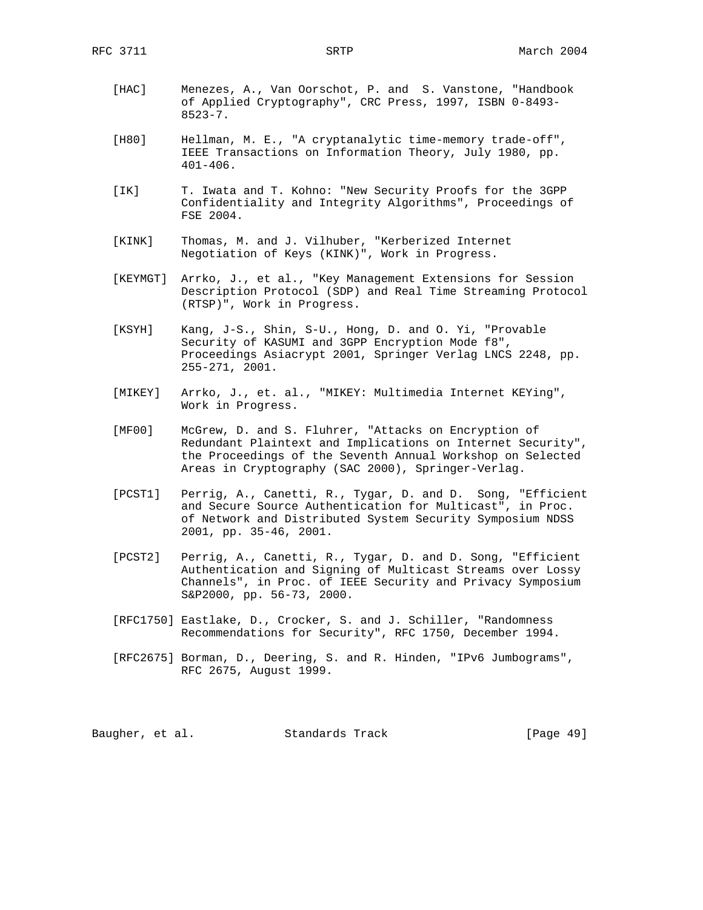[HAC] Menezes, A., Van Oorschot, P. and S. Vanstone, "Handbook of Applied Cryptography", CRC Press, 1997, ISBN 0-8493-8523-7.

[H80] Hellman, M. E., "A cryptanalytic time-memory trade-off", IEEE Transactions on Information Theory, July 1980, pp. 401-406.

[IK] T. Iwata and T. Kohno: "New Security Proofs for the 3GPP Confidentiality and Integrity Algorithms", Proceedings of FSE 2004.

[KINK] Thomas, M. and J. Vilhuber, "Kerberized Internet Negotiation of Keys (KINK)", Work in Progress.

[KEYMGT] Arrko, J., et al., "Key Management Extensions for Session Description Protocol (SDP) and Real Time Streaming Protocol (RTSP)", Work in Progress.

[KSYH] Kang, J-S., Shin, S-U., Hong, D. and O. Yi, "Provable Security of KASUMI and 3GPP Encryption Mode f8", Proceedings Asiacrypt 2001, Springer Verlag LNCS 2248, pp. 255-271, 2001.

[MIKEY] Arrko, J., et. al., "MIKEY: Multimedia Internet KEYing", Work in Progress.

[MF00] McGrew, D. and S. Fluhrer, "Attacks on Encryption of Redundant Plaintext and Implications on Internet Security", the Proceedings of the Seventh Annual Workshop on Selected Areas in Cryptography (SAC 2000), Springer-Verlag.

[PCST1] Perrig, A., Canetti, R., Tygar, D. and D. Song, "Efficient and Secure Source Authentication for Multicast", in Proc. of Network and Distributed System Security Symposium NDSS 2001, pp. 35-46, 2001.

[PCST2] Perrig, A., Canetti, R., Tygar, D. and D. Song, "Efficient Authentication and Signing of Multicast Streams over Lossy Channels", in Proc. of IEEE Security and Privacy Symposium S&P2000, pp. 56-73, 2000.

[RFC1750] Eastlake, D., Crocker, S. and J. Schiller, "Randomness Recommendations for Security", RFC 1750, December 1994.

[RFC2675] Borman, D., Deering, S. and R. Hinden, "IPv6 Jumbograms", RFC 2675, August 1999.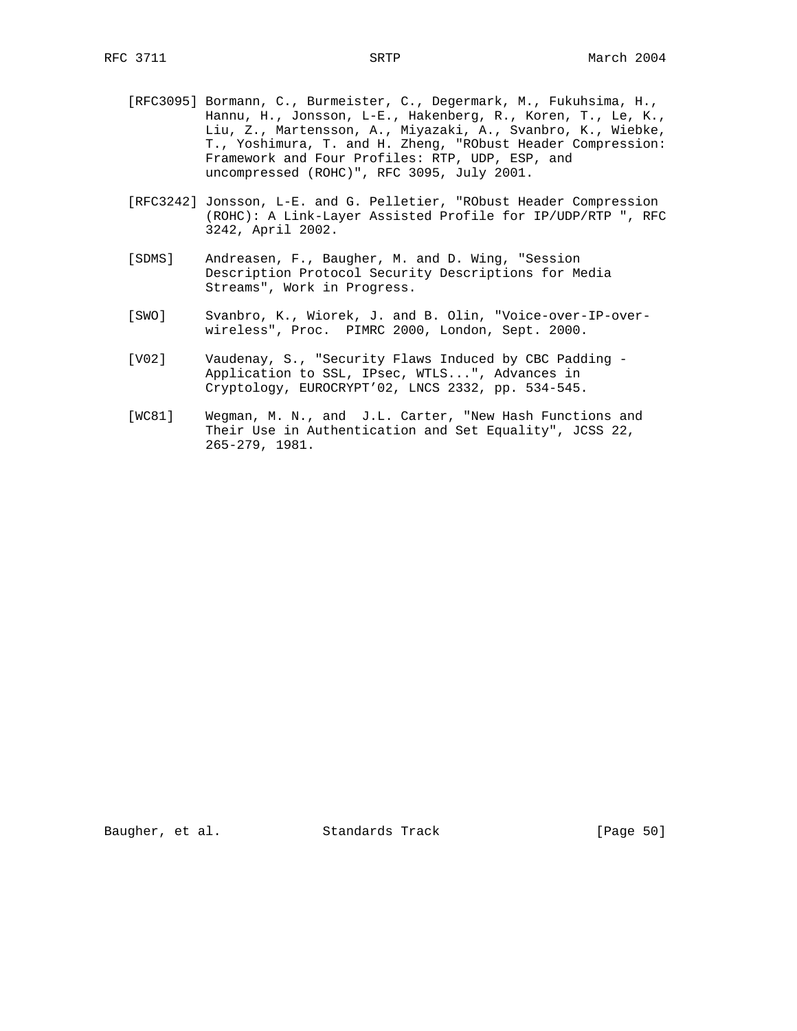[RFC3095] Bormann, C., Burmeister, C., Degermark, M., Fukuhsima, H., Hannu, H., Jonsson, L-E., Hakenberg, R., Koren, T., Le, K., Liu, Z., Martensson, A., Miyazaki, A., Svanbro, K., Wiebke, T., Yoshimura, T. and H. Zheng, "RObust Header Compression: Framework and Four Profiles: RTP, UDP, ESP, and uncompressed (ROHC)", RFC 3095, July 2001.

[RFC3242] Jonsson, L-E. and G. Pelletier, "RObust Header Compression (ROHC): A Link-Layer Assisted Profile for IP/UDP/RTP ", RFC 3242, April 2002.

[SDMS] Andreasen, F., Baugher, M. and D. Wing, "Session Description Protocol Security Descriptions for Media Streams", Work in Progress.

[SWO] Svanbro, K., Wiorek, J. and B. Olin, "Voice-over-IP-over-wireless", Proc. PIMRC 2000, London, Sept. 2000.

[V02] Vaudenay, S., "Security Flaws Induced by CBC Padding - Application to SSL, IPsec, WTLS...", Advances in Cryptology, EUROCRYPT'02, LNCS 2332, pp. 534-545.

[WC81] Wegman, M. N., and J.L. Carter, "New Hash Functions and Their Use in Authentication and Set Equality", JCSS 22, 265-279, 1981.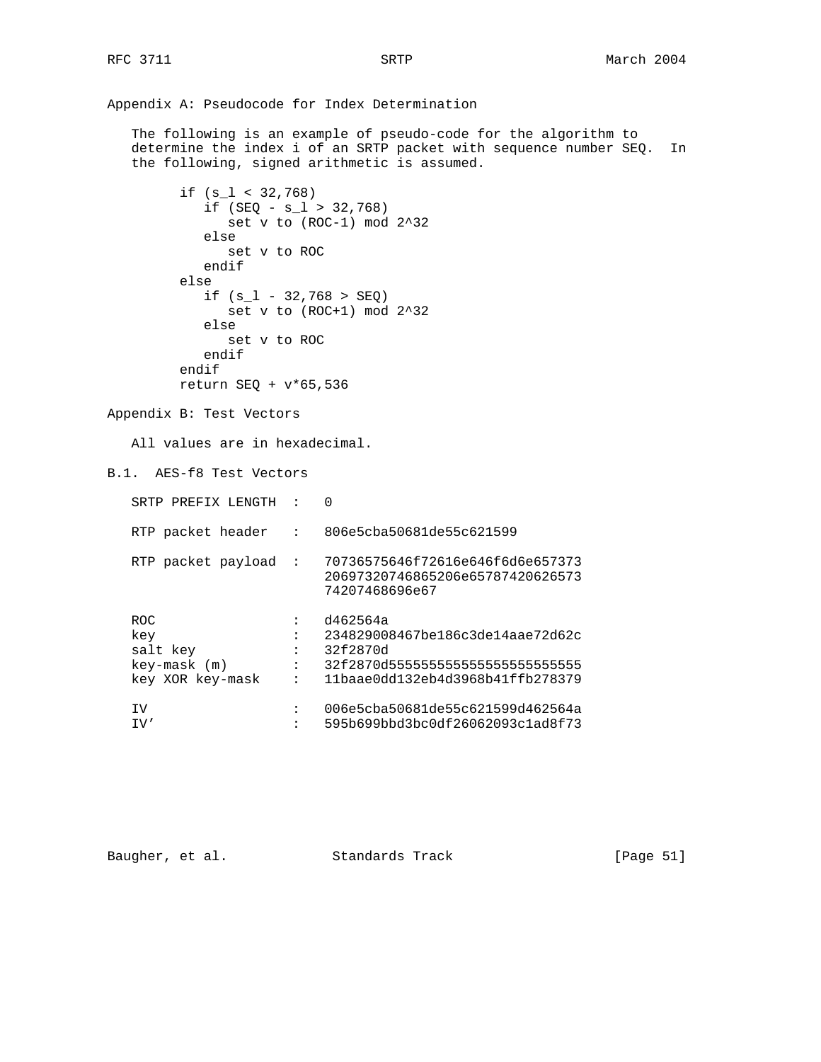## Appendix A: Pseudocode for Index Determination

The following is an example of pseudo-code for the algorithm to determine the index i of an SRTP packet with sequence number SEQ. In the following, signed arithmetic is assumed.

```
      if (s_l < 32,768)
         if (SEQ - s_l > 32,768)
            set v to (ROC-1) mod 2^32
         else
            set v to ROC
         endif
      else
         if (s_l - 32,768 > SEQ)
            set v to (ROC+1) mod 2^32
         else
            set v to ROC
         endif
      endif
      return SEQ + v*65,536
```

## Appendix B: Test Vectors

All values are in hexadecimal.

### B.1. AES-f8 Test Vectors

```
   SRTP PREFIX LENGTH  :   0

   RTP packet header   :   806e5cba50681de55c621599

   RTP packet payload  :   70736575646f72616e646f6d6e657373
                           20697320746865206e65787420626573
                           74207468696e67

   ROC                 :   d462564a
   key                 :   234829008467be186c3de14aae72d62c
   salt key            :   32f2870d
   key-mask (m)        :   32f2870d555555555555555555555555
   key XOR key-mask    :   11baae0dd132eb4d3968b41ffb278379

   IV                  :   006e5cba50681de55c621599d462564a
   IV'                 :   595b699bbd3bc0df26062093c1ad8f73
```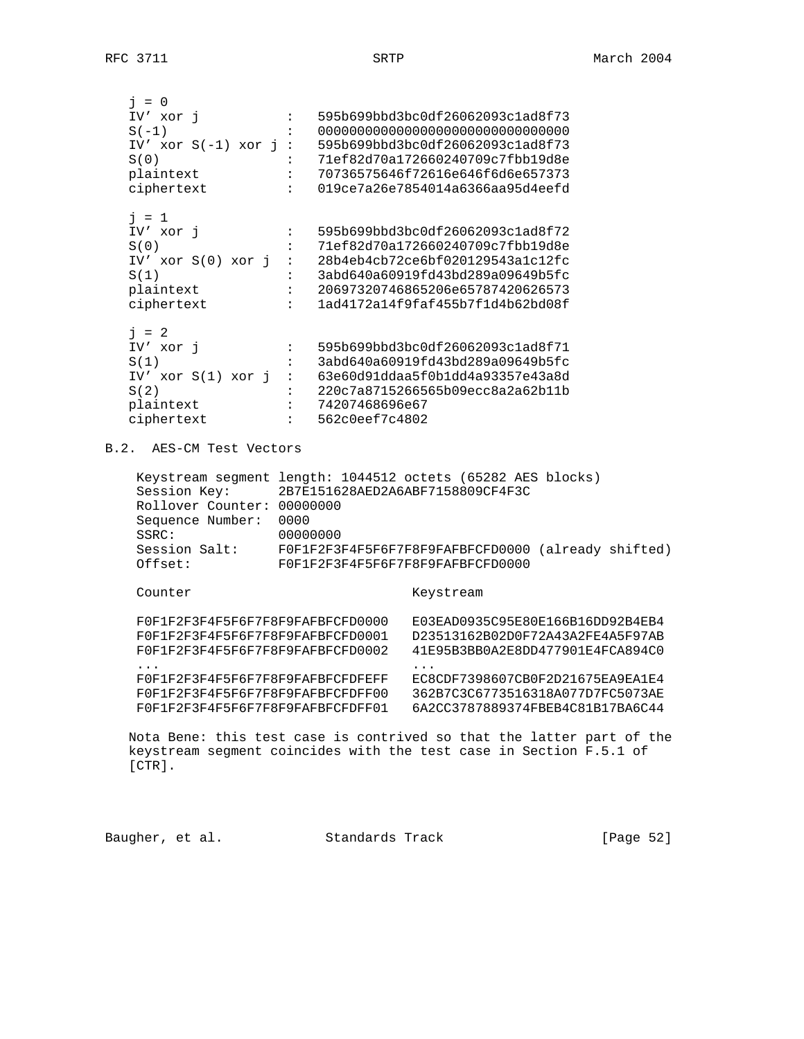```
j = 0
IV' xor j          :   595b699bbd3bc0df26062093c1ad8f73
S(-1)              :   00000000000000000000000000000000
IV' xor S(-1) xor j :  595b699bbd3bc0df26062093c1ad8f73
S(0)               :   71ef82d70a172660240709c7fbb19d8e
plaintext          :   70736575646f72616e646f6d6e657373
ciphertext         :   019ce7a26e7854014a6366aa95d4eefd

j = 1
IV' xor j          :   595b699bbd3bc0df26062093c1ad8f72
S(0)               :   71ef82d70a172660240709c7fbb19d8e
IV' xor S(0) xor j :   28b4eb4cb72ce6bf020129543a1c12fc
S(1)               :   3abd640a60919fd43bd289a09649b5fc
plaintext          :   206973207468652065787420626573
ciphertext         :   1ad4172a14f9faf455b7f1d4b62bd08f

j = 2
IV' xor j          :   595b699bbd3bc0df26062093c1ad8f71
S(1)               :   3abd640a60919fd43bd289a09649b5fc
IV' xor S(1) xor j :   63e60d91ddaa5f0b1dd4a93357e43a8d
S(2)               :   220c7a8715266565b09ecc8a2a62b11b
plaintext          :   74207468696e67
ciphertext         :   562c0eef7c4802
```

B.2. AES-CM Test Vectors

```
Keystream segment length: 1044512 octets (65282 AES blocks)
Session Key:      2B7E151628AED2A6ABF7158809CF4F3C
Rollover Counter: 00000000
Sequence Number:  0000
SSRC:             00000000
Session Salt:     F0F1F2F3F4F5F6F7F8F9FAFBFCFD0000 (already shifted)
Offset:           F0F1F2F3F4F5F6F7F8F9FAFBFCFD0000

Counter                            Keystream

F0F1F2F3F4F5F6F7F8F9FAFBFCFD0000   E03EAD0935C95E80E166B16DD92B4EB4
F0F1F2F3F4F5F6F7F8F9FAFBFCFD0001   D23513162B02D0F72A43A2FE4A5F97AB
F0F1F2F3F4F5F6F7F8F9FAFBFCFD0002   41E95B3BB0A2E8DD477901E4FCA894C0
...                                ...
F0F1F2F3F4F5F6F7F8F9FAFBFCFDFEFF   EC8CDF7398607CB0F2D21675EA9EA1E4
F0F1F2F3F4F5F6F7F8F9FAFBFCFDFF00   362B7C3C6773516318A077D7FC5073AE
F0F1F2F3F4F5F6F7F8F9FAFBFCFDFF01   6A2CC3787889374FBEB4C81B17BA6C44
```

Nota Bene: this test case is contrived so that the latter part of the keystream segment coincides with the test case in Section F.5.1 of [CTR].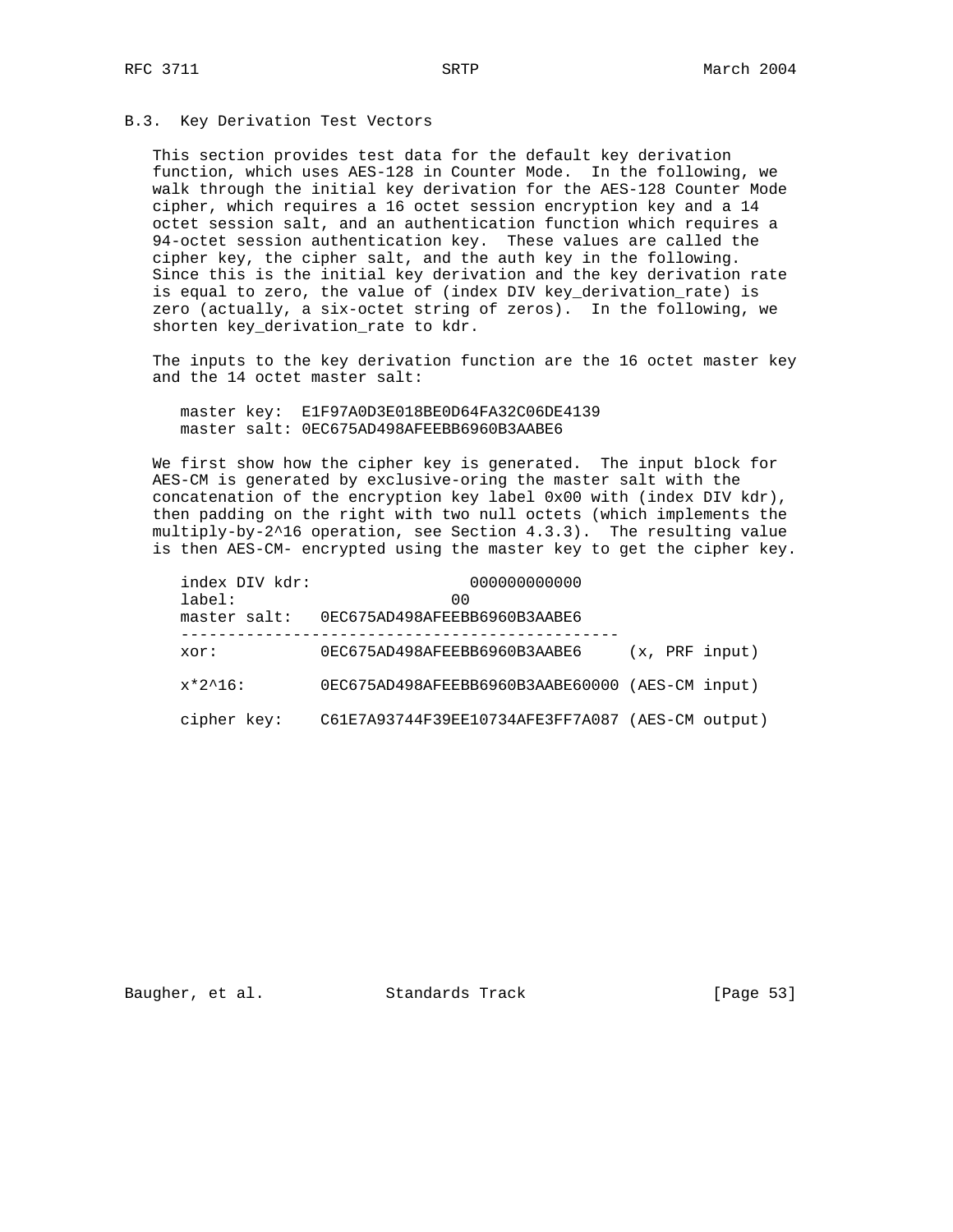### B.3. Key Derivation Test Vectors

This section provides test data for the default key derivation function, which uses AES-128 in Counter Mode. In the following, we walk through the initial key derivation for the AES-128 Counter Mode cipher, which requires a 16 octet session encryption key and a 14 octet session salt, and an authentication function which requires a 94-octet session authentication key. These values are called the cipher key, the cipher salt, and the auth key in the following. Since this is the initial key derivation and the key derivation rate is equal to zero, the value of (index DIV key_derivation_rate) is zero (actually, a six-octet string of zeros). In the following, we shorten key_derivation_rate to kdr.

The inputs to the key derivation function are the 16 octet master key and the 14 octet master salt:

```
master key:  E1F97A0D3E018BE0D64FA32C06DE4139
master salt: 0EC675AD498AFEEBB6960B3AABE6
```

We first show how the cipher key is generated. The input block for AES-CM is generated by exclusive-oring the master salt with the concatenation of the encryption key label 0x00 with (index DIV kdr), then padding on the right with two null octets (which implements the multiply-by-2^16 operation, see Section 4.3.3). The resulting value is then AES-CM- encrypted using the master key to get the cipher key.

```
index DIV kdr:                 000000000000
label:                       00
master salt:   0EC675AD498AFEEBB6960B3AABE6
-----------------------------------------------
xor:           0EC675AD498AFEEBB6960B3AABE6     (x, PRF input)

x*2^16:        0EC675AD498AFEEBB6960B3AABE60000 (AES-CM input)

cipher key:    C61E7A93744F39EE10734AFE3FF7A087 (AES-CM output)
```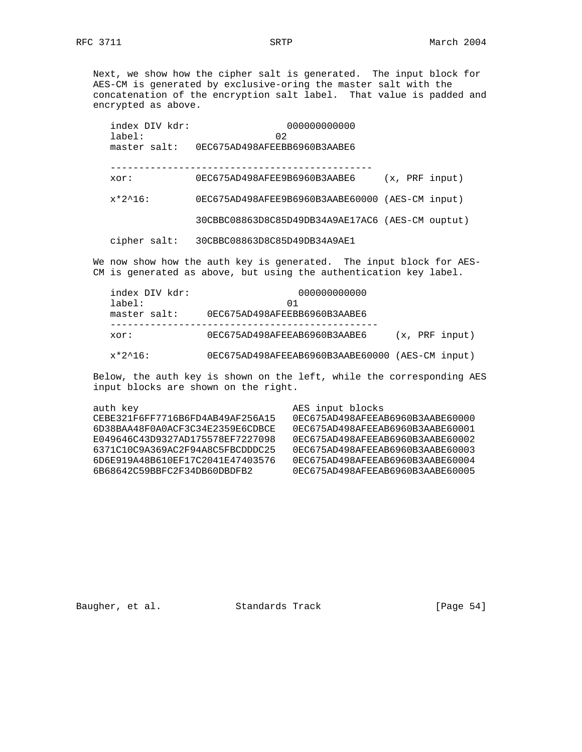Next, we show how the cipher salt is generated. The input block for AES-CM is generated by exclusive-oring the master salt with the concatenation of the encryption salt label. That value is padded and encrypted as above.

```
   index DIV kdr:                 000000000000
   label:                       02
   master salt:   0EC675AD498AFEEBB6960B3AABE6

   ----------------------------------------------
   xor:           0EC675AD498AFEE9B6960B3AABE6     (x, PRF input)

   x*2^16:        0EC675AD498AFEE9B6960B3AABE60000 (AES-CM input)

                  30CBBC08863D8C85D49DB34A9AE17AC6 (AES-CM ouptut)

   cipher salt:   30CBBC08863D8C85D49DB34A9AE1
```

We now show how the auth key is generated. The input block for AES-CM is generated as above, but using the authentication key label.

```
   index DIV kdr:                   000000000000
   label:                         01
   master salt:     0EC675AD498AFEEBB6960B3AABE6
   -----------------------------------------------
   xor:             0EC675AD498AFEEAB6960B3AABE6     (x, PRF input)

   x*2^16:          0EC675AD498AFEEAB6960B3AABE60000 (AES-CM input)
```

Below, the auth key is shown on the left, while the corresponding AES input blocks are shown on the right.

```
auth key                           AES input blocks
CEBE321F6FF7716B6FD4AB49AF256A15   0EC675AD498AFEEAB6960B3AABE60000
6D38BAA48F0A0ACF3C34E2359E6CDBCE   0EC675AD498AFEEAB6960B3AABE60001
E049646C43D9327AD175578EF7227098   0EC675AD498AFEEAB6960B3AABE60002
6371C10C9A369AC2F94A8C5FBCDDDC25   0EC675AD498AFEEAB6960B3AABE60003
6D6E919A48B610EF17C2041E47403576   0EC675AD498AFEEAB6960B3AABE60004
6B68642C59BBFC2F34DB60DBDFB2       0EC675AD498AFEEAB6960B3AABE60005
```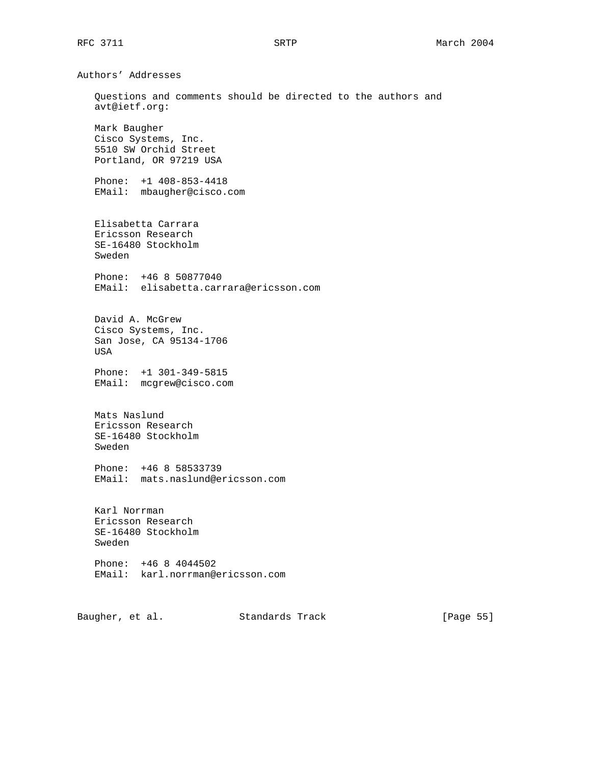# Authors' Addresses

Questions and comments should be directed to the authors and avt@ietf.org:

Mark Baugher
Cisco Systems, Inc.
5510 SW Orchid Street
Portland, OR 97219 USA

Phone: +1 408-853-4418
EMail: mbaugher@cisco.com

Elisabetta Carrara
Ericsson Research
SE-16480 Stockholm
Sweden

Phone: +46 8 50877040
EMail: elisabetta.carrara@ericsson.com

David A. McGrew
Cisco Systems, Inc.
San Jose, CA 95134-1706
USA

Phone: +1 301-349-5815
EMail: mcgrew@cisco.com

Mats Naslund
Ericsson Research
SE-16480 Stockholm
Sweden

Phone: +46 8 58533739
EMail: mats.naslund@ericsson.com

Karl Norrman
Ericsson Research
SE-16480 Stockholm
Sweden

Phone: +46 8 4044502
EMail: karl.norrman@ericsson.com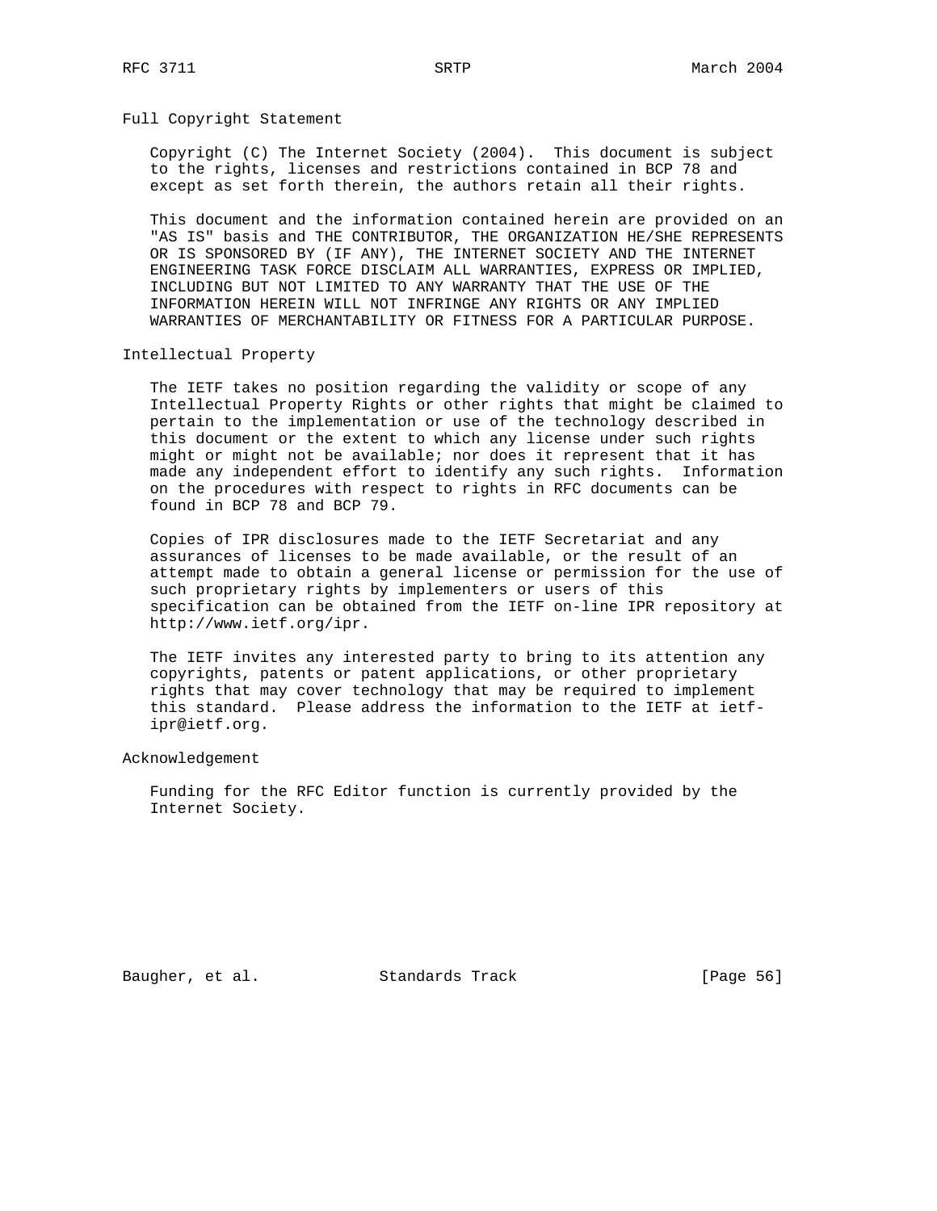## Full Copyright Statement

Copyright (C) The Internet Society (2004). This document is subject to the rights, licenses and restrictions contained in BCP 78 and except as set forth therein, the authors retain all their rights.

This document and the information contained herein are provided on an "AS IS" basis and THE CONTRIBUTOR, THE ORGANIZATION HE/SHE REPRESENTS OR IS SPONSORED BY (IF ANY), THE INTERNET SOCIETY AND THE INTERNET ENGINEERING TASK FORCE DISCLAIM ALL WARRANTIES, EXPRESS OR IMPLIED, INCLUDING BUT NOT LIMITED TO ANY WARRANTY THAT THE USE OF THE INFORMATION HEREIN WILL NOT INFRINGE ANY RIGHTS OR ANY IMPLIED WARRANTIES OF MERCHANTABILITY OR FITNESS FOR A PARTICULAR PURPOSE.

## Intellectual Property

The IETF takes no position regarding the validity or scope of any Intellectual Property Rights or other rights that might be claimed to pertain to the implementation or use of the technology described in this document or the extent to which any license under such rights might or might not be available; nor does it represent that it has made any independent effort to identify any such rights. Information on the procedures with respect to rights in RFC documents can be found in BCP 78 and BCP 79.

Copies of IPR disclosures made to the IETF Secretariat and any assurances of licenses to be made available, or the result of an attempt made to obtain a general license or permission for the use of such proprietary rights by implementers or users of this specification can be obtained from the IETF on-line IPR repository at http://www.ietf.org/ipr.

The IETF invites any interested party to bring to its attention any copyrights, patents or patent applications, or other proprietary rights that may cover technology that may be required to implement this standard. Please address the information to the IETF at ietf-ipr@ietf.org.

## Acknowledgement

Funding for the RFC Editor function is currently provided by the Internet Society.